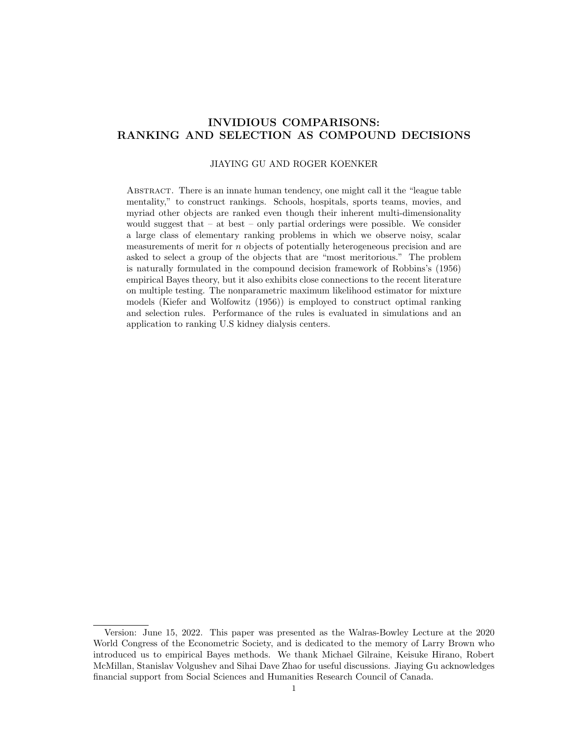# INVIDIOUS COMPARISONS: RANKING AND SELECTION AS COMPOUND DECISIONS

JIAYING GU AND ROGER KOENKER

Abstract. There is an innate human tendency, one might call it the "league table mentality," to construct rankings. Schools, hospitals, sports teams, movies, and myriad other objects are ranked even though their inherent multi-dimensionality would suggest that – at best – only partial orderings were possible. We consider a large class of elementary ranking problems in which we observe noisy, scalar measurements of merit for $n$ objects of potentially heterogeneous precision and are asked to select a group of the objects that are "most meritorious." The problem is naturally formulated in the compound decision framework of Robbins's (1956) empirical Bayes theory, but it also exhibits close connections to the recent literature on multiple testing. The nonparametric maximum likelihood estimator for mixture models (Kiefer and Wolfowitz (1956)) is employed to construct optimal ranking and selection rules. Performance of the rules is evaluated in simulations and an application to ranking U.S kidney dialysis centers.

---

Version: June 15, 2022. This paper was presented as the Walras-Bowley Lecture at the 2020 World Congress of the Econometric Society, and is dedicated to the memory of Larry Brown who introduced us to empirical Bayes methods. We thank Michael Gilraine, Keisuke Hirano, Robert McMillan, Stanislav Volgushev and Sihai Dave Zhao for useful discussions. Jiaying Gu acknowledges financial support from Social Sciences and Humanities Research Council of Canada.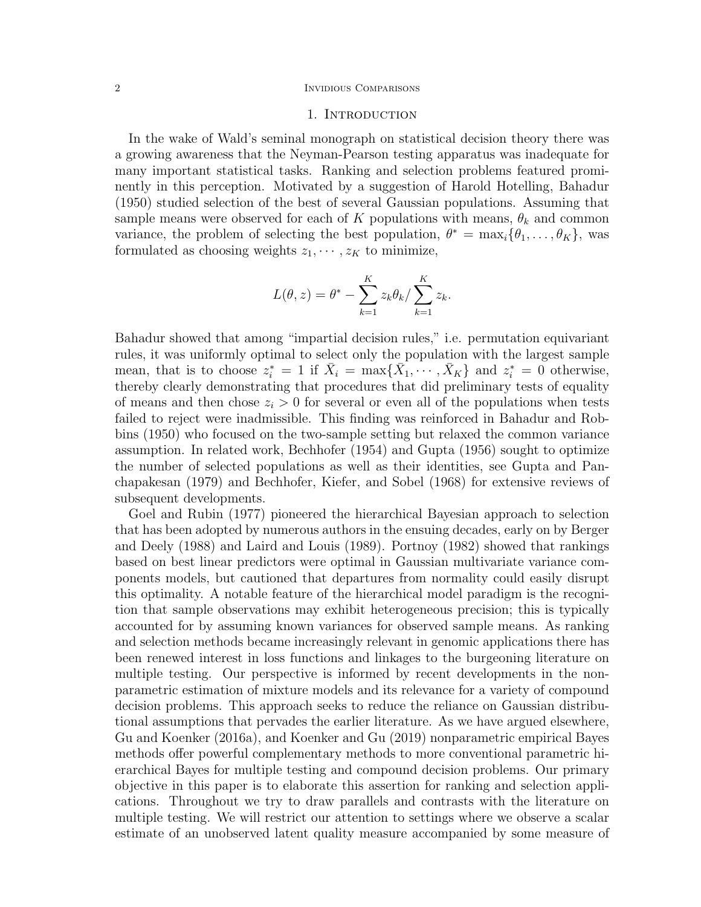## 1. Introduction

In the wake of Wald's seminal monograph on statistical decision theory there was a growing awareness that the Neyman-Pearson testing apparatus was inadequate for many important statistical tasks. Ranking and selection problems featured prominently in this perception. Motivated by a suggestion of Harold Hotelling, Bahadur (1950) studied selection of the best of several Gaussian populations. Assuming that sample means were observed for each of $K$ populations with means, $\theta_k$ and common variance, the problem of selecting the best population, $\theta^* = \max_i\{\theta_1, \ldots, \theta_K\}$, was formulated as choosing weights $z_1, \cdots, z_K$ to minimize,

$$L(\theta, z) = \theta^* - \sum_{k=1}^{K} z_k \theta_k / \sum_{k=1}^{K} z_k.$$

Bahadur showed that among "impartial decision rules," i.e. permutation equivariant rules, it was uniformly optimal to select only the population with the largest sample mean, that is to choose $z_i^* = 1$ if $\bar{X}_i = \max\{\bar{X}_1, \cdots, \bar{X}_K\}$ and $z_i^* = 0$ otherwise, thereby clearly demonstrating that procedures that did preliminary tests of equality of means and then chose $z_i > 0$ for several or even all of the populations when tests failed to reject were inadmissible. This finding was reinforced in Bahadur and Robbins (1950) who focused on the two-sample setting but relaxed the common variance assumption. In related work, Bechhofer (1954) and Gupta (1956) sought to optimize the number of selected populations as well as their identities, see Gupta and Panchapakesan (1979) and Bechhofer, Kiefer, and Sobel (1968) for extensive reviews of subsequent developments.

Goel and Rubin (1977) pioneered the hierarchical Bayesian approach to selection that has been adopted by numerous authors in the ensuing decades, early on by Berger and Deely (1988) and Laird and Louis (1989). Portnoy (1982) showed that rankings based on best linear predictors were optimal in Gaussian multivariate variance components models, but cautioned that departures from normality could easily disrupt this optimality. A notable feature of the hierarchical model paradigm is the recognition that sample observations may exhibit heterogeneous precision; this is typically accounted for by assuming known variances for observed sample means. As ranking and selection methods became increasingly relevant in genomic applications there has been renewed interest in loss functions and linkages to the burgeoning literature on multiple testing. Our perspective is informed by recent developments in the nonparametric estimation of mixture models and its relevance for a variety of compound decision problems. This approach seeks to reduce the reliance on Gaussian distributional assumptions that pervades the earlier literature. As we have argued elsewhere, Gu and Koenker (2016a), and Koenker and Gu (2019) nonparametric empirical Bayes methods offer powerful complementary methods to more conventional parametric hierarchical Bayes for multiple testing and compound decision problems. Our primary objective in this paper is to elaborate this assertion for ranking and selection applications. Throughout we try to draw parallels and contrasts with the literature on multiple testing. We will restrict our attention to settings where we observe a scalar estimate of an unobserved latent quality measure accompanied by some measure of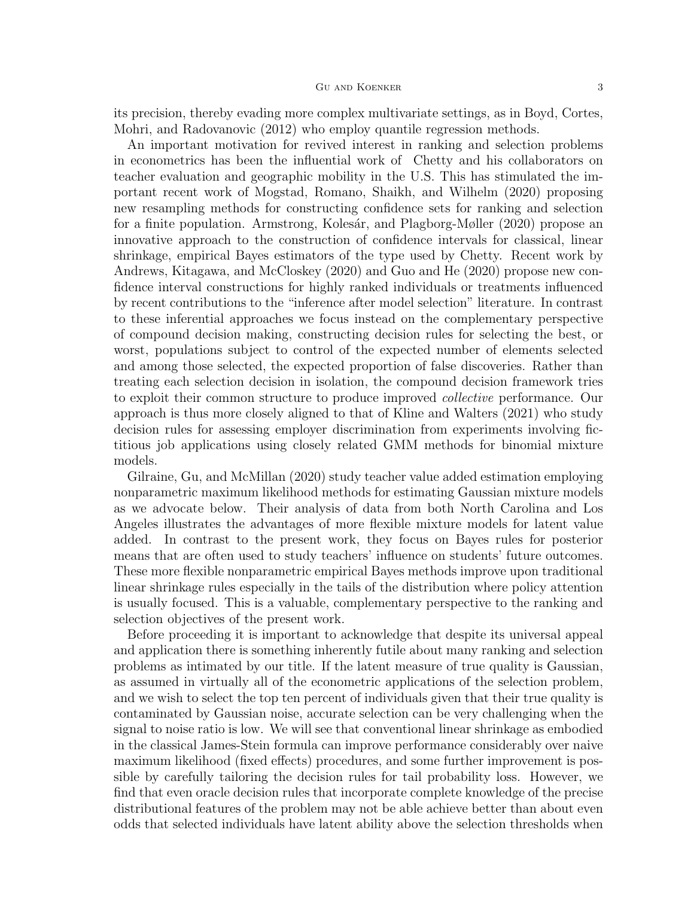its precision, thereby evading more complex multivariate settings, as in Boyd, Cortes, Mohri, and Radovanovic (2012) who employ quantile regression methods.

An important motivation for revived interest in ranking and selection problems in econometrics has been the influential work of Chetty and his collaborators on teacher evaluation and geographic mobility in the U.S. This has stimulated the important recent work of Mogstad, Romano, Shaikh, and Wilhelm (2020) proposing new resampling methods for constructing confidence sets for ranking and selection for a finite population. Armstrong, Kolesár, and Plagborg-Møller (2020) propose an innovative approach to the construction of confidence intervals for classical, linear shrinkage, empirical Bayes estimators of the type used by Chetty. Recent work by Andrews, Kitagawa, and McCloskey (2020) and Guo and He (2020) propose new confidence interval constructions for highly ranked individuals or treatments influenced by recent contributions to the "inference after model selection" literature. In contrast to these inferential approaches we focus instead on the complementary perspective of compound decision making, constructing decision rules for selecting the best, or worst, populations subject to control of the expected number of elements selected and among those selected, the expected proportion of false discoveries. Rather than treating each selection decision in isolation, the compound decision framework tries to exploit their common structure to produce improved *collective* performance. Our approach is thus more closely aligned to that of Kline and Walters (2021) who study decision rules for assessing employer discrimination from experiments involving fictitious job applications using closely related GMM methods for binomial mixture models.

Gilraine, Gu, and McMillan (2020) study teacher value added estimation employing nonparametric maximum likelihood methods for estimating Gaussian mixture models as we advocate below. Their analysis of data from both North Carolina and Los Angeles illustrates the advantages of more flexible mixture models for latent value added. In contrast to the present work, they focus on Bayes rules for posterior means that are often used to study teachers' influence on students' future outcomes. These more flexible nonparametric empirical Bayes methods improve upon traditional linear shrinkage rules especially in the tails of the distribution where policy attention is usually focused. This is a valuable, complementary perspective to the ranking and selection objectives of the present work.

Before proceeding it is important to acknowledge that despite its universal appeal and application there is something inherently futile about many ranking and selection problems as intimated by our title. If the latent measure of true quality is Gaussian, as assumed in virtually all of the econometric applications of the selection problem, and we wish to select the top ten percent of individuals given that their true quality is contaminated by Gaussian noise, accurate selection can be very challenging when the signal to noise ratio is low. We will see that conventional linear shrinkage as embodied in the classical James-Stein formula can improve performance considerably over naive maximum likelihood (fixed effects) procedures, and some further improvement is possible by carefully tailoring the decision rules for tail probability loss. However, we find that even oracle decision rules that incorporate complete knowledge of the precise distributional features of the problem may not be able achieve better than about even odds that selected individuals have latent ability above the selection thresholds when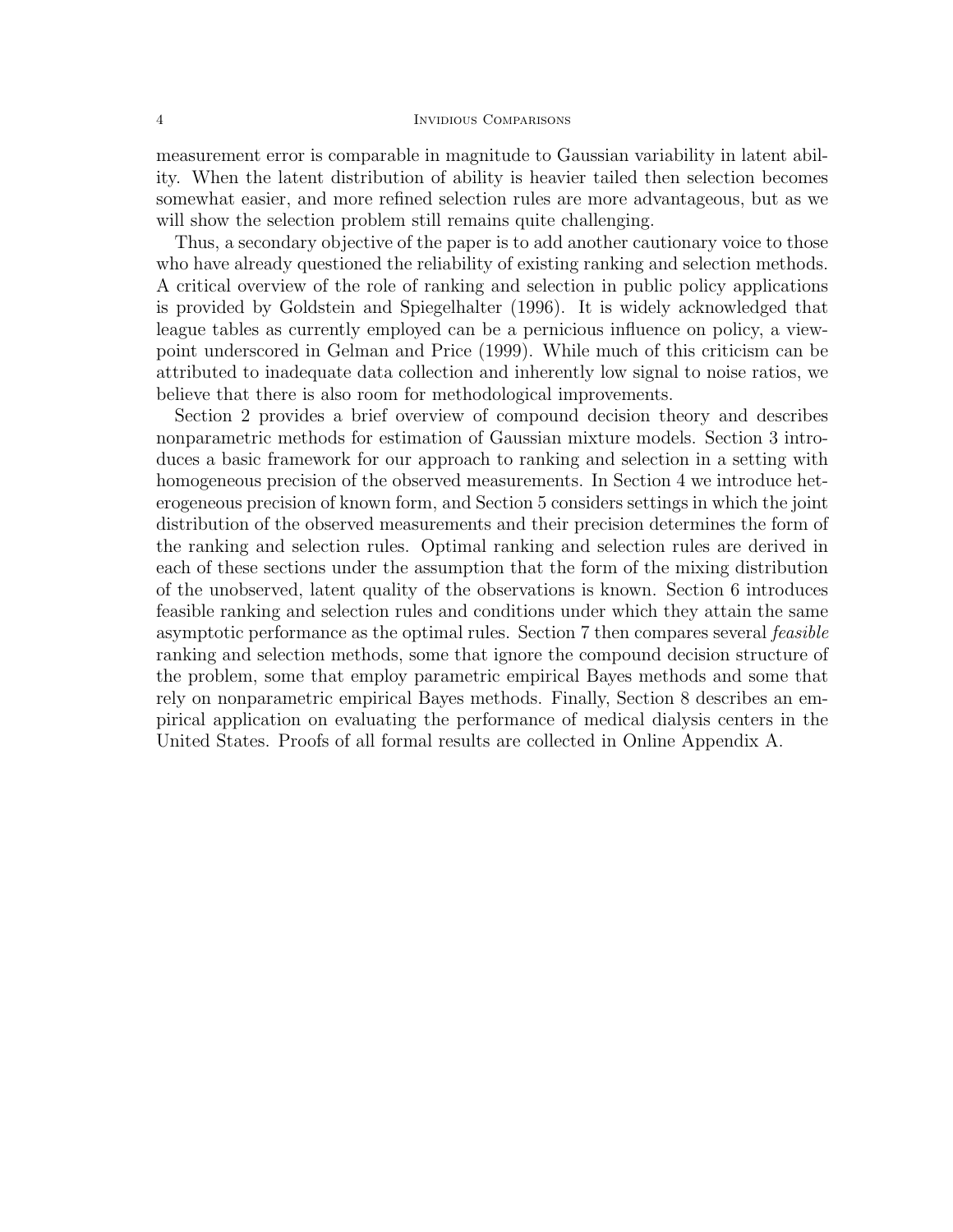measurement error is comparable in magnitude to Gaussian variability in latent ability. When the latent distribution of ability is heavier tailed then selection becomes somewhat easier, and more refined selection rules are more advantageous, but as we will show the selection problem still remains quite challenging.

Thus, a secondary objective of the paper is to add another cautionary voice to those who have already questioned the reliability of existing ranking and selection methods. A critical overview of the role of ranking and selection in public policy applications is provided by Goldstein and Spiegelhalter (1996). It is widely acknowledged that league tables as currently employed can be a pernicious influence on policy, a viewpoint underscored in Gelman and Price (1999). While much of this criticism can be attributed to inadequate data collection and inherently low signal to noise ratios, we believe that there is also room for methodological improvements.

Section 2 provides a brief overview of compound decision theory and describes nonparametric methods for estimation of Gaussian mixture models. Section 3 introduces a basic framework for our approach to ranking and selection in a setting with homogeneous precision of the observed measurements. In Section 4 we introduce heterogeneous precision of known form, and Section 5 considers settings in which the joint distribution of the observed measurements and their precision determines the form of the ranking and selection rules. Optimal ranking and selection rules are derived in each of these sections under the assumption that the form of the mixing distribution of the unobserved, latent quality of the observations is known. Section 6 introduces feasible ranking and selection rules and conditions under which they attain the same asymptotic performance as the optimal rules. Section 7 then compares several *feasible* ranking and selection methods, some that ignore the compound decision structure of the problem, some that employ parametric empirical Bayes methods and some that rely on nonparametric empirical Bayes methods. Finally, Section 8 describes an empirical application on evaluating the performance of medical dialysis centers in the United States. Proofs of all formal results are collected in Online Appendix A.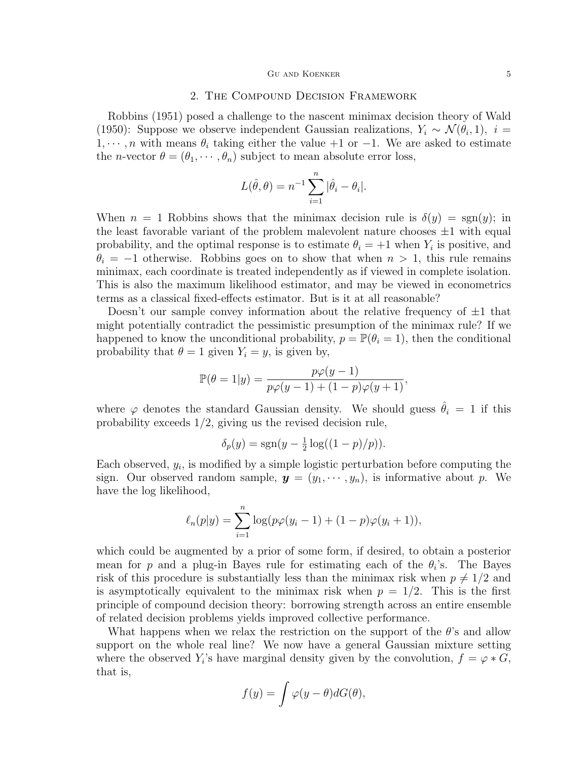## 2. The Compound Decision Framework

Robbins (1951) posed a challenge to the nascent minimax decision theory of Wald (1950): Suppose we observe independent Gaussian realizations, $Y_i \sim \mathcal{N}(\theta_i, 1),\ i = 1, \cdots, n$ with means $\theta_i$ taking either the value $+1$ or $-1$. We are asked to estimate the $n$-vector $\theta = (\theta_1, \cdots, \theta_n)$ subject to mean absolute error loss,

$$L(\hat{\theta}, \theta) = n^{-1} \sum_{i=1}^{n} |\hat{\theta}_i - \theta_i|.$$

When $n = 1$ Robbins shows that the minimax decision rule is $\delta(y) = \mathrm{sgn}(y)$; in the least favorable variant of the problem malevolent nature chooses $\pm 1$ with equal probability, and the optimal response is to estimate $\theta_i = +1$ when $Y_i$ is positive, and $\theta_i = -1$ otherwise. Robbins goes on to show that when $n > 1$, this rule remains minimax, each coordinate is treated independently as if viewed in complete isolation. This is also the maximum likelihood estimator, and may be viewed in econometrics terms as a classical fixed-effects estimator. But is it at all reasonable?

Doesn't our sample convey information about the relative frequency of $\pm 1$ that might potentially contradict the pessimistic presumption of the minimax rule? If we happened to know the unconditional probability, $p = \mathbb{P}(\theta_i = 1)$, then the conditional probability that $\theta = 1$ given $Y_i = y$, is given by,

$$\mathbb{P}(\theta = 1 | y) = \frac{p\varphi(y-1)}{p\varphi(y-1) + (1-p)\varphi(y+1)},$$

where $\varphi$ denotes the standard Gaussian density. We should guess $\hat{\theta}_i = 1$ if this probability exceeds $1/2$, giving us the revised decision rule,

$$\delta_p(y) = \mathrm{sgn}(y - \tfrac{1}{2}\log((1-p)/p)).$$

Each observed, $y_i$, is modified by a simple logistic perturbation before computing the sign. Our observed random sample, $\boldsymbol{y} = (y_1, \cdots, y_n)$, is informative about $p$. We have the log likelihood,

$$\ell_n(p|y) = \sum_{i=1}^{n} \log(p\varphi(y_i - 1) + (1-p)\varphi(y_i + 1)),$$

which could be augmented by a prior of some form, if desired, to obtain a posterior mean for $p$ and a plug-in Bayes rule for estimating each of the $\theta_i$'s. The Bayes risk of this procedure is substantially less than the minimax risk when $p \neq 1/2$ and is asymptotically equivalent to the minimax risk when $p = 1/2$. This is the first principle of compound decision theory: borrowing strength across an entire ensemble of related decision problems yields improved collective performance.

What happens when we relax the restriction on the support of the $\theta$'s and allow support on the whole real line? We now have a general Gaussian mixture setting where the observed $Y_i$'s have marginal density given by the convolution, $f = \varphi * G$, that is,

$$f(y) = \int \varphi(y - \theta) dG(\theta),$$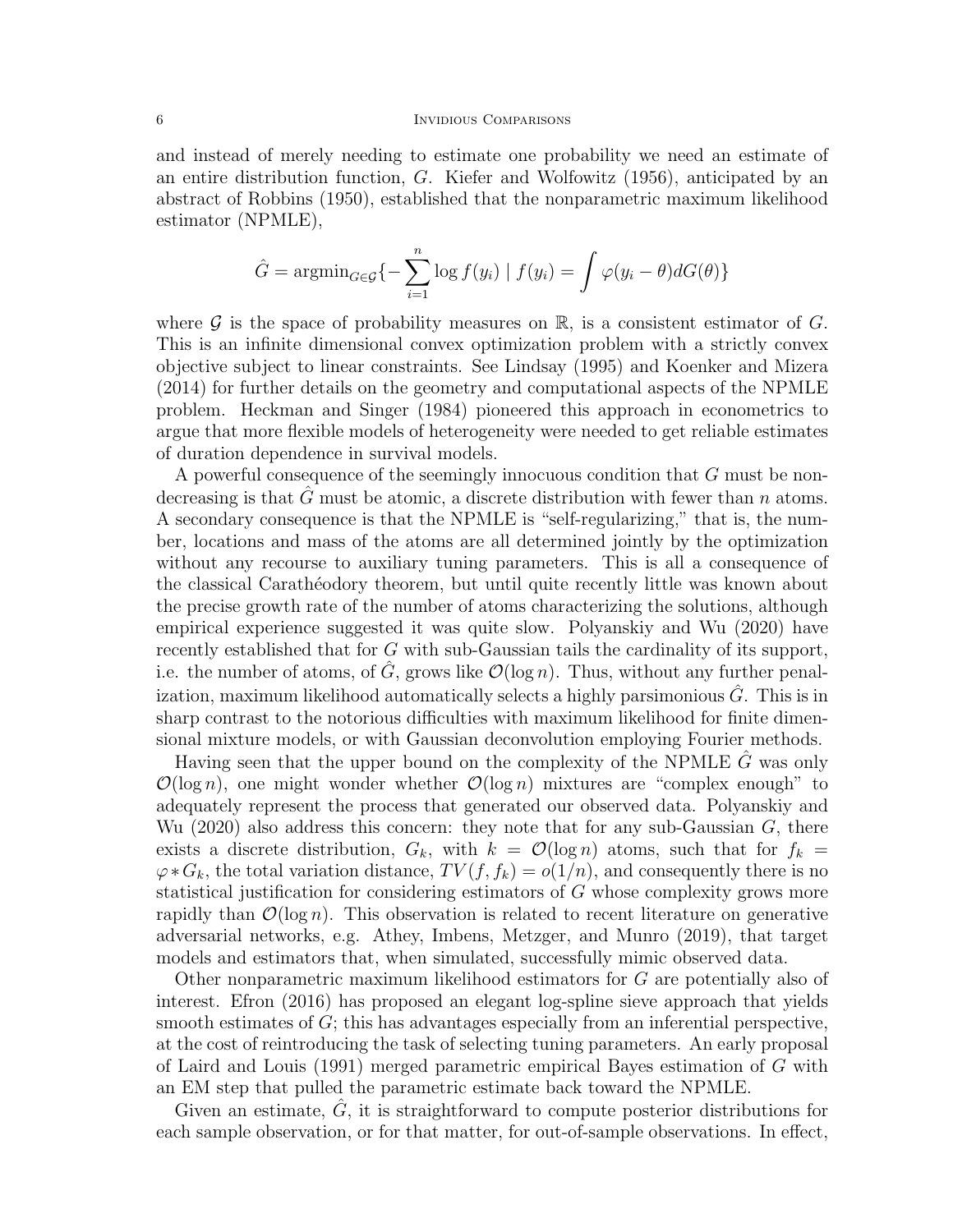and instead of merely needing to estimate one probability we need an estimate of an entire distribution function, $G$. Kiefer and Wolfowitz (1956), anticipated by an abstract of Robbins (1950), established that the nonparametric maximum likelihood estimator (NPMLE),

$$\hat{G} = \text{argmin}_{G \in \mathcal{G}} \{ -\sum_{i=1}^{n} \log f(y_i) \mid f(y_i) = \int \varphi(y_i - \theta) dG(\theta) \}$$

where $\mathcal{G}$ is the space of probability measures on $\mathbb{R}$, is a consistent estimator of $G$. This is an infinite dimensional convex optimization problem with a strictly convex objective subject to linear constraints. See Lindsay (1995) and Koenker and Mizera (2014) for further details on the geometry and computational aspects of the NPMLE problem. Heckman and Singer (1984) pioneered this approach in econometrics to argue that more flexible models of heterogeneity were needed to get reliable estimates of duration dependence in survival models.

A powerful consequence of the seemingly innocuous condition that $G$ must be nondecreasing is that $\hat{G}$ must be atomic, a discrete distribution with fewer than $n$ atoms. A secondary consequence is that the NPMLE is "self-regularizing," that is, the number, locations and mass of the atoms are all determined jointly by the optimization without any recourse to auxiliary tuning parameters. This is all a consequence of the classical Carathéodory theorem, but until quite recently little was known about the precise growth rate of the number of atoms characterizing the solutions, although empirical experience suggested it was quite slow. Polyanskiy and Wu (2020) have recently established that for $G$ with sub-Gaussian tails the cardinality of its support, i.e. the number of atoms, of $\hat{G}$, grows like $\mathcal{O}(\log n)$. Thus, without any further penalization, maximum likelihood automatically selects a highly parsimonious $\hat{G}$. This is in sharp contrast to the notorious difficulties with maximum likelihood for finite dimensional mixture models, or with Gaussian deconvolution employing Fourier methods.

Having seen that the upper bound on the complexity of the NPMLE $\hat{G}$ was only $\mathcal{O}(\log n)$, one might wonder whether $\mathcal{O}(\log n)$ mixtures are "complex enough" to adequately represent the process that generated our observed data. Polyanskiy and Wu (2020) also address this concern: they note that for any sub-Gaussian $G$, there exists a discrete distribution, $G_k$, with $k = \mathcal{O}(\log n)$ atoms, such that for $f_k = \varphi * G_k$, the total variation distance, $TV(f, f_k) = o(1/n)$, and consequently there is no statistical justification for considering estimators of $G$ whose complexity grows more rapidly than $\mathcal{O}(\log n)$. This observation is related to recent literature on generative adversarial networks, e.g. Athey, Imbens, Metzger, and Munro (2019), that target models and estimators that, when simulated, successfully mimic observed data.

Other nonparametric maximum likelihood estimators for $G$ are potentially also of interest. Efron (2016) has proposed an elegant log-spline sieve approach that yields smooth estimates of $G$; this has advantages especially from an inferential perspective, at the cost of reintroducing the task of selecting tuning parameters. An early proposal of Laird and Louis (1991) merged parametric empirical Bayes estimation of $G$ with an EM step that pulled the parametric estimate back toward the NPMLE.

Given an estimate, $\hat{G}$, it is straightforward to compute posterior distributions for each sample observation, or for that matter, for out-of-sample observations. In effect,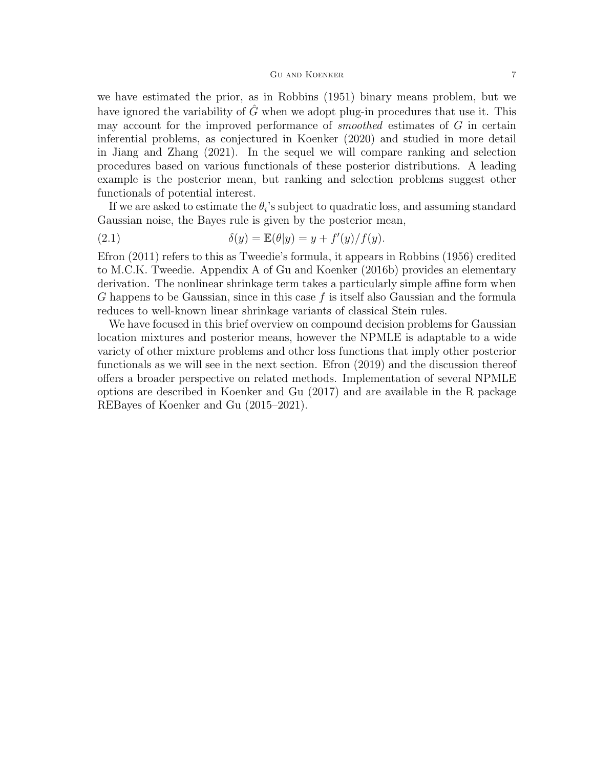we have estimated the prior, as in Robbins (1951) binary means problem, but we have ignored the variability of $\hat{G}$ when we adopt plug-in procedures that use it. This may account for the improved performance of *smoothed* estimates of $G$ in certain inferential problems, as conjectured in Koenker (2020) and studied in more detail in Jiang and Zhang (2021). In the sequel we will compare ranking and selection procedures based on various functionals of these posterior distributions. A leading example is the posterior mean, but ranking and selection problems suggest other functionals of potential interest.

If we are asked to estimate the $\theta_i$'s subject to quadratic loss, and assuming standard Gaussian noise, the Bayes rule is given by the posterior mean,

$$\delta(y) = \mathbb{E}(\theta|y) = y + f'(y)/f(y). \tag{2.1}$$

Efron (2011) refers to this as Tweedie's formula, it appears in Robbins (1956) credited to M.C.K. Tweedie. Appendix A of Gu and Koenker (2016b) provides an elementary derivation. The nonlinear shrinkage term takes a particularly simple affine form when $G$ happens to be Gaussian, since in this case $f$ is itself also Gaussian and the formula reduces to well-known linear shrinkage variants of classical Stein rules.

We have focused in this brief overview on compound decision problems for Gaussian location mixtures and posterior means, however the NPMLE is adaptable to a wide variety of other mixture problems and other loss functions that imply other posterior functionals as we will see in the next section. Efron (2019) and the discussion thereof offers a broader perspective on related methods. Implementation of several NPMLE options are described in Koenker and Gu (2017) and are available in the R package REBayes of Koenker and Gu (2015–2021).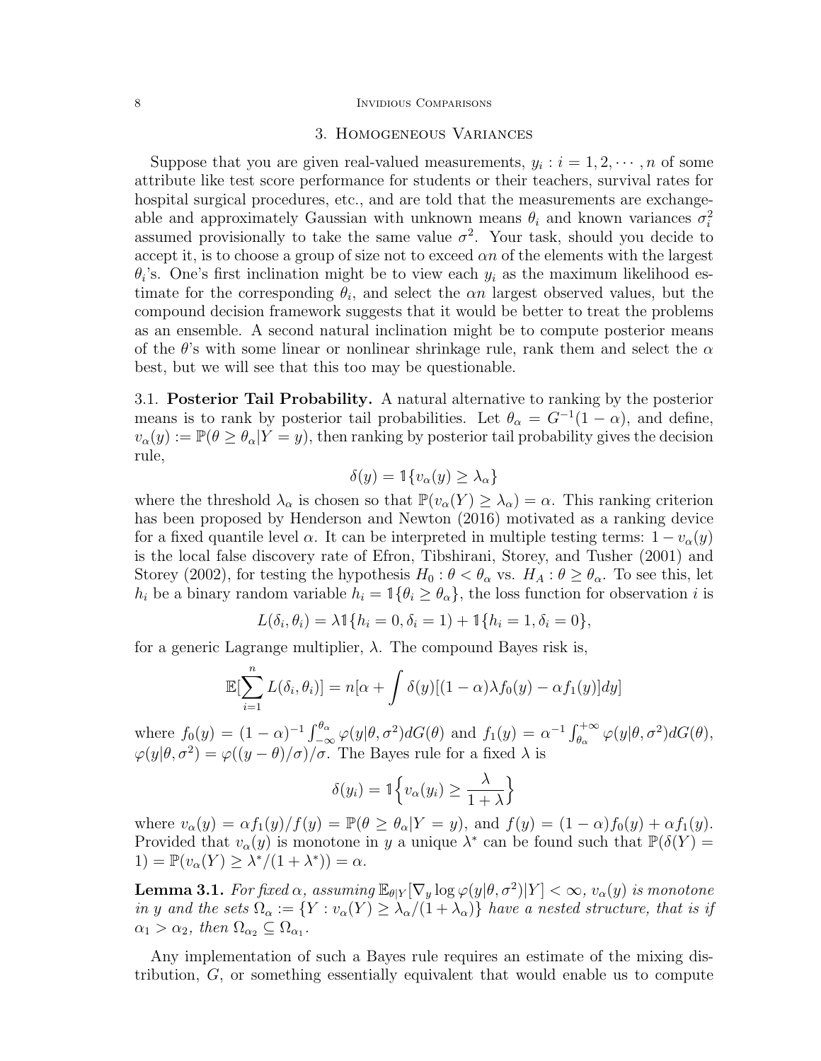## 3. Homogeneous Variances

Suppose that you are given real-valued measurements, $y_i : i = 1, 2, \cdots, n$ of some attribute like test score performance for students or their teachers, survival rates for hospital surgical procedures, etc., and are told that the measurements are exchangeable and approximately Gaussian with unknown means $\theta_i$ and known variances $\sigma_i^2$ assumed provisionally to take the same value $\sigma^2$. Your task, should you decide to accept it, is to choose a group of size not to exceed $\alpha n$ of the elements with the largest $\theta_i$'s. One's first inclination might be to view each $y_i$ as the maximum likelihood estimate for the corresponding $\theta_i$, and select the $\alpha n$ largest observed values, but the compound decision framework suggests that it would be better to treat the problems as an ensemble. A second natural inclination might be to compute posterior means of the $\theta$'s with some linear or nonlinear shrinkage rule, rank them and select the $\alpha$ best, but we will see that this too may be questionable.

### 3.1. Posterior Tail Probability.

A natural alternative to ranking by the posterior means is to rank by posterior tail probabilities. Let $\theta_\alpha = G^{-1}(1 - \alpha)$, and define, $v_\alpha(y) := \mathbb{P}(\theta \geq \theta_\alpha | Y = y)$, then ranking by posterior tail probability gives the decision rule,

$$\delta(y) = \mathbb{1}\{v_\alpha(y) \geq \lambda_\alpha\}$$

where the threshold $\lambda_\alpha$ is chosen so that $\mathbb{P}(v_\alpha(Y) \geq \lambda_\alpha) = \alpha$. This ranking criterion has been proposed by Henderson and Newton (2016) motivated as a ranking device for a fixed quantile level $\alpha$. It can be interpreted in multiple testing terms: $1 - v_\alpha(y)$ is the local false discovery rate of Efron, Tibshirani, Storey, and Tusher (2001) and Storey (2002), for testing the hypothesis $H_0 : \theta < \theta_\alpha$ vs. $H_A : \theta \geq \theta_\alpha$. To see this, let $h_i$ be a binary random variable $h_i = \mathbb{1}\{\theta_i \geq \theta_\alpha\}$, the loss function for observation $i$ is

$$L(\delta_i, \theta_i) = \lambda \mathbb{1}\{h_i = 0, \delta_i = 1\} + \mathbb{1}\{h_i = 1, \delta_i = 0\},$$

for a generic Lagrange multiplier, $\lambda$. The compound Bayes risk is,

$$\mathbb{E}[\sum_{i=1}^{n} L(\delta_i, \theta_i)] = n[\alpha + \int \delta(y)[(1-\alpha)\lambda f_0(y) - \alpha f_1(y)]dy]$$

where $f_0(y) = (1 - \alpha)^{-1} \int_{-\infty}^{\theta_\alpha} \varphi(y|\theta, \sigma^2) dG(\theta)$ and $f_1(y) = \alpha^{-1} \int_{\theta_\alpha}^{+\infty} \varphi(y|\theta, \sigma^2) dG(\theta)$, $\varphi(y|\theta, \sigma^2) = \varphi((y - \theta)/\sigma)/\sigma$. The Bayes rule for a fixed $\lambda$ is

$$\delta(y_i) = \mathbb{1}\Big\{v_\alpha(y_i) \geq \frac{\lambda}{1 + \lambda}\Big\}$$

where $v_\alpha(y) = \alpha f_1(y)/f(y) = \mathbb{P}(\theta \geq \theta_\alpha | Y = y)$, and $f(y) = (1 - \alpha) f_0(y) + \alpha f_1(y)$. Provided that $v_\alpha(y)$ is monotone in $y$ a unique $\lambda^*$ can be found such that $\mathbb{P}(\delta(Y) = 1) = \mathbb{P}(v_\alpha(Y) \geq \lambda^*/(1 + \lambda^*)) = \alpha$.

**Lemma 3.1.** *For fixed $\alpha$, assuming $\mathbb{E}_{\theta|Y}[\nabla_y \log \varphi(y|\theta, \sigma^2)|Y] < \infty$, $v_\alpha(y)$ is monotone in $y$ and the sets $\Omega_\alpha := \{Y : v_\alpha(Y) \geq \lambda_\alpha/(1 + \lambda_\alpha)\}$ have a nested structure, that is if $\alpha_1 > \alpha_2$, then $\Omega_{\alpha_2} \subseteq \Omega_{\alpha_1}$.*

Any implementation of such a Bayes rule requires an estimate of the mixing distribution, $G$, or something essentially equivalent that would enable us to compute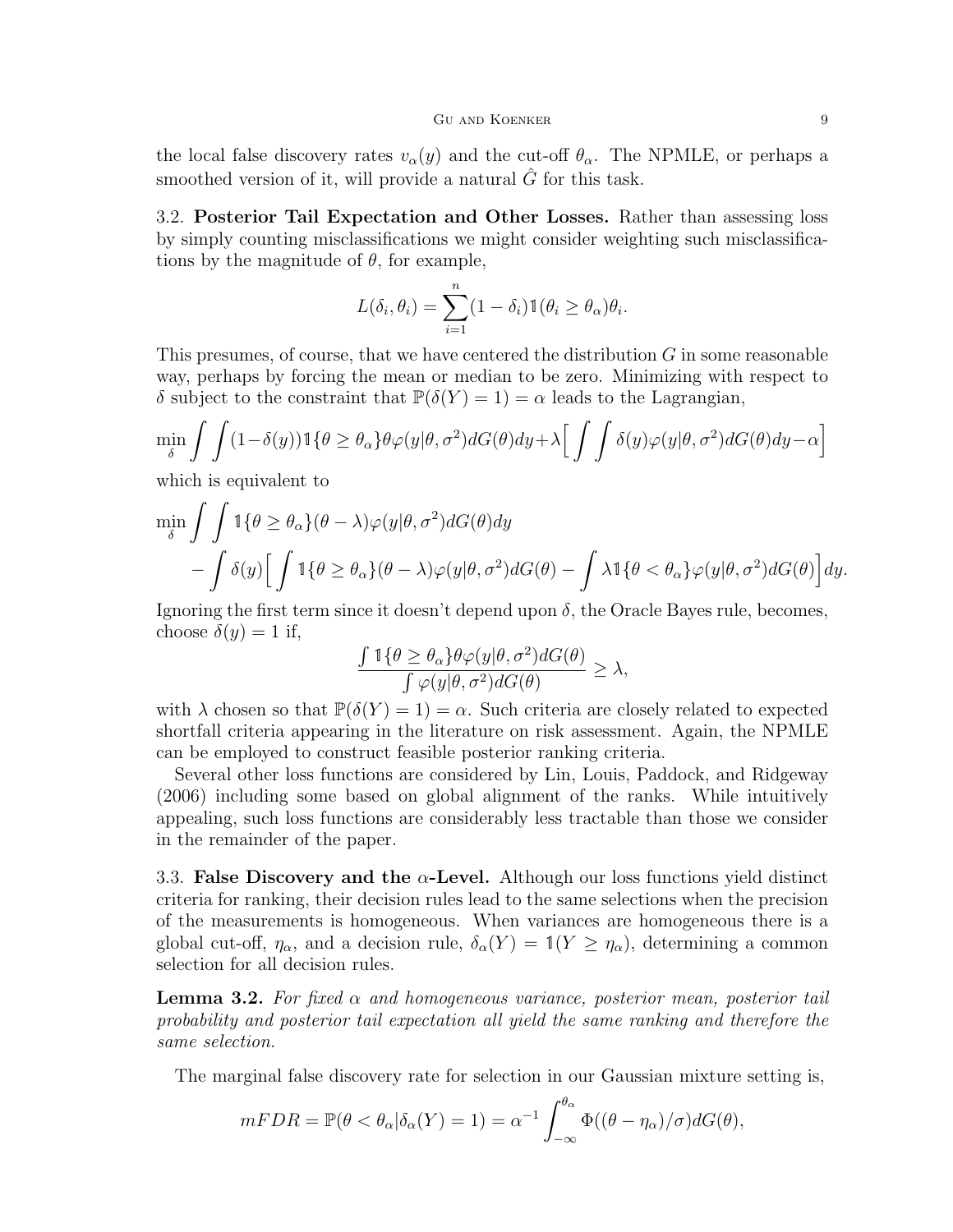the local false discovery rates $v_\alpha(y)$ and the cut-off $\theta_\alpha$. The NPMLE, or perhaps a smoothed version of it, will provide a natural $\hat{G}$ for this task.

### 3.2. **Posterior Tail Expectation and Other Losses.**

Rather than assessing loss by simply counting misclassifications we might consider weighting such misclassifications by the magnitude of $\theta$, for example,

$$L(\delta_i, \theta_i) = \sum_{i=1}^{n} (1 - \delta_i) \mathbb{1}(\theta_i \geq \theta_\alpha) \theta_i.$$

This presumes, of course, that we have centered the distribution $G$ in some reasonable way, perhaps by forcing the mean or median to be zero. Minimizing with respect to $\delta$ subject to the constraint that $\mathbb{P}(\delta(Y) = 1) = \alpha$ leads to the Lagrangian,

$$\min_\delta \int \int (1 - \delta(y)) \mathbb{1}\{\theta \geq \theta_\alpha\} \theta \varphi(y|\theta, \sigma^2) dG(\theta) dy + \lambda \Big[ \int \int \delta(y) \varphi(y|\theta, \sigma^2) dG(\theta) dy - \alpha \Big]$$

which is equivalent to

$$\begin{aligned} \min_\delta \int \int & \mathbb{1}\{\theta \geq \theta_\alpha\}(\theta - \lambda) \varphi(y|\theta, \sigma^2) dG(\theta) dy \\ & - \int \delta(y) \Big[ \int \mathbb{1}\{\theta \geq \theta_\alpha\}(\theta - \lambda) \varphi(y|\theta, \sigma^2) dG(\theta) - \int \lambda \mathbb{1}\{\theta < \theta_\alpha\} \varphi(y|\theta, \sigma^2) dG(\theta) \Big] dy. \end{aligned}$$

Ignoring the first term since it doesn't depend upon $\delta$, the Oracle Bayes rule, becomes, choose $\delta(y) = 1$ if,

$$\frac{\int \mathbb{1}\{\theta \geq \theta_\alpha\} \theta \varphi(y|\theta, \sigma^2) dG(\theta)}{\int \varphi(y|\theta, \sigma^2) dG(\theta)} \geq \lambda,$$

with $\lambda$ chosen so that $\mathbb{P}(\delta(Y) = 1) = \alpha$. Such criteria are closely related to expected shortfall criteria appearing in the literature on risk assessment. Again, the NPMLE can be employed to construct feasible posterior ranking criteria.

Several other loss functions are considered by Lin, Louis, Paddock, and Ridgeway (2006) including some based on global alignment of the ranks. While intuitively appealing, such loss functions are considerably less tractable than those we consider in the remainder of the paper.

### 3.3. **False Discovery and the $\alpha$-Level.**

Although our loss functions yield distinct criteria for ranking, their decision rules lead to the same selections when the precision of the measurements is homogeneous. When variances are homogeneous there is a global cut-off, $\eta_\alpha$, and a decision rule, $\delta_\alpha(Y) = \mathbb{1}(Y \geq \eta_\alpha)$, determining a common selection for all decision rules.

**Lemma 3.2.** *For fixed $\alpha$ and homogeneous variance, posterior mean, posterior tail probability and posterior tail expectation all yield the same ranking and therefore the same selection.*

The marginal false discovery rate for selection in our Gaussian mixture setting is,

$$mFDR = \mathbb{P}(\theta < \theta_\alpha | \delta_\alpha(Y) = 1) = \alpha^{-1} \int_{-\infty}^{\theta_\alpha} \Phi((\theta - \eta_\alpha)/\sigma) dG(\theta),$$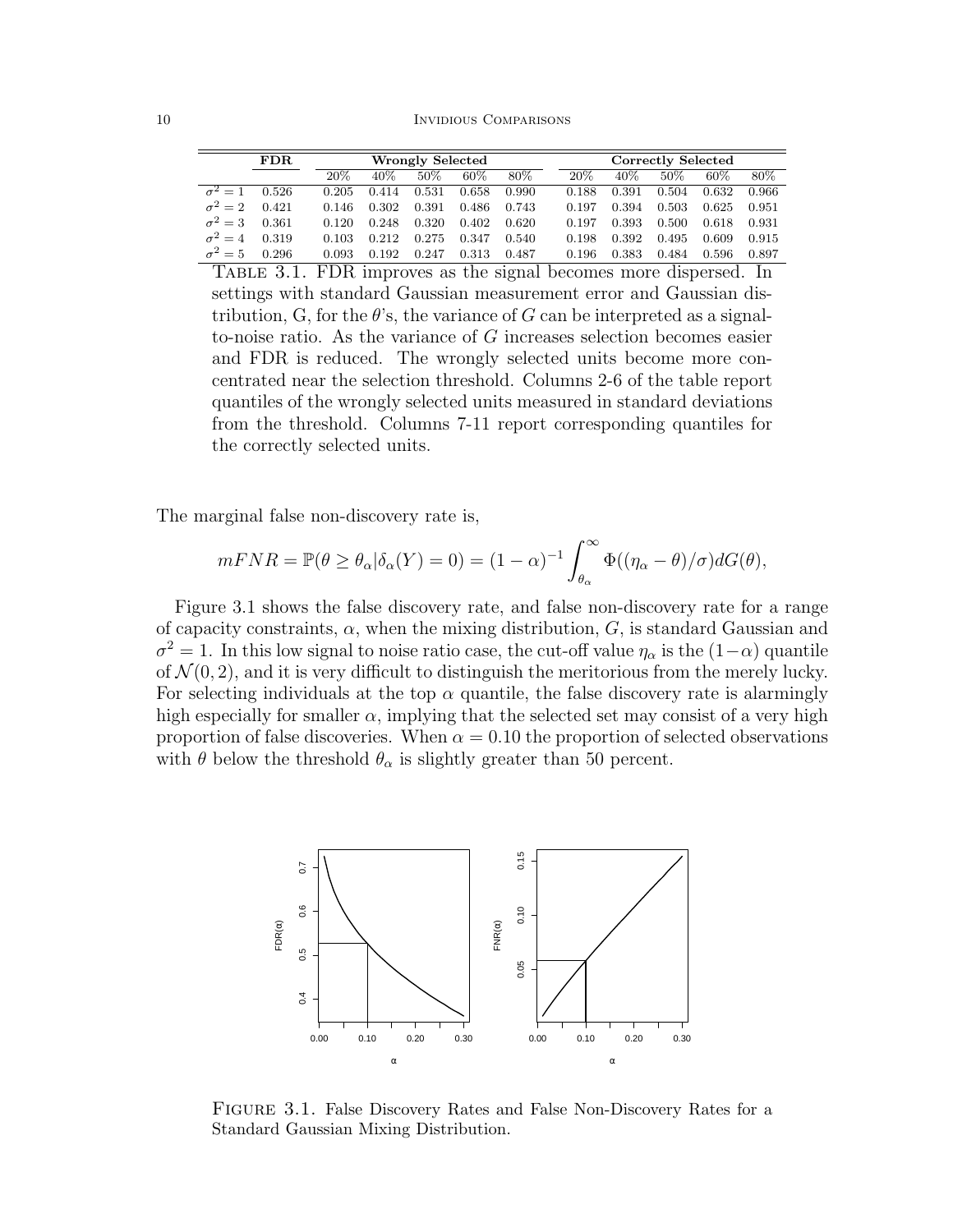| | FDR | Wrongly Selected | | | | | Correctly Selected | | | | |
|---|---|---|---|---|---|---|---|---|---|---|---|
| | | 20% | 40% | 50% | 60% | 80% | 20% | 40% | 50% | 60% | 80% |
| $\sigma^2 = 1$ | 0.526 | 0.205 | 0.414 | 0.531 | 0.658 | 0.990 | 0.188 | 0.391 | 0.504 | 0.632 | 0.966 |
| $\sigma^2 = 2$ | 0.421 | 0.146 | 0.302 | 0.391 | 0.486 | 0.743 | 0.197 | 0.394 | 0.503 | 0.625 | 0.951 |
| $\sigma^2 = 3$ | 0.361 | 0.120 | 0.248 | 0.320 | 0.402 | 0.620 | 0.197 | 0.393 | 0.500 | 0.618 | 0.931 |
| $\sigma^2 = 4$ | 0.319 | 0.103 | 0.212 | 0.275 | 0.347 | 0.540 | 0.198 | 0.392 | 0.495 | 0.609 | 0.915 |
| $\sigma^2 = 5$ | 0.296 | 0.093 | 0.192 | 0.247 | 0.313 | 0.487 | 0.196 | 0.383 | 0.484 | 0.596 | 0.897 |

Table 3.1. FDR improves as the signal becomes more dispersed. In settings with standard Gaussian measurement error and Gaussian distribution, G, for the $\theta$'s, the variance of $G$ can be interpreted as a signal-to-noise ratio. As the variance of $G$ increases selection becomes easier and FDR is reduced. The wrongly selected units become more concentrated near the selection threshold. Columns 2-6 of the table report quantiles of the wrongly selected units measured in standard deviations from the threshold. Columns 7-11 report corresponding quantiles for the correctly selected units.

The marginal false non-discovery rate is,

$$mFNR = \mathbb{P}(\theta \geq \theta_\alpha | \delta_\alpha(Y) = 0) = (1-\alpha)^{-1} \int_{\theta_\alpha}^{\infty} \Phi((\eta_\alpha - \theta)/\sigma) dG(\theta),$$

Figure 3.1 shows the false discovery rate, and false non-discovery rate for a range of capacity constraints, $\alpha$, when the mixing distribution, $G$, is standard Gaussian and $\sigma^2 = 1$. In this low signal to noise ratio case, the cut-off value $\eta_\alpha$ is the $(1-\alpha)$ quantile of $\mathcal{N}(0, 2)$, and it is very difficult to distinguish the meritorious from the merely lucky. For selecting individuals at the top $\alpha$ quantile, the false discovery rate is alarmingly high especially for smaller $\alpha$, implying that the selected set may consist of a very high proportion of false discoveries. When $\alpha = 0.10$ the proportion of selected observations with $\theta$ below the threshold $\theta_\alpha$ is slightly greater than 50 percent.

Figure 3.1. False Discovery Rates and False Non-Discovery Rates for a Standard Gaussian Mixing Distribution.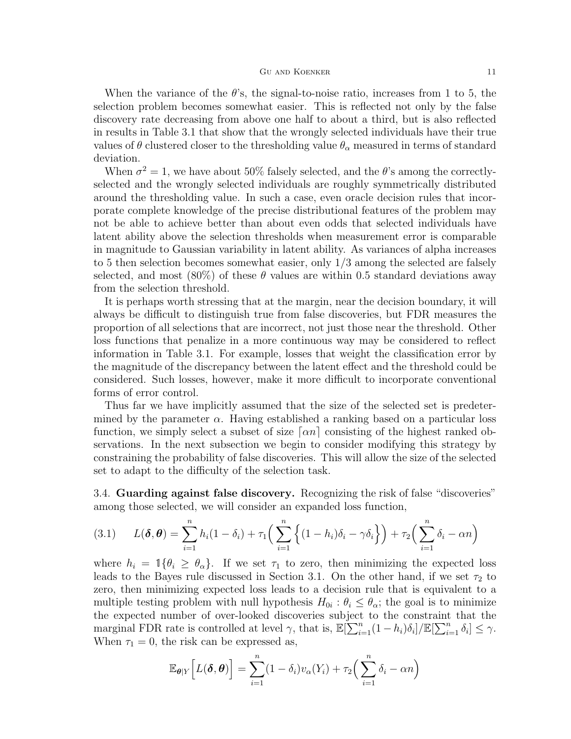When the variance of the $\theta$'s, the signal-to-noise ratio, increases from 1 to 5, the selection problem becomes somewhat easier. This is reflected not only by the false discovery rate decreasing from above one half to about a third, but is also reflected in results in Table 3.1 that show that the wrongly selected individuals have their true values of $\theta$ clustered closer to the thresholding value $\theta_\alpha$ measured in terms of standard deviation.

When $\sigma^2 = 1$, we have about 50% falsely selected, and the $\theta$'s among the correctly-selected and the wrongly selected individuals are roughly symmetrically distributed around the thresholding value. In such a case, even oracle decision rules that incorporate complete knowledge of the precise distributional features of the problem may not be able to achieve better than about even odds that selected individuals have latent ability above the selection thresholds when measurement error is comparable in magnitude to Gaussian variability in latent ability. As variances of alpha increases to 5 then selection becomes somewhat easier, only 1/3 among the selected are falsely selected, and most (80%) of these $\theta$ values are within 0.5 standard deviations away from the selection threshold.

It is perhaps worth stressing that at the margin, near the decision boundary, it will always be difficult to distinguish true from false discoveries, but FDR measures the proportion of all selections that are incorrect, not just those near the threshold. Other loss functions that penalize in a more continuous way may be considered to reflect information in Table 3.1. For example, losses that weight the classification error by the magnitude of the discrepancy between the latent effect and the threshold could be considered. Such losses, however, make it more difficult to incorporate conventional forms of error control.

Thus far we have implicitly assumed that the size of the selected set is predetermined by the parameter $\alpha$. Having established a ranking based on a particular loss function, we simply select a subset of size $\lceil \alpha n \rceil$ consisting of the highest ranked observations. In the next subsection we begin to consider modifying this strategy by constraining the probability of false discoveries. This will allow the size of the selected set to adapt to the difficulty of the selection task.

3.4. **Guarding against false discovery.** Recognizing the risk of false "discoveries" among those selected, we will consider an expanded loss function,

$$L(\boldsymbol{\delta}, \boldsymbol{\theta}) = \sum_{i=1}^n h_i(1-\delta_i) + \tau_1\Big(\sum_{i=1}^n \Big\{(1-h_i)\delta_i - \gamma\delta_i\Big\}\Big) + \tau_2\Big(\sum_{i=1}^n \delta_i - \alpha n\Big) \tag{3.1}$$

where $h_i = \mathbb{1}\{\theta_i \geq \theta_\alpha\}$. If we set $\tau_1$ to zero, then minimizing the expected loss leads to the Bayes rule discussed in Section 3.1. On the other hand, if we set $\tau_2$ to zero, then minimizing expected loss leads to a decision rule that is equivalent to a multiple testing problem with null hypothesis $H_{0i} : \theta_i \leq \theta_\alpha$; the goal is to minimize the expected number of over-looked discoveries subject to the constraint that the marginal FDR rate is controlled at level $\gamma$, that is, $\mathbb{E}[\sum_{i=1}^n (1-h_i)\delta_i]/\mathbb{E}[\sum_{i=1}^n \delta_i] \leq \gamma$. When $\tau_1 = 0$, the risk can be expressed as,

$$\mathbb{E}_{\boldsymbol{\theta}|Y}\Big[L(\boldsymbol{\delta}, \boldsymbol{\theta})\Big] = \sum_{i=1}^n (1-\delta_i)v_\alpha(Y_i) + \tau_2\Big(\sum_{i=1}^n \delta_i - \alpha n\Big)$$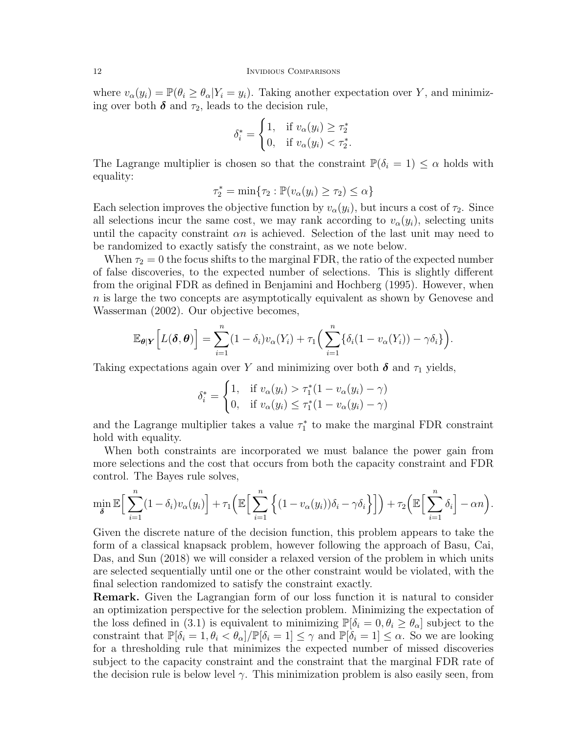where $v_\alpha(y_i) = \mathbb{P}(\theta_i \geq \theta_\alpha | Y_i = y_i)$. Taking another expectation over $Y$, and minimizing over both $\boldsymbol{\delta}$ and $\tau_2$, leads to the decision rule,

$$\delta_i^* = \begin{cases} 1, & \text{if } v_\alpha(y_i) \geq \tau_2^* \\ 0, & \text{if } v_\alpha(y_i) < \tau_2^*. \end{cases}$$

The Lagrange multiplier is chosen so that the constraint $\mathbb{P}(\delta_i = 1) \leq \alpha$ holds with equality:

$$\tau_2^* = \min\{\tau_2 : \mathbb{P}(v_\alpha(y_i) \geq \tau_2) \leq \alpha\}$$

Each selection improves the objective function by $v_\alpha(y_i)$, but incurs a cost of $\tau_2$. Since all selections incur the same cost, we may rank according to $v_\alpha(y_i)$, selecting units until the capacity constraint $\alpha n$ is achieved. Selection of the last unit may need to be randomized to exactly satisfy the constraint, as we note below.

When $\tau_2 = 0$ the focus shifts to the marginal FDR, the ratio of the expected number of false discoveries, to the expected number of selections. This is slightly different from the original FDR as defined in Benjamini and Hochberg (1995). However, when $n$ is large the two concepts are asymptotically equivalent as shown by Genovese and Wasserman (2002). Our objective becomes,

$$\mathbb{E}_{\boldsymbol{\theta}|\boldsymbol{Y}}\Big[L(\boldsymbol{\delta}, \boldsymbol{\theta})\Big] = \sum_{i=1}^n (1-\delta_i) v_\alpha(Y_i) + \tau_1 \Big( \sum_{i=1}^n \{\delta_i(1 - v_\alpha(Y_i)) - \gamma\delta_i\}\Big).$$

Taking expectations again over $Y$ and minimizing over both $\boldsymbol{\delta}$ and $\tau_1$ yields,

$$\delta_i^* = \begin{cases} 1, & \text{if } v_\alpha(y_i) > \tau_1^*(1 - v_\alpha(y_i) - \gamma) \\ 0, & \text{if } v_\alpha(y_i) \leq \tau_1^*(1 - v_\alpha(y_i) - \gamma) \end{cases}$$

and the Lagrange multiplier takes a value $\tau_1^*$ to make the marginal FDR constraint hold with equality.

When both constraints are incorporated we must balance the power gain from more selections and the cost that occurs from both the capacity constraint and FDR control. The Bayes rule solves,

$$\min_{\boldsymbol{\delta}} \mathbb{E}\Big[\sum_{i=1}^n (1-\delta_i) v_\alpha(y_i)\Big] + \tau_1\Big(\mathbb{E}\Big[\sum_{i=1}^n \Big\{(1 - v_\alpha(y_i))\delta_i - \gamma\delta_i\Big\}\Big]\Big) + \tau_2\Big(\mathbb{E}\Big[\sum_{i=1}^n \delta_i\Big] - \alpha n\Big).$$

Given the discrete nature of the decision function, this problem appears to take the form of a classical knapsack problem, however following the approach of Basu, Cai, Das, and Sun (2018) we will consider a relaxed version of the problem in which units are selected sequentially until one or the other constraint would be violated, with the final selection randomized to satisfy the constraint exactly.

**Remark.** Given the Lagrangian form of our loss function it is natural to consider an optimization perspective for the selection problem. Minimizing the expectation of the loss defined in (3.1) is equivalent to minimizing $\mathbb{P}[\delta_i = 0, \theta_i \geq \theta_\alpha]$ subject to the constraint that $\mathbb{P}[\delta_i = 1, \theta_i < \theta_\alpha]/\mathbb{P}[\delta_i = 1] \leq \gamma$ and $\mathbb{P}[\delta_i = 1] \leq \alpha$. So we are looking for a thresholding rule that minimizes the expected number of missed discoveries subject to the capacity constraint and the constraint that the marginal FDR rate of the decision rule is below level $\gamma$. This minimization problem is also easily seen, from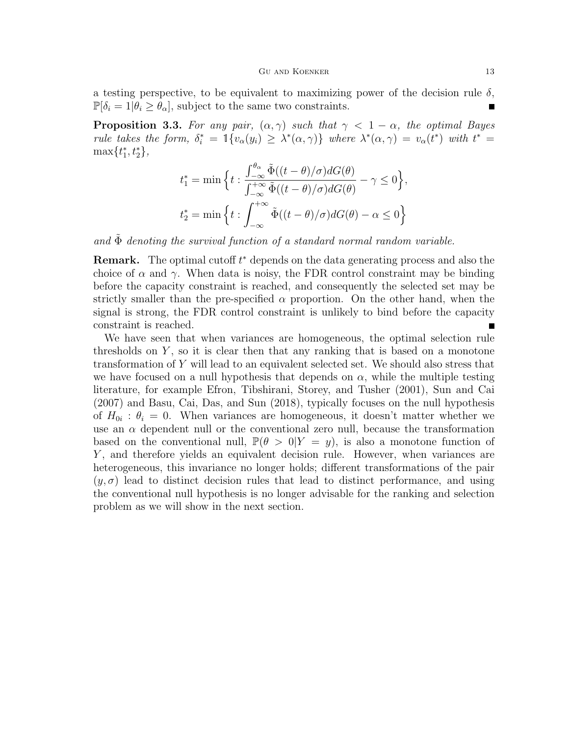a testing perspective, to be equivalent to maximizing power of the decision rule $\delta$, $\mathbb{P}[\delta_i = 1 | \theta_i \geq \theta_\alpha]$, subject to the same two constraints. ∎

**Proposition 3.3.** *For any pair, $(\alpha, \gamma)$ such that $\gamma < 1 - \alpha$, the optimal Bayes rule takes the form, $\delta_i^* = \mathbb{1}\{v_\alpha(y_i) \geq \lambda^*(\alpha, \gamma)\}$ where $\lambda^*(\alpha, \gamma) = v_\alpha(t^*)$ with $t^* = \max\{t_1^*, t_2^*\}$,*

$$t_1^* = \min\Big\{t : \frac{\int_{-\infty}^{\theta_\alpha} \tilde{\Phi}((t-\theta)/\sigma) dG(\theta)}{\int_{-\infty}^{+\infty} \tilde{\Phi}((t-\theta)/\sigma) dG(\theta)} - \gamma \leq 0\Big\},$$

$$t_2^* = \min\Big\{t : \int_{-\infty}^{+\infty} \tilde{\Phi}((t-\theta)/\sigma) dG(\theta) - \alpha \leq 0\Big\}$$

*and $\tilde{\Phi}$ denoting the survival function of a standard normal random variable.*

**Remark.** The optimal cutoff $t^*$ depends on the data generating process and also the choice of $\alpha$ and $\gamma$. When data is noisy, the FDR control constraint may be binding before the capacity constraint is reached, and consequently the selected set may be strictly smaller than the pre-specified $\alpha$ proportion. On the other hand, when the signal is strong, the FDR control constraint is unlikely to bind before the capacity constraint is reached. ∎

We have seen that when variances are homogeneous, the optimal selection rule thresholds on $Y$, so it is clear then that any ranking that is based on a monotone transformation of $Y$ will lead to an equivalent selected set. We should also stress that we have focused on a null hypothesis that depends on $\alpha$, while the multiple testing literature, for example Efron, Tibshirani, Storey, and Tusher (2001), Sun and Cai (2007) and Basu, Cai, Das, and Sun (2018), typically focuses on the null hypothesis of $H_{0i} : \theta_i = 0$. When variances are homogeneous, it doesn't matter whether we use an $\alpha$ dependent null or the conventional zero null, because the transformation based on the conventional null, $\mathbb{P}(\theta > 0 | Y = y)$, is also a monotone function of $Y$, and therefore yields an equivalent decision rule. However, when variances are heterogeneous, this invariance no longer holds; different transformations of the pair $(y, \sigma)$ lead to distinct decision rules that lead to distinct performance, and using the conventional null hypothesis is no longer advisable for the ranking and selection problem as we will show in the next section.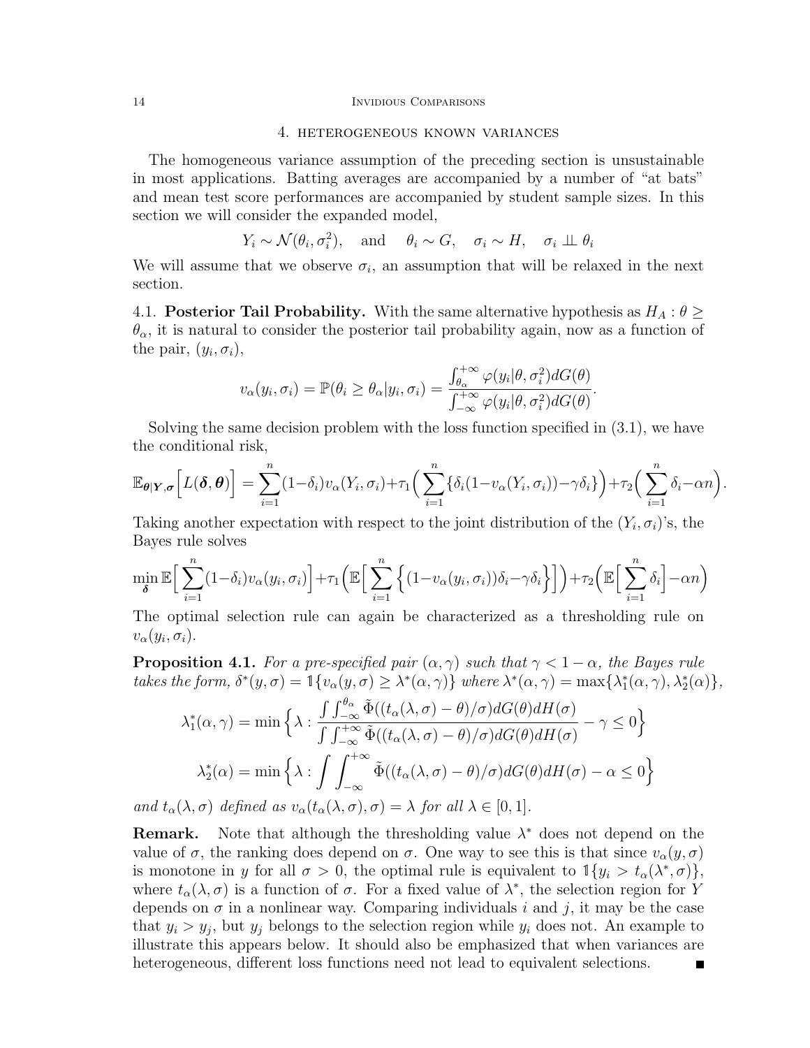## 4. heterogeneous known variances

The homogeneous variance assumption of the preceding section is unsustainable in most applications. Batting averages are accompanied by a number of "at bats" and mean test score performances are accompanied by student sample sizes. In this section we will consider the expanded model,

$$Y_i \sim \mathcal{N}(\theta_i, \sigma_i^2), \quad \text{and} \quad \theta_i \sim G, \quad \sigma_i \sim H, \quad \sigma_i \perp\!\!\!\perp \theta_i$$

We will assume that we observe $\sigma_i$, an assumption that will be relaxed in the next section.

4.1. **Posterior Tail Probability.** With the same alternative hypothesis as $H_A : \theta \geq \theta_\alpha$, it is natural to consider the posterior tail probability again, now as a function of the pair, $(y_i, \sigma_i)$,

$$v_\alpha(y_i, \sigma_i) = \mathbb{P}(\theta_i \geq \theta_\alpha | y_i, \sigma_i) = \frac{\int_{\theta_\alpha}^{+\infty} \varphi(y_i|\theta, \sigma_i^2) dG(\theta)}{\int_{-\infty}^{+\infty} \varphi(y_i|\theta, \sigma_i^2) dG(\theta)}.$$

Solving the same decision problem with the loss function specified in (3.1), we have the conditional risk,

$$\mathbb{E}_{\boldsymbol{\theta}|\boldsymbol{Y},\boldsymbol{\sigma}}\Big[L(\boldsymbol{\delta}, \boldsymbol{\theta})\Big] = \sum_{i=1}^n (1-\delta_i) v_\alpha(Y_i, \sigma_i) + \tau_1 \Big( \sum_{i=1}^n \{\delta_i(1 - v_\alpha(Y_i, \sigma_i)) - \gamma \delta_i\} \Big) + \tau_2 \Big( \sum_{i=1}^n \delta_i - \alpha n \Big).$$

Taking another expectation with respect to the joint distribution of the $(Y_i, \sigma_i)$'s, the Bayes rule solves

$$\min_{\boldsymbol{\delta}} \mathbb{E}\Big[\sum_{i=1}^n (1-\delta_i) v_\alpha(y_i, \sigma_i)\Big] + \tau_1 \Big( \mathbb{E}\Big[ \sum_{i=1}^n \Big\{ (1 - v_\alpha(y_i, \sigma_i))\delta_i - \gamma \delta_i \Big\} \Big] \Big) + \tau_2 \Big( \mathbb{E}\Big[ \sum_{i=1}^n \delta_i \Big] - \alpha n \Big)$$

The optimal selection rule can again be characterized as a thresholding rule on $v_\alpha(y_i, \sigma_i)$.

**Proposition 4.1.** *For a pre-specified pair $(\alpha, \gamma)$ such that $\gamma < 1 - \alpha$, the Bayes rule takes the form, $\delta^*(y, \sigma) = \mathbb{1}\{v_\alpha(y, \sigma) \geq \lambda^*(\alpha, \gamma)\}$ where $\lambda^*(\alpha, \gamma) = \max\{\lambda_1^*(\alpha, \gamma), \lambda_2^*(\alpha)\}$,*

$$\lambda_1^*(\alpha, \gamma) = \min\Big\{ \lambda : \frac{\int \int_{-\infty}^{\theta_\alpha} \tilde{\Phi}((t_\alpha(\lambda, \sigma) - \theta)/\sigma) dG(\theta) dH(\sigma)}{\int \int_{-\infty}^{+\infty} \tilde{\Phi}((t_\alpha(\lambda, \sigma) - \theta)/\sigma) dG(\theta) dH(\sigma)} - \gamma \leq 0 \Big\}$$

$$\lambda_2^*(\alpha) = \min\Big\{ \lambda : \int \int_{-\infty}^{+\infty} \tilde{\Phi}((t_\alpha(\lambda, \sigma) - \theta)/\sigma) dG(\theta) dH(\sigma) - \alpha \leq 0 \Big\}$$

*and $t_\alpha(\lambda, \sigma)$ defined as $v_\alpha(t_\alpha(\lambda, \sigma), \sigma) = \lambda$ for all $\lambda \in [0, 1]$.*

**Remark.** Note that although the thresholding value $\lambda^*$ does not depend on the value of $\sigma$, the ranking does depend on $\sigma$. One way to see this is that since $v_\alpha(y, \sigma)$ is monotone in $y$ for all $\sigma > 0$, the optimal rule is equivalent to $\mathbb{1}\{y_i > t_\alpha(\lambda^*, \sigma)\}$, where $t_\alpha(\lambda, \sigma)$ is a function of $\sigma$. For a fixed value of $\lambda^*$, the selection region for $Y$ depends on $\sigma$ in a nonlinear way. Comparing individuals $i$ and $j$, it may be the case that $y_i > y_j$, but $y_j$ belongs to the selection region while $y_i$ does not. An example to illustrate this appears below. It should also be emphasized that when variances are heterogeneous, different loss functions need not lead to equivalent selections. ∎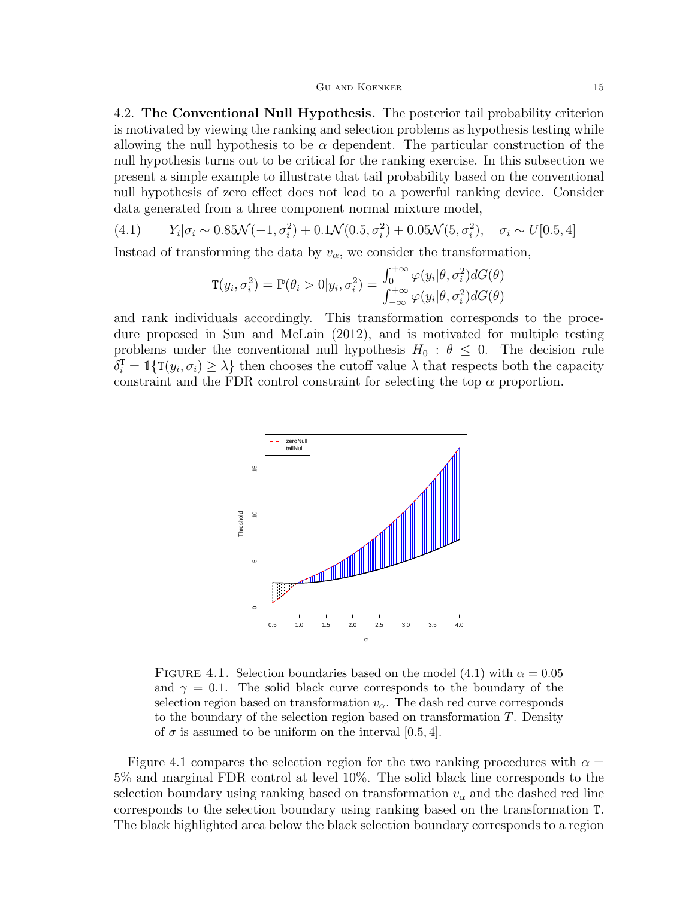4.2. **The Conventional Null Hypothesis.** The posterior tail probability criterion is motivated by viewing the ranking and selection problems as hypothesis testing while allowing the null hypothesis to be $\alpha$ dependent. The particular construction of the null hypothesis turns out to be critical for the ranking exercise. In this subsection we present a simple example to illustrate that tail probability based on the conventional null hypothesis of zero effect does not lead to a powerful ranking device. Consider data generated from a three component normal mixture model,

$$Y_i|\sigma_i \sim 0.85\mathcal{N}(-1, \sigma_i^2) + 0.1\mathcal{N}(0.5, \sigma_i^2) + 0.05\mathcal{N}(5, \sigma_i^2), \quad \sigma_i \sim U[0.5, 4] \tag{4.1}$$

Instead of transforming the data by $v_\alpha$, we consider the transformation,

$$\mathtt{T}(y_i, \sigma_i^2) = \mathbb{P}(\theta_i > 0|y_i, \sigma_i^2) = \frac{\int_0^{+\infty} \varphi(y_i|\theta, \sigma_i^2) dG(\theta)}{\int_{-\infty}^{+\infty} \varphi(y_i|\theta, \sigma_i^2) dG(\theta)}$$

and rank individuals accordingly. This transformation corresponds to the procedure proposed in Sun and McLain (2012), and is motivated for multiple testing problems under the conventional null hypothesis $H_0 : \theta \leq 0$. The decision rule $\delta_i^{\mathtt{T}} = \mathbb{1}\{\mathtt{T}(y_i, \sigma_i) \geq \lambda\}$ then chooses the cutoff value $\lambda$ that respects both the capacity constraint and the FDR control constraint for selecting the top $\alpha$ proportion.

FIGURE 4.1. Selection boundaries based on the model (4.1) with $\alpha = 0.05$ and $\gamma = 0.1$. The solid black curve corresponds to the boundary of the selection region based on transformation $v_\alpha$. The dash red curve corresponds to the boundary of the selection region based on transformation $T$. Density of $\sigma$ is assumed to be uniform on the interval $[0.5, 4]$.

Figure 4.1 compares the selection region for the two ranking procedures with $\alpha = 5\%$ and marginal FDR control at level 10%. The solid black line corresponds to the selection boundary using ranking based on transformation $v_\alpha$ and the dashed red line corresponds to the selection boundary using ranking based on the transformation $\mathtt{T}$. The black highlighted area below the black selection boundary corresponds to a region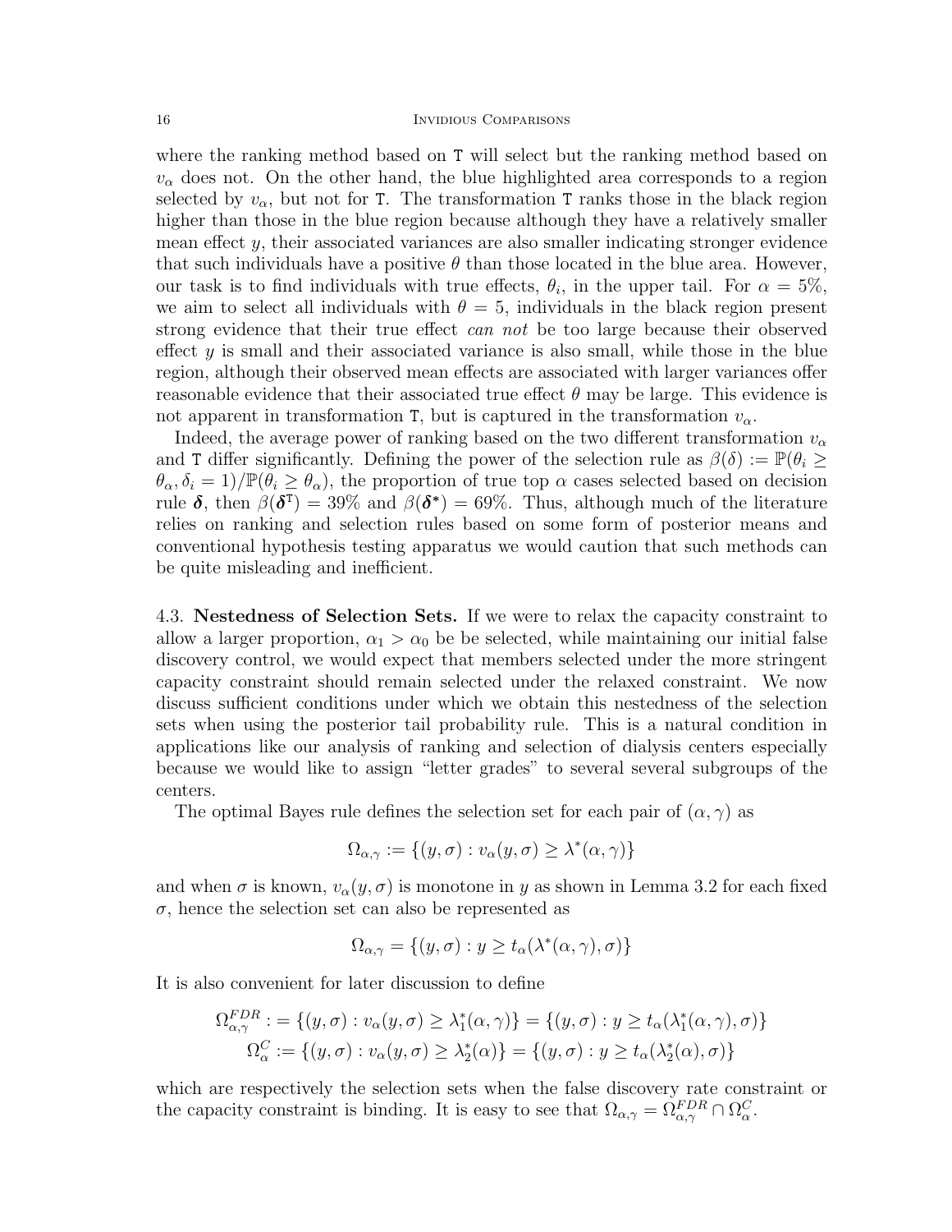where the ranking method based on $\mathtt{T}$ will select but the ranking method based on $v_\alpha$ does not. On the other hand, the blue highlighted area corresponds to a region selected by $v_\alpha$, but not for $\mathtt{T}$. The transformation $\mathtt{T}$ ranks those in the black region higher than those in the blue region because although they have a relatively smaller mean effect $y$, their associated variances are also smaller indicating stronger evidence that such individuals have a positive $\theta$ than those located in the blue area. However, our task is to find individuals with true effects, $\theta_i$, in the upper tail. For $\alpha = 5\%$, we aim to select all individuals with $\theta = 5$, individuals in the black region present strong evidence that their true effect *can not* be too large because their observed effect $y$ is small and their associated variance is also small, while those in the blue region, although their observed mean effects are associated with larger variances offer reasonable evidence that their associated true effect $\theta$ may be large. This evidence is not apparent in transformation $\mathtt{T}$, but is captured in the transformation $v_\alpha$.

Indeed, the average power of ranking based on the two different transformation $v_\alpha$ and $\mathtt{T}$ differ significantly. Defining the power of the selection rule as $\beta(\delta) := \mathbb{P}(\theta_i \geq \theta_\alpha, \delta_i = 1)/\mathbb{P}(\theta_i \geq \theta_\alpha)$, the proportion of true top $\alpha$ cases selected based on decision rule $\boldsymbol{\delta}$, then $\beta(\boldsymbol{\delta}^{\mathtt{T}}) = 39\%$ and $\beta(\boldsymbol{\delta}^{*}) = 69\%$. Thus, although much of the literature relies on ranking and selection rules based on some form of posterior means and conventional hypothesis testing apparatus we would caution that such methods can be quite misleading and inefficient.

4.3. **Nestedness of Selection Sets.** If we were to relax the capacity constraint to allow a larger proportion, $\alpha_1 > \alpha_0$ be be selected, while maintaining our initial false discovery control, we would expect that members selected under the more stringent capacity constraint should remain selected under the relaxed constraint. We now discuss sufficient conditions under which we obtain this nestedness of the selection sets when using the posterior tail probability rule. This is a natural condition in applications like our analysis of ranking and selection of dialysis centers especially because we would like to assign "letter grades" to several several subgroups of the centers.

The optimal Bayes rule defines the selection set for each pair of $(\alpha, \gamma)$ as

$$\Omega_{\alpha,\gamma} := \{(y, \sigma) : v_\alpha(y, \sigma) \geq \lambda^*(\alpha, \gamma)\}$$

and when $\sigma$ is known, $v_\alpha(y, \sigma)$ is monotone in $y$ as shown in Lemma 3.2 for each fixed $\sigma$, hence the selection set can also be represented as

$$\Omega_{\alpha,\gamma} = \{(y, \sigma) : y \geq t_\alpha(\lambda^*(\alpha, \gamma), \sigma)\}$$

It is also convenient for later discussion to define

$$\Omega^{FDR}_{\alpha,\gamma} := \{(y, \sigma) : v_\alpha(y, \sigma) \geq \lambda^*_1(\alpha, \gamma)\} = \{(y, \sigma) : y \geq t_\alpha(\lambda^*_1(\alpha, \gamma), \sigma)\}$$
$$\Omega^{C}_{\alpha} := \{(y, \sigma) : v_\alpha(y, \sigma) \geq \lambda^*_2(\alpha)\} = \{(y, \sigma) : y \geq t_\alpha(\lambda^*_2(\alpha), \sigma)\}$$

which are respectively the selection sets when the false discovery rate constraint or the capacity constraint is binding. It is easy to see that $\Omega_{\alpha,\gamma} = \Omega^{FDR}_{\alpha,\gamma} \cap \Omega^{C}_{\alpha}$.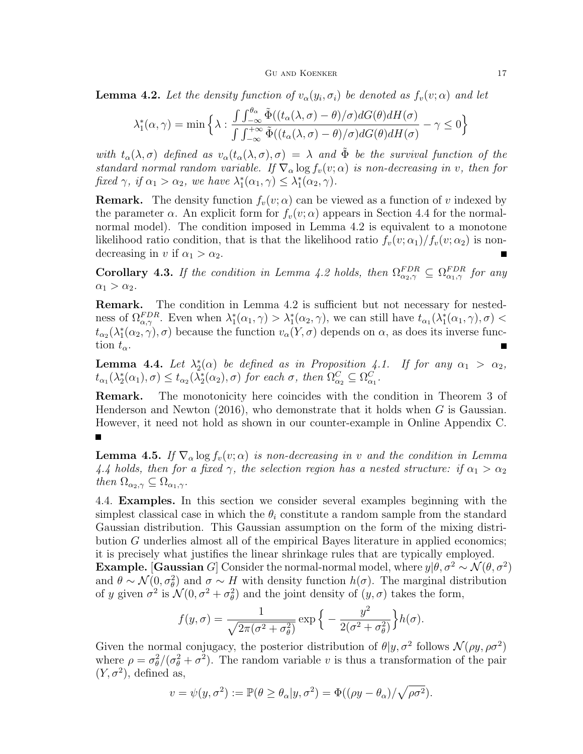**Lemma 4.2.** *Let the density function of $v_\alpha(y_i, \sigma_i)$ be denoted as $f_v(v;\alpha)$ and let*

$$\lambda_1^*(\alpha,\gamma) = \min\Big\{ \lambda : \frac{\int \int_{-\infty}^{\theta_\alpha} \tilde{\Phi}((t_\alpha(\lambda,\sigma)-\theta)/\sigma) dG(\theta) dH(\sigma)}{\int \int_{-\infty}^{+\infty} \tilde{\Phi}((t_\alpha(\lambda,\sigma)-\theta)/\sigma) dG(\theta) dH(\sigma)} - \gamma \leq 0 \Big\}$$

*with $t_\alpha(\lambda,\sigma)$ defined as $v_\alpha(t_\alpha(\lambda,\sigma),\sigma) = \lambda$ and $\tilde{\Phi}$ be the survival function of the standard normal random variable. If $\nabla_\alpha \log f_v(v;\alpha)$ is non-decreasing in $v$, then for fixed $\gamma$, if $\alpha_1 > \alpha_2$, we have $\lambda_1^*(\alpha_1,\gamma) \leq \lambda_1^*(\alpha_2,\gamma)$.*

**Remark.** The density function $f_v(v;\alpha)$ can be viewed as a function of $v$ indexed by the parameter $\alpha$. An explicit form for $f_v(v;\alpha)$ appears in Section 4.4 for the normal-normal model). The condition imposed in Lemma 4.2 is equivalent to a monotone likelihood ratio condition, that is that the likelihood ratio $f_v(v;\alpha_1)/f_v(v;\alpha_2)$ is non-decreasing in $v$ if $\alpha_1 > \alpha_2$. ∎

**Corollary 4.3.** *If the condition in Lemma 4.2 holds, then $\Omega^{FDR}_{\alpha_2,\gamma} \subseteq \Omega^{FDR}_{\alpha_1,\gamma}$ for any $\alpha_1 > \alpha_2$.*

**Remark.** The condition in Lemma 4.2 is sufficient but not necessary for nestedness of $\Omega^{FDR}_{\alpha,\gamma}$. Even when $\lambda_1^*(\alpha_1,\gamma) > \lambda_1^*(\alpha_2,\gamma)$, we can still have $t_{\alpha_1}(\lambda_1^*(\alpha_1,\gamma),\sigma) < t_{\alpha_2}(\lambda_1^*(\alpha_2,\gamma),\sigma)$ because the function $v_\alpha(Y,\sigma)$ depends on $\alpha$, as does its inverse function $t_\alpha$. ∎

**Lemma 4.4.** *Let $\lambda_2^*(\alpha)$ be defined as in Proposition 4.1. If for any $\alpha_1 > \alpha_2$, $t_{\alpha_1}(\lambda_2^*(\alpha_1),\sigma) \leq t_{\alpha_2}(\lambda_2^*(\alpha_2),\sigma)$ for each $\sigma$, then $\Omega^C_{\alpha_2} \subseteq \Omega^C_{\alpha_1}$.*

**Remark.** The monotonicity here coincides with the condition in Theorem 3 of Henderson and Newton (2016), who demonstrate that it holds when $G$ is Gaussian. However, it need not hold as shown in our counter-example in Online Appendix C. ∎

**Lemma 4.5.** *If $\nabla_\alpha \log f_v(v;\alpha)$ is non-decreasing in $v$ and the condition in Lemma 4.4 holds, then for a fixed $\gamma$, the selection region has a nested structure: if $\alpha_1 > \alpha_2$ then $\Omega_{\alpha_2,\gamma} \subseteq \Omega_{\alpha_1,\gamma}$.*

4.4. **Examples.** In this section we consider several examples beginning with the simplest classical case in which the $\theta_i$ constitute a random sample from the standard Gaussian distribution. This Gaussian assumption on the form of the mixing distribution $G$ underlies almost all of the empirical Bayes literature in applied economics; it is precisely what justifies the linear shrinkage rules that are typically employed.

**Example.** [**Gaussian** $G$] Consider the normal-normal model, where $y|\theta,\sigma^2 \sim \mathcal{N}(\theta,\sigma^2)$ and $\theta \sim \mathcal{N}(0,\sigma_\theta^2)$ and $\sigma \sim H$ with density function $h(\sigma)$. The marginal distribution of $y$ given $\sigma^2$ is $\mathcal{N}(0,\sigma^2+\sigma_\theta^2)$ and the joint density of $(y,\sigma)$ takes the form,

$$f(y,\sigma) = \frac{1}{\sqrt{2\pi(\sigma^2+\sigma_\theta^2)}} \exp\Big\{ -\frac{y^2}{2(\sigma^2+\sigma_\theta^2)} \Big\} h(\sigma).$$

Given the normal conjugacy, the posterior distribution of $\theta|y,\sigma^2$ follows $\mathcal{N}(\rho y, \rho\sigma^2)$ where $\rho = \sigma_\theta^2/(\sigma_\theta^2+\sigma^2)$. The random variable $v$ is thus a transformation of the pair $(Y,\sigma^2)$, defined as,

$$v = \psi(y,\sigma^2) := \mathbb{P}(\theta \geq \theta_\alpha | y,\sigma^2) = \Phi((\rho y - \theta_\alpha)/\sqrt{\rho\sigma^2}).$$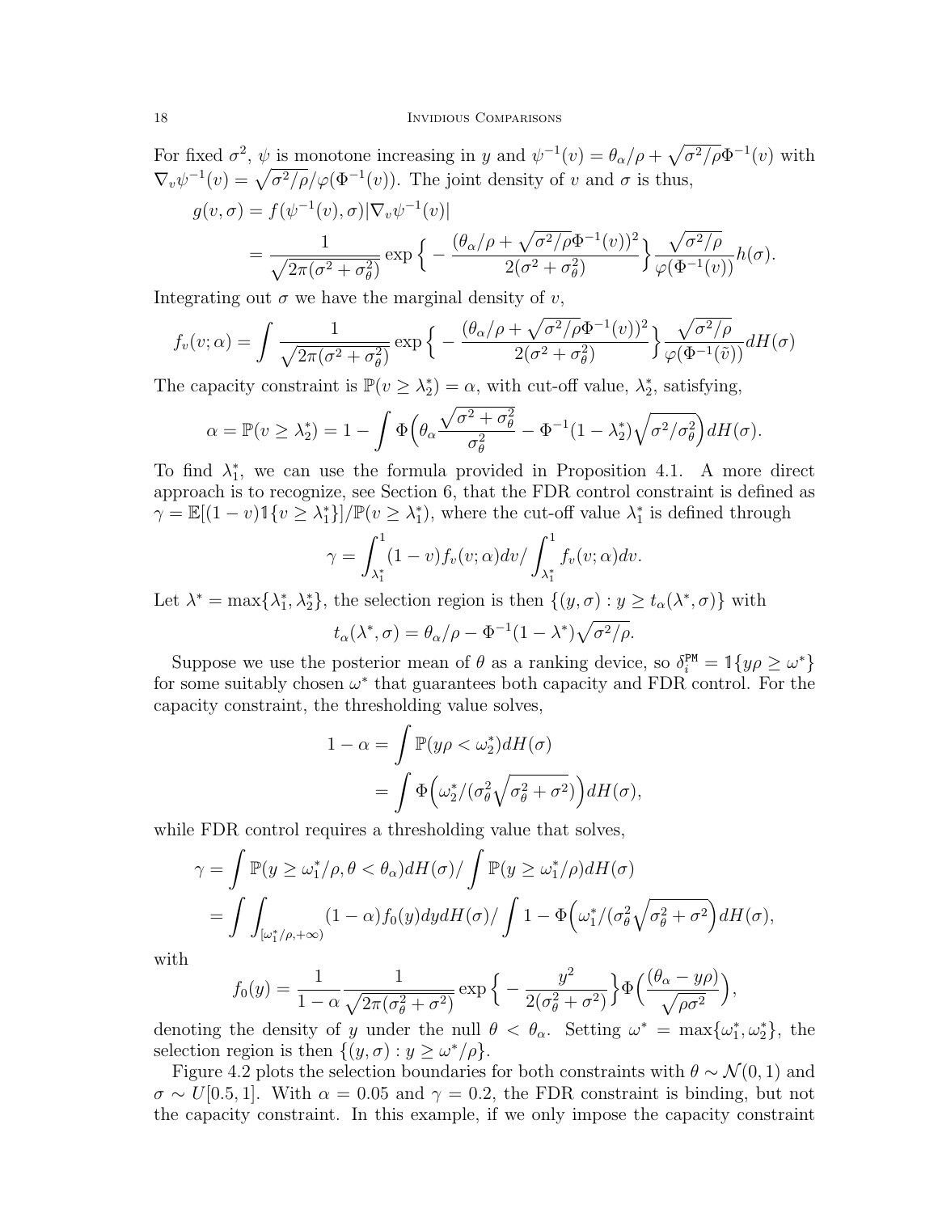For fixed $\sigma^2$, $\psi$ is monotone increasing in $y$ and $\psi^{-1}(v) = \theta_\alpha/\rho + \sqrt{\sigma^2/\rho}\Phi^{-1}(v)$ with $\nabla_v \psi^{-1}(v) = \sqrt{\sigma^2/\rho}/\varphi(\Phi^{-1}(v))$. The joint density of $v$ and $\sigma$ is thus,

$$
\begin{aligned}
g(v,\sigma) &= f(\psi^{-1}(v),\sigma)|\nabla_v \psi^{-1}(v)| \\
&= \frac{1}{\sqrt{2\pi(\sigma^2+\sigma_\theta^2)}} \exp\Big\{ -\frac{(\theta_\alpha/\rho + \sqrt{\sigma^2/\rho}\Phi^{-1}(v))^2}{2(\sigma^2+\sigma_\theta^2)} \Big\} \frac{\sqrt{\sigma^2/\rho}}{\varphi(\Phi^{-1}(v))} h(\sigma).
\end{aligned}
$$

Integrating out $\sigma$ we have the marginal density of $v$,

$$
f_v(v;\alpha) = \int \frac{1}{\sqrt{2\pi(\sigma^2+\sigma_\theta^2)}} \exp\Big\{ -\frac{(\theta_\alpha/\rho + \sqrt{\sigma^2/\rho}\Phi^{-1}(v))^2}{2(\sigma^2+\sigma_\theta^2)} \Big\} \frac{\sqrt{\sigma^2/\rho}}{\varphi(\Phi^{-1}(\tilde{v}))} dH(\sigma)
$$

The capacity constraint is $\mathbb{P}(v \geq \lambda_2^*) = \alpha$, with cut-off value, $\lambda_2^*$, satisfying,

$$
\alpha = \mathbb{P}(v \geq \lambda_2^*) = 1 - \int \Phi\Big( \theta_\alpha \frac{\sqrt{\sigma^2+\sigma_\theta^2}}{\sigma_\theta^2} - \Phi^{-1}(1-\lambda_2^*)\sqrt{\sigma^2/\sigma_\theta^2} \Big) dH(\sigma).
$$

To find $\lambda_1^*$, we can use the formula provided in Proposition 4.1. A more direct approach is to recognize, see Section 6, that the FDR control constraint is defined as $\gamma = \mathbb{E}[(1-v)\mathbb{1}\{v \geq \lambda_1^*\}]/\mathbb{P}(v \geq \lambda_1^*)$, where the cut-off value $\lambda_1^*$ is defined through

$$
\gamma = \int_{\lambda_1^*}^1 (1-v) f_v(v;\alpha) dv \Big/ \int_{\lambda_1^*}^1 f_v(v;\alpha) dv.
$$

Let $\lambda^* = \max\{\lambda_1^*, \lambda_2^*\}$, the selection region is then $\{(y,\sigma) : y \geq t_\alpha(\lambda^*,\sigma)\}$ with

$$
t_\alpha(\lambda^*,\sigma) = \theta_\alpha/\rho - \Phi^{-1}(1-\lambda^*)\sqrt{\sigma^2/\rho}.
$$

Suppose we use the posterior mean of $\theta$ as a ranking device, so $\delta_i^{\mathtt{PM}} = \mathbb{1}\{y\rho \geq \omega^*\}$ for some suitably chosen $\omega^*$ that guarantees both capacity and FDR control. For the capacity constraint, the thresholding value solves,

$$
\begin{aligned}
1-\alpha &= \int \mathbb{P}(y\rho < \omega_2^*) dH(\sigma) \\
&= \int \Phi\Big( \omega_2^*/(\sigma_\theta^2\sqrt{\sigma_\theta^2+\sigma^2}) \Big) dH(\sigma),
\end{aligned}
$$

while FDR control requires a thresholding value that solves,

$$
\begin{aligned}
\gamma &= \int \mathbb{P}(y \geq \omega_1^*/\rho, \theta < \theta_\alpha) dH(\sigma) \Big/ \int \mathbb{P}(y \geq \omega_1^*/\rho) dH(\sigma) \\
&= \int \int_{[\omega_1^*/\rho,+\infty)} (1-\alpha) f_0(y) dy dH(\sigma) \Big/ \int 1 - \Phi\Big( \omega_1^*/(\sigma_\theta^2\sqrt{\sigma_\theta^2+\sigma^2}) \Big) dH(\sigma),
\end{aligned}
$$

with

$$
f_0(y) = \frac{1}{1-\alpha} \frac{1}{\sqrt{2\pi(\sigma_\theta^2+\sigma^2)}} \exp\Big\{ -\frac{y^2}{2(\sigma_\theta^2+\sigma^2)} \Big\} \Phi\Big( \frac{(\theta_\alpha - y\rho)}{\sqrt{\rho\sigma^2}} \Big),
$$

denoting the density of $y$ under the null $\theta < \theta_\alpha$. Setting $\omega^* = \max\{\omega_1^*, \omega_2^*\}$, the selection region is then $\{(y,\sigma) : y \geq \omega^*/\rho\}$.

Figure 4.2 plots the selection boundaries for both constraints with $\theta \sim \mathcal{N}(0,1)$ and $\sigma \sim U[0.5,1]$. With $\alpha = 0.05$ and $\gamma = 0.2$, the FDR constraint is binding, but not the capacity constraint. In this example, if we only impose the capacity constraint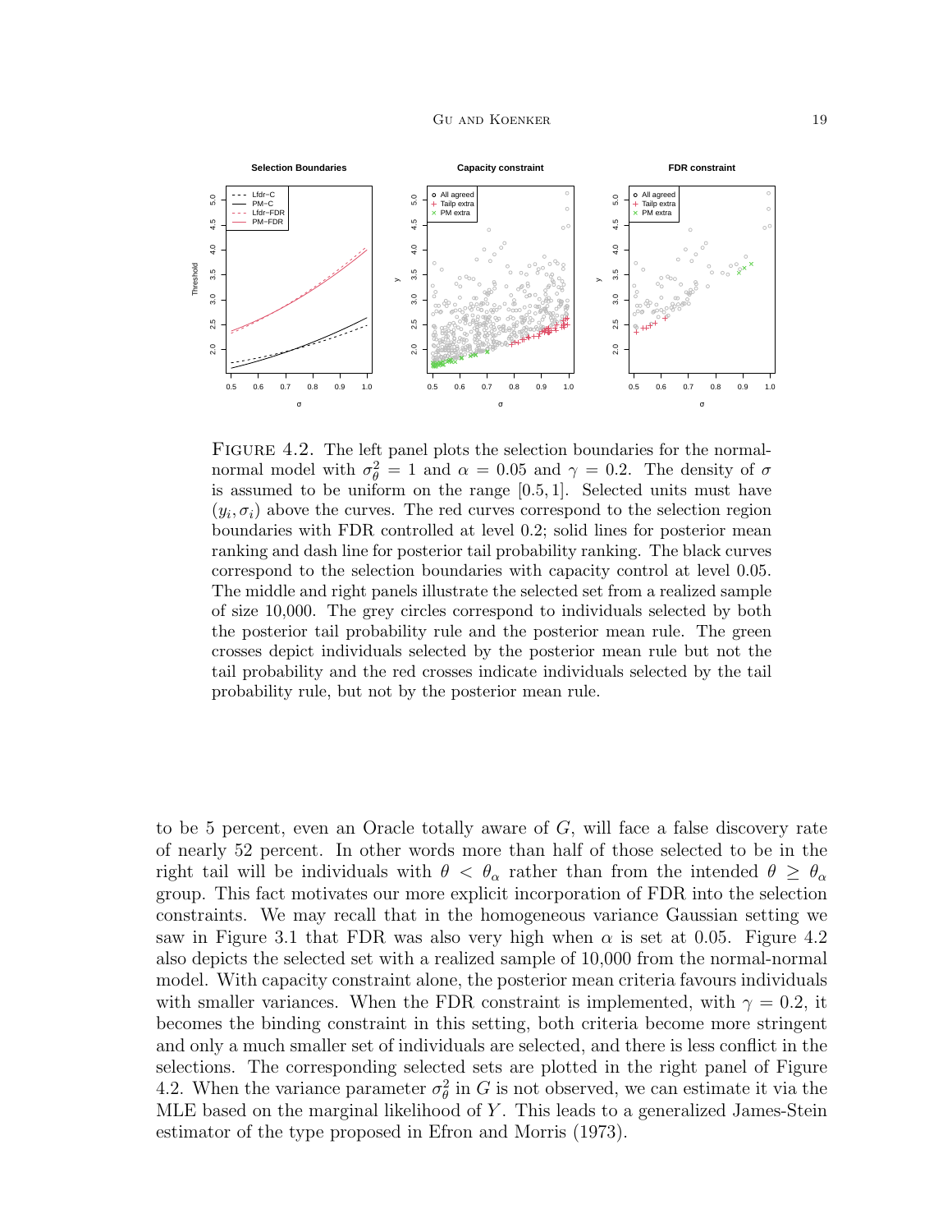Figure 4.2. The left panel plots the selection boundaries for the normal-normal model with $\sigma_\theta^2 = 1$ and $\alpha = 0.05$ and $\gamma = 0.2$. The density of $\sigma$ is assumed to be uniform on the range $[0.5, 1]$. Selected units must have $(y_i, \sigma_i)$ above the curves. The red curves correspond to the selection region boundaries with FDR controlled at level 0.2; solid lines for posterior mean ranking and dash line for posterior tail probability ranking. The black curves correspond to the selection boundaries with capacity control at level 0.05. The middle and right panels illustrate the selected set from a realized sample of size 10,000. The grey circles correspond to individuals selected by both the posterior tail probability rule and the posterior mean rule. The green crosses depict individuals selected by the posterior mean rule but not the tail probability and the red crosses indicate individuals selected by the tail probability rule, but not by the posterior mean rule.

to be 5 percent, even an Oracle totally aware of $G$, will face a false discovery rate of nearly 52 percent. In other words more than half of those selected to be in the right tail will be individuals with $\theta < \theta_\alpha$ rather than from the intended $\theta \geq \theta_\alpha$ group. This fact motivates our more explicit incorporation of FDR into the selection constraints. We may recall that in the homogeneous variance Gaussian setting we saw in Figure 3.1 that FDR was also very high when $\alpha$ is set at 0.05. Figure 4.2 also depicts the selected set with a realized sample of 10,000 from the normal-normal model. With capacity constraint alone, the posterior mean criteria favours individuals with smaller variances. When the FDR constraint is implemented, with $\gamma = 0.2$, it becomes the binding constraint in this setting, both criteria become more stringent and only a much smaller set of individuals are selected, and there is less conflict in the selections. The corresponding selected sets are plotted in the right panel of Figure 4.2. When the variance parameter $\sigma_\theta^2$ in $G$ is not observed, we can estimate it via the MLE based on the marginal likelihood of $Y$. This leads to a generalized James-Stein estimator of the type proposed in Efron and Morris (1973).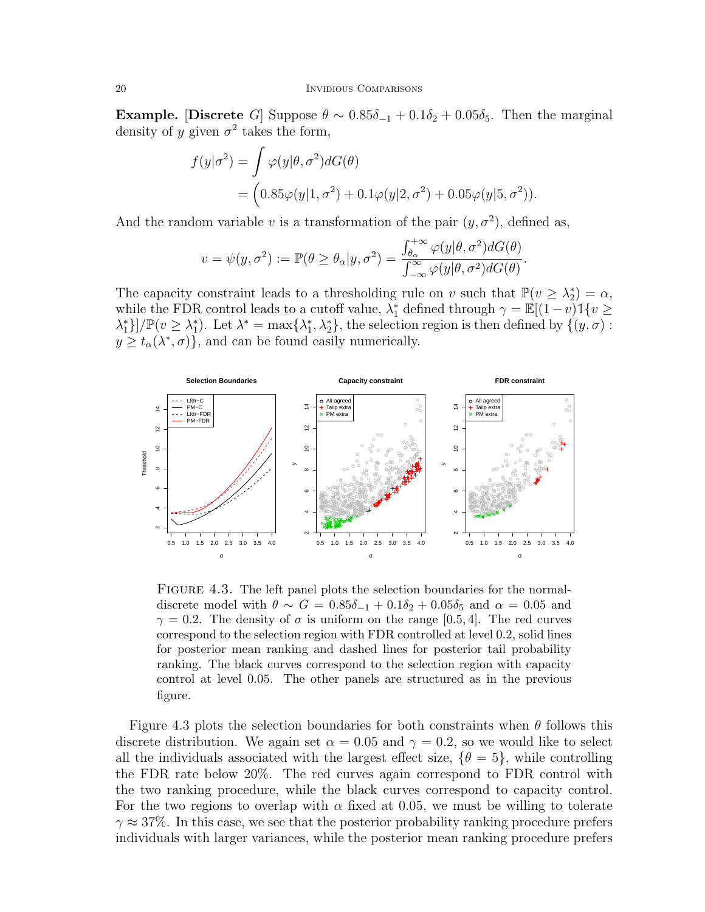**Example.** [**Discrete** $G$] Suppose $\theta \sim 0.85\delta_{-1} + 0.1\delta_2 + 0.05\delta_5$. Then the marginal density of $y$ given $\sigma^2$ takes the form,

$$
\begin{aligned}
f(y|\sigma^2) &= \int \varphi(y|\theta, \sigma^2) dG(\theta) \\
&= \Big(0.85\varphi(y|1, \sigma^2) + 0.1\varphi(y|2, \sigma^2) + 0.05\varphi(y|5, \sigma^2)\Big).
\end{aligned}
$$

And the random variable $v$ is a transformation of the pair $(y, \sigma^2)$, defined as,

$$
v = \psi(y, \sigma^2) := \mathbb{P}(\theta \geq \theta_\alpha | y, \sigma^2) = \frac{\int_{\theta_\alpha}^{+\infty} \varphi(y|\theta, \sigma^2) dG(\theta)}{\int_{-\infty}^{\infty} \varphi(y|\theta, \sigma^2) dG(\theta)}.
$$

The capacity constraint leads to a thresholding rule on $v$ such that $\mathbb{P}(v \geq \lambda_2^*) = \alpha$, while the FDR control leads to a cutoff value, $\lambda_1^*$ defined through $\gamma = \mathbb{E}[(1-v)\mathbb{1}\{v \geq \lambda_1^*\}]/\mathbb{P}(v \geq \lambda_1^*)$. Let $\lambda^* = \max\{\lambda_1^*, \lambda_2^*\}$, the selection region is then defined by $\{(y, \sigma) : y \geq t_\alpha(\lambda^*, \sigma)\}$, and can be found easily numerically.

FIGURE 4.3. The left panel plots the selection boundaries for the normal-discrete model with $\theta \sim G = 0.85\delta_{-1} + 0.1\delta_2 + 0.05\delta_5$ and $\alpha = 0.05$ and $\gamma = 0.2$. The density of $\sigma$ is uniform on the range $[0.5, 4]$. The red curves correspond to the selection region with FDR controlled at level 0.2, solid lines for posterior mean ranking and dashed lines for posterior tail probability ranking. The black curves correspond to the selection region with capacity control at level 0.05. The other panels are structured as in the previous figure.

Figure 4.3 plots the selection boundaries for both constraints when $\theta$ follows this discrete distribution. We again set $\alpha = 0.05$ and $\gamma = 0.2$, so we would like to select all the individuals associated with the largest effect size, $\{\theta = 5\}$, while controlling the FDR rate below 20%. The red curves again correspond to FDR control with the two ranking procedure, while the black curves correspond to capacity control. For the two regions to overlap with $\alpha$ fixed at 0.05, we must be willing to tolerate $\gamma \approx 37\%$. In this case, we see that the posterior probability ranking procedure prefers individuals with larger variances, while the posterior mean ranking procedure prefers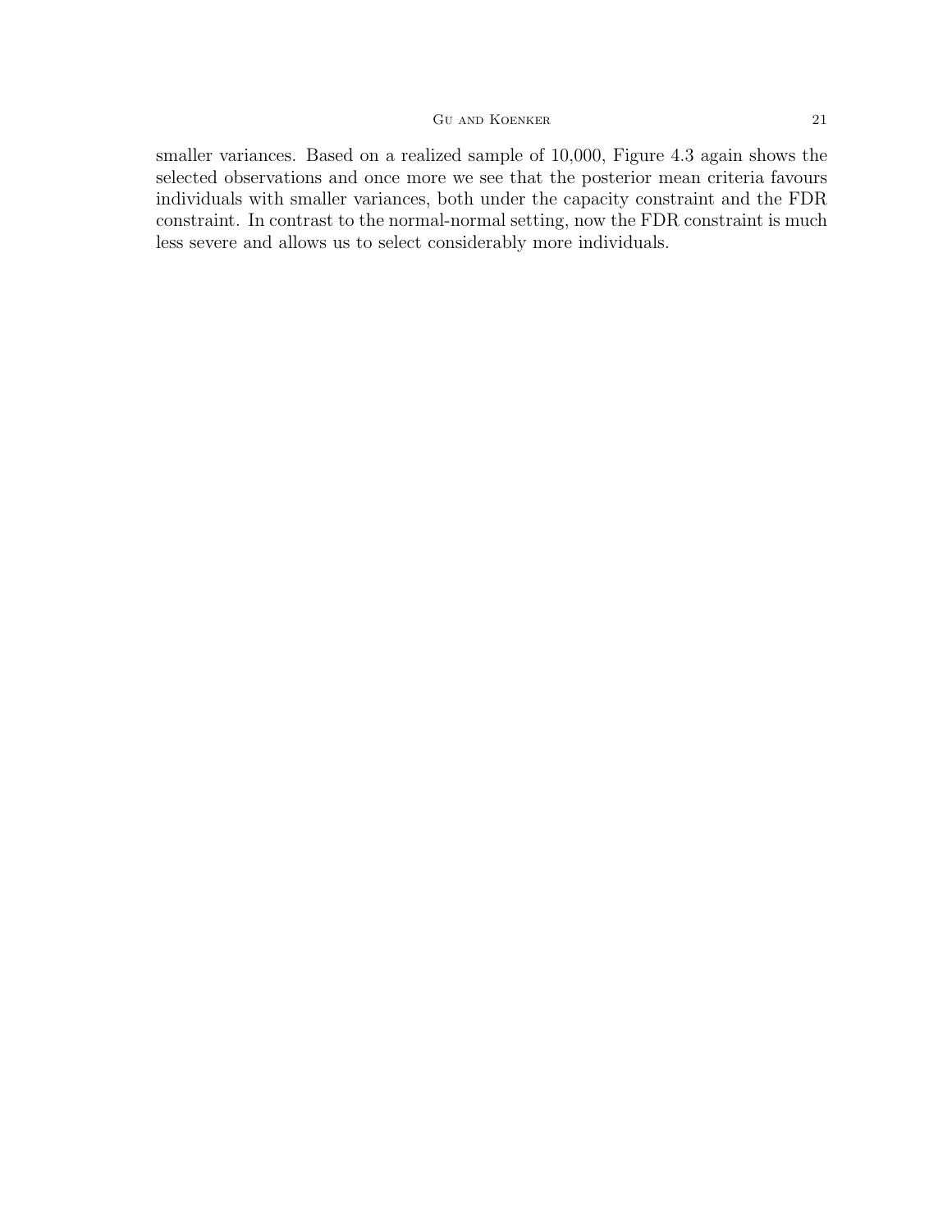smaller variances. Based on a realized sample of 10,000, Figure 4.3 again shows the selected observations and once more we see that the posterior mean criteria favours individuals with smaller variances, both under the capacity constraint and the FDR constraint. In contrast to the normal-normal setting, now the FDR constraint is much less severe and allows us to select considerably more individuals.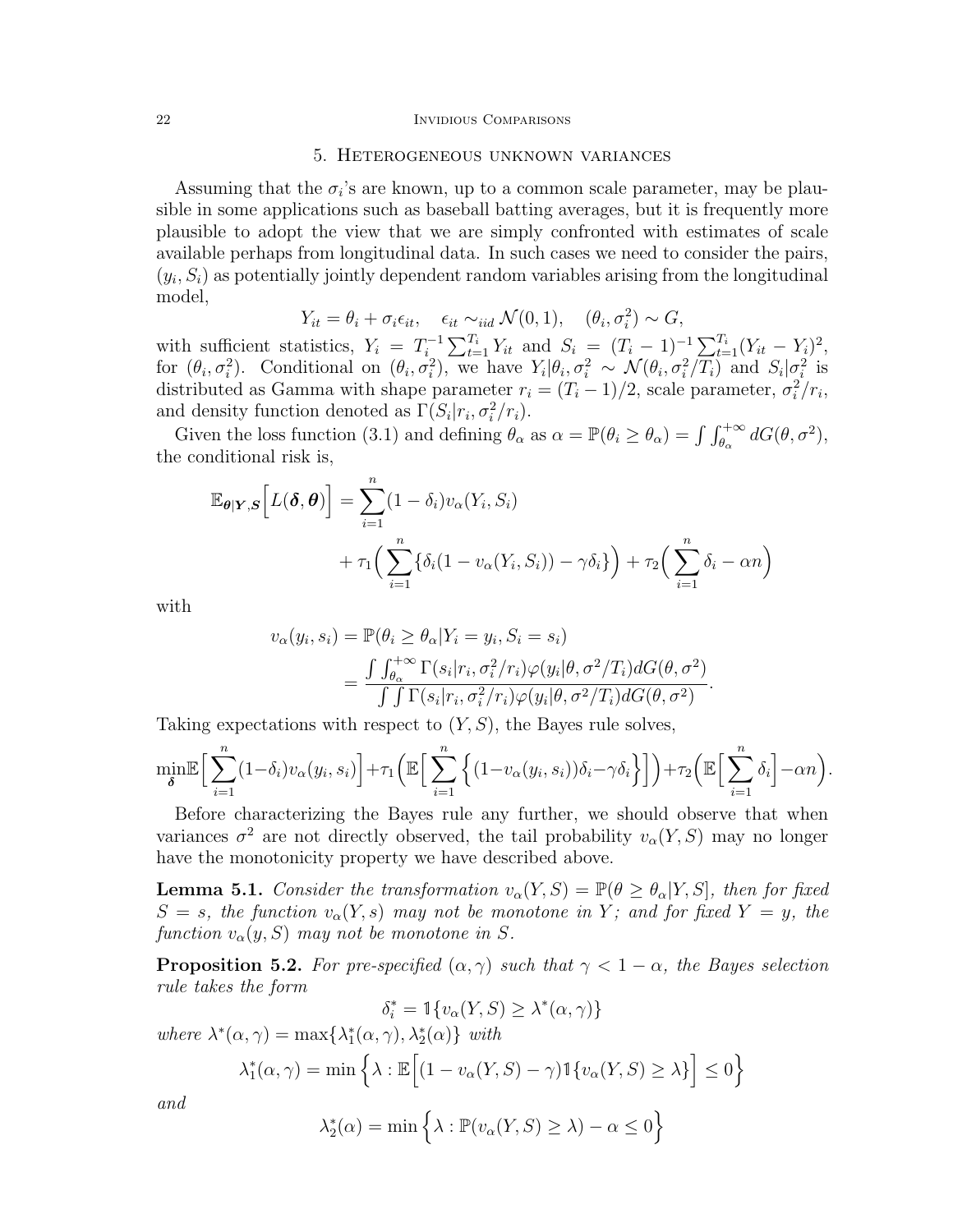## 5. Heterogeneous unknown variances

Assuming that the $\sigma_i$'s are known, up to a common scale parameter, may be plausible in some applications such as baseball batting averages, but it is frequently more plausible to adopt the view that we are simply confronted with estimates of scale available perhaps from longitudinal data. In such cases we need to consider the pairs, $(y_i, S_i)$ as potentially jointly dependent random variables arising from the longitudinal model,

$$Y_{it} = \theta_i + \sigma_i \epsilon_{it}, \quad \epsilon_{it} \sim_{iid} \mathcal{N}(0,1), \quad (\theta_i, \sigma_i^2) \sim G,$$

with sufficient statistics, $Y_i = T_i^{-1} \sum_{t=1}^{T_i} Y_{it}$ and $S_i = (T_i - 1)^{-1} \sum_{t=1}^{T_i} (Y_{it} - Y_i)^2$, for $(\theta_i, \sigma_i^2)$. Conditional on $(\theta_i, \sigma_i^2)$, we have $Y_i | \theta_i, \sigma_i^2 \sim \mathcal{N}(\theta_i, \sigma_i^2 / T_i)$ and $S_i | \sigma_i^2$ is distributed as Gamma with shape parameter $r_i = (T_i - 1)/2$, scale parameter, $\sigma_i^2 / r_i$, and density function denoted as $\Gamma(S_i | r_i, \sigma_i^2 / r_i)$.

Given the loss function (3.1) and defining $\theta_\alpha$ as $\alpha = \mathbb{P}(\theta_i \geq \theta_\alpha) = \int \int_{\theta_\alpha}^{+\infty} dG(\theta, \sigma^2)$, the conditional risk is,

$$\begin{aligned}
\mathbb{E}_{\boldsymbol{\theta} | \boldsymbol{Y}, \boldsymbol{S}} \Big[ L(\boldsymbol{\delta}, \boldsymbol{\theta}) \Big] &= \sum_{i=1}^{n} (1 - \delta_i) v_\alpha(Y_i, S_i) \\
&\quad + \tau_1 \Big( \sum_{i=1}^{n} \{ \delta_i (1 - v_\alpha(Y_i, S_i)) - \gamma \delta_i \} \Big) + \tau_2 \Big( \sum_{i=1}^{n} \delta_i - \alpha n \Big)
\end{aligned}$$

with

$$\begin{aligned}
v_\alpha(y_i, s_i) &= \mathbb{P}(\theta_i \geq \theta_\alpha | Y_i = y_i, S_i = s_i) \\
&= \frac{\int \int_{\theta_\alpha}^{+\infty} \Gamma(s_i | r_i, \sigma_i^2 / r_i) \varphi(y_i | \theta, \sigma^2 / T_i) dG(\theta, \sigma^2)}{\int \int \Gamma(s_i | r_i, \sigma_i^2 / r_i) \varphi(y_i | \theta, \sigma^2 / T_i) dG(\theta, \sigma^2)}.
\end{aligned}$$

Taking expectations with respect to $(Y, S)$, the Bayes rule solves,

$$\min_{\boldsymbol{\delta}} \mathbb{E} \Big[ \sum_{i=1}^{n} (1 - \delta_i) v_\alpha(y_i, s_i) \Big] + \tau_1 \Big( \mathbb{E} \Big[ \sum_{i=1}^{n} \Big\{ (1 - v_\alpha(y_i, s_i)) \delta_i - \gamma \delta_i \Big\} \Big] \Big) + \tau_2 \Big( \mathbb{E} \Big[ \sum_{i=1}^{n} \delta_i \Big] - \alpha n \Big).$$

Before characterizing the Bayes rule any further, we should observe that when variances $\sigma^2$ are not directly observed, the tail probability $v_\alpha(Y, S)$ may no longer have the monotonicity property we have described above.

**Lemma 5.1.** *Consider the transformation $v_\alpha(Y, S) = \mathbb{P}(\theta \geq \theta_\alpha | Y, S]$, then for fixed $S = s$, the function $v_\alpha(Y, s)$ may not be monotone in $Y$; and for fixed $Y = y$, the function $v_\alpha(y, S)$ may not be monotone in $S$.*

**Proposition 5.2.** *For pre-specified $(\alpha, \gamma)$ such that $\gamma < 1 - \alpha$, the Bayes selection rule takes the form*

$$\delta_i^* = \mathbb{1}\{ v_\alpha(Y, S) \geq \lambda^*(\alpha, \gamma) \}$$

*where $\lambda^*(\alpha, \gamma) = \max\{ \lambda_1^*(\alpha, \gamma), \lambda_2^*(\alpha) \}$ with*

$$\lambda_1^*(\alpha, \gamma) = \min \Big\{ \lambda : \mathbb{E} \Big[ (1 - v_\alpha(Y, S) - \gamma) \mathbb{1}\{ v_\alpha(Y, S) \geq \lambda \} \Big] \leq 0 \Big\}$$

*and*

$$\lambda_2^*(\alpha) = \min \Big\{ \lambda : \mathbb{P}(v_\alpha(Y, S) \geq \lambda) - \alpha \leq 0 \Big\}$$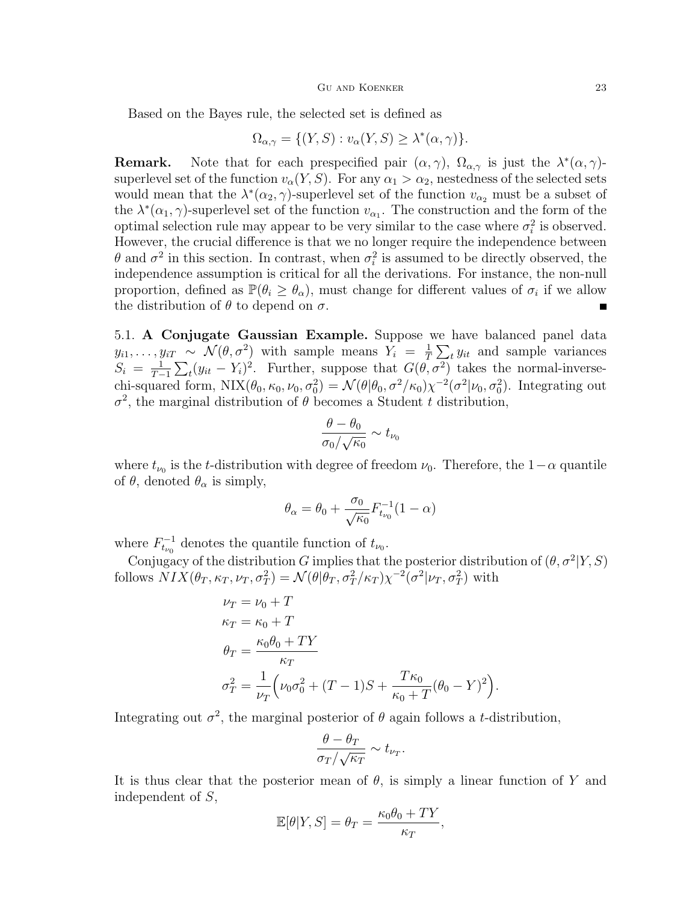Based on the Bayes rule, the selected set is defined as

$$\Omega_{\alpha,\gamma} = \{(Y,S) : v_\alpha(Y,S) \geq \lambda^*(\alpha,\gamma)\}.$$

**Remark.** Note that for each prespecified pair $(\alpha, \gamma)$, $\Omega_{\alpha,\gamma}$ is just the $\lambda^*(\alpha,\gamma)$-superlevel set of the function $v_\alpha(Y,S)$. For any $\alpha_1 > \alpha_2$, nestedness of the selected sets would mean that the $\lambda^*(\alpha_2,\gamma)$-superlevel set of the function $v_{\alpha_2}$ must be a subset of the $\lambda^*(\alpha_1,\gamma)$-superlevel set of the function $v_{\alpha_1}$. The construction and the form of the optimal selection rule may appear to be very similar to the case where $\sigma_i^2$ is observed. However, the crucial difference is that we no longer require the independence between $\theta$ and $\sigma^2$ in this section. In contrast, when $\sigma_i^2$ is assumed to be directly observed, the independence assumption is critical for all the derivations. For instance, the non-null proportion, defined as $\mathbb{P}(\theta_i \geq \theta_\alpha)$, must change for different values of $\sigma_i$ if we allow the distribution of $\theta$ to depend on $\sigma$. ■

5.1. **A Conjugate Gaussian Example.** Suppose we have balanced panel data $y_{i1}, \ldots, y_{iT} \sim \mathcal{N}(\theta, \sigma^2)$ with sample means $Y_i = \frac{1}{T}\sum_t y_{it}$ and sample variances $S_i = \frac{1}{T-1}\sum_t (y_{it} - Y_i)^2$. Further, suppose that $G(\theta, \sigma^2)$ takes the normal-inverse-chi-squared form, $\text{NIX}(\theta_0, \kappa_0, \nu_0, \sigma_0^2) = \mathcal{N}(\theta|\theta_0, \sigma^2/\kappa_0)\chi^{-2}(\sigma^2|\nu_0, \sigma_0^2)$. Integrating out $\sigma^2$, the marginal distribution of $\theta$ becomes a Student $t$ distribution,

$$\frac{\theta - \theta_0}{\sigma_0/\sqrt{\kappa_0}} \sim t_{\nu_0}$$

where $t_{\nu_0}$ is the $t$-distribution with degree of freedom $\nu_0$. Therefore, the $1-\alpha$ quantile of $\theta$, denoted $\theta_\alpha$ is simply,

$$\theta_\alpha = \theta_0 + \frac{\sigma_0}{\sqrt{\kappa_0}} F_{t_{\nu_0}}^{-1}(1-\alpha)$$

where $F_{t_{\nu_0}}^{-1}$ denotes the quantile function of $t_{\nu_0}$.

Conjugacy of the distribution $G$ implies that the posterior distribution of $(\theta, \sigma^2|Y,S)$ follows $NIX(\theta_T, \kappa_T, \nu_T, \sigma_T^2) = \mathcal{N}(\theta|\theta_T, \sigma_T^2/\kappa_T)\chi^{-2}(\sigma^2|\nu_T, \sigma_T^2)$ with

$$\begin{aligned}
\nu_T &= \nu_0 + T \\
\kappa_T &= \kappa_0 + T \\
\theta_T &= \frac{\kappa_0\theta_0 + TY}{\kappa_T} \\
\sigma_T^2 &= \frac{1}{\nu_T}\Big(\nu_0\sigma_0^2 + (T-1)S + \frac{T\kappa_0}{\kappa_0 + T}(\theta_0 - Y)^2\Big).
\end{aligned}$$

Integrating out $\sigma^2$, the marginal posterior of $\theta$ again follows a $t$-distribution,

$$\frac{\theta - \theta_T}{\sigma_T/\sqrt{\kappa_T}} \sim t_{\nu_T}.$$

It is thus clear that the posterior mean of $\theta$, is simply a linear function of $Y$ and independent of $S$,

$$\mathbb{E}[\theta|Y,S] = \theta_T = \frac{\kappa_0\theta_0 + TY}{\kappa_T},$$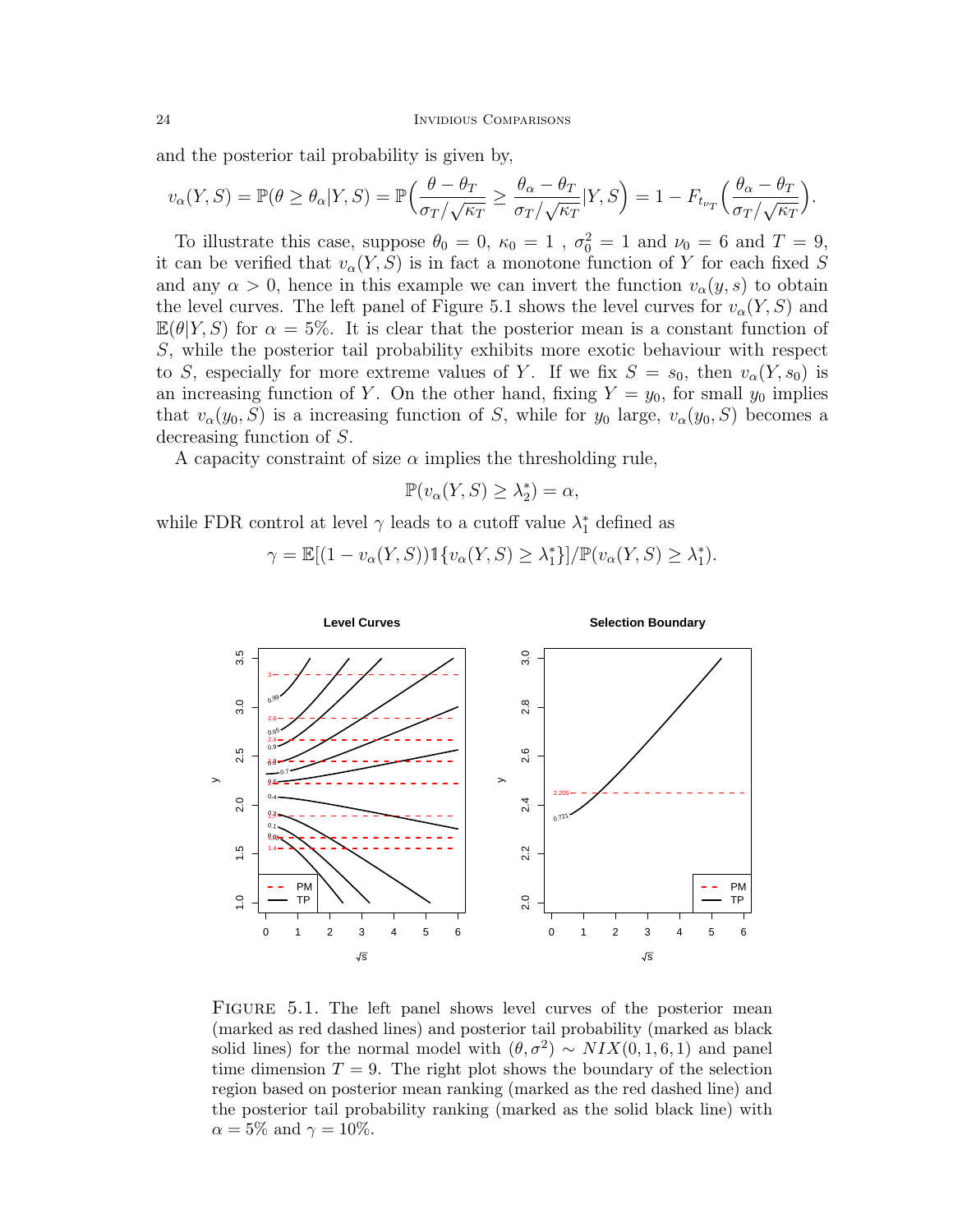and the posterior tail probability is given by,

$$v_\alpha(Y,S) = \mathbb{P}(\theta \geq \theta_\alpha | Y,S) = \mathbb{P}\Big(\frac{\theta - \theta_T}{\sigma_T/\sqrt{\kappa_T}} \geq \frac{\theta_\alpha - \theta_T}{\sigma_T/\sqrt{\kappa_T}} | Y, S\Big) = 1 - F_{t_{\nu_T}}\Big(\frac{\theta_\alpha - \theta_T}{\sigma_T/\sqrt{\kappa_T}}\Big).$$

To illustrate this case, suppose $\theta_0 = 0$, $\kappa_0 = 1$ , $\sigma_0^2 = 1$ and $\nu_0 = 6$ and $T = 9$, it can be verified that $v_\alpha(Y,S)$ is in fact a monotone function of $Y$ for each fixed $S$ and any $\alpha > 0$, hence in this example we can invert the function $v_\alpha(y,s)$ to obtain the level curves. The left panel of Figure 5.1 shows the level curves for $v_\alpha(Y,S)$ and $\mathbb{E}(\theta|Y,S)$ for $\alpha = 5\%$. It is clear that the posterior mean is a constant function of $S$, while the posterior tail probability exhibits more exotic behaviour with respect to $S$, especially for more extreme values of $Y$. If we fix $S = s_0$, then $v_\alpha(Y,s_0)$ is an increasing function of $Y$. On the other hand, fixing $Y = y_0$, for small $y_0$ implies that $v_\alpha(y_0,S)$ is a increasing function of $S$, while for $y_0$ large, $v_\alpha(y_0,S)$ becomes a decreasing function of $S$.

A capacity constraint of size $\alpha$ implies the thresholding rule,

$$\mathbb{P}(v_\alpha(Y,S) \geq \lambda_2^*) = \alpha,$$

while FDR control at level $\gamma$ leads to a cutoff value $\lambda_1^*$ defined as

$$\gamma = \mathbb{E}[(1 - v_\alpha(Y,S))\mathbb{1}\{v_\alpha(Y,S) \geq \lambda_1^*\}]/\mathbb{P}(v_\alpha(Y,S) \geq \lambda_1^*).$$

Figure 5.1. The left panel shows level curves of the posterior mean (marked as red dashed lines) and posterior tail probability (marked as black solid lines) for the normal model with $(\theta, \sigma^2) \sim NIX(0,1,6,1)$ and panel time dimension $T = 9$. The right plot shows the boundary of the selection region based on posterior mean ranking (marked as the red dashed line) and the posterior tail probability ranking (marked as the solid black line) with $\alpha = 5\%$ and $\gamma = 10\%$.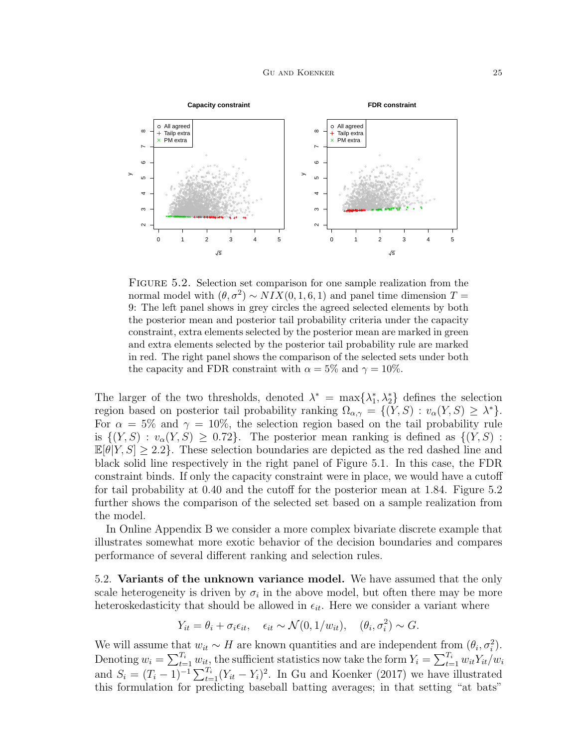FIGURE 5.2. Selection set comparison for one sample realization from the normal model with $(\theta, \sigma^2) \sim NIX(0, 1, 6, 1)$ and panel time dimension $T = 9$: The left panel shows in grey circles the agreed selected elements by both the posterior mean and posterior tail probability criteria under the capacity constraint, extra elements selected by the posterior mean are marked in green and extra elements selected by the posterior tail probability rule are marked in red. The right panel shows the comparison of the selected sets under both the capacity and FDR constraint with $\alpha = 5\%$ and $\gamma = 10\%$.

The larger of the two thresholds, denoted $\lambda^* = \max\{\lambda_1^*, \lambda_2^*\}$ defines the selection region based on posterior tail probability ranking $\Omega_{\alpha,\gamma} = \{(Y, S) : v_\alpha(Y, S) \geq \lambda^*\}$. For $\alpha = 5\%$ and $\gamma = 10\%$, the selection region based on the tail probability rule is $\{(Y, S) : v_\alpha(Y, S) \geq 0.72\}$. The posterior mean ranking is defined as $\{(Y, S) : \mathbb{E}[\theta | Y, S] \geq 2.2\}$. These selection boundaries are depicted as the red dashed line and black solid line respectively in the right panel of Figure 5.1. In this case, the FDR constraint binds. If only the capacity constraint were in place, we would have a cutoff for tail probability at 0.40 and the cutoff for the posterior mean at 1.84. Figure 5.2 further shows the comparison of the selected set based on a sample realization from the model.

In Online Appendix B we consider a more complex bivariate discrete example that illustrates somewhat more exotic behavior of the decision boundaries and compares performance of several different ranking and selection rules.

## 5.2. Variants of the unknown variance model.

We have assumed that the only scale heterogeneity is driven by $\sigma_i$ in the above model, but often there may be more heteroskedasticity that should be allowed in $\epsilon_{it}$. Here we consider a variant where

$$Y_{it} = \theta_i + \sigma_i \epsilon_{it}, \quad \epsilon_{it} \sim \mathcal{N}(0, 1/w_{it}), \quad (\theta_i, \sigma_i^2) \sim G.$$

We will assume that $w_{it} \sim H$ are known quantities and are independent from $(\theta_i, \sigma_i^2)$. Denoting $w_i = \sum_{t=1}^{T_i} w_{it}$, the sufficient statistics now take the form $Y_i = \sum_{t=1}^{T_i} w_{it} Y_{it} / w_i$ and $S_i = (T_i - 1)^{-1} \sum_{t=1}^{T_i} (Y_{it} - Y_i)^2$. In Gu and Koenker (2017) we have illustrated this formulation for predicting baseball batting averages; in that setting "at bats"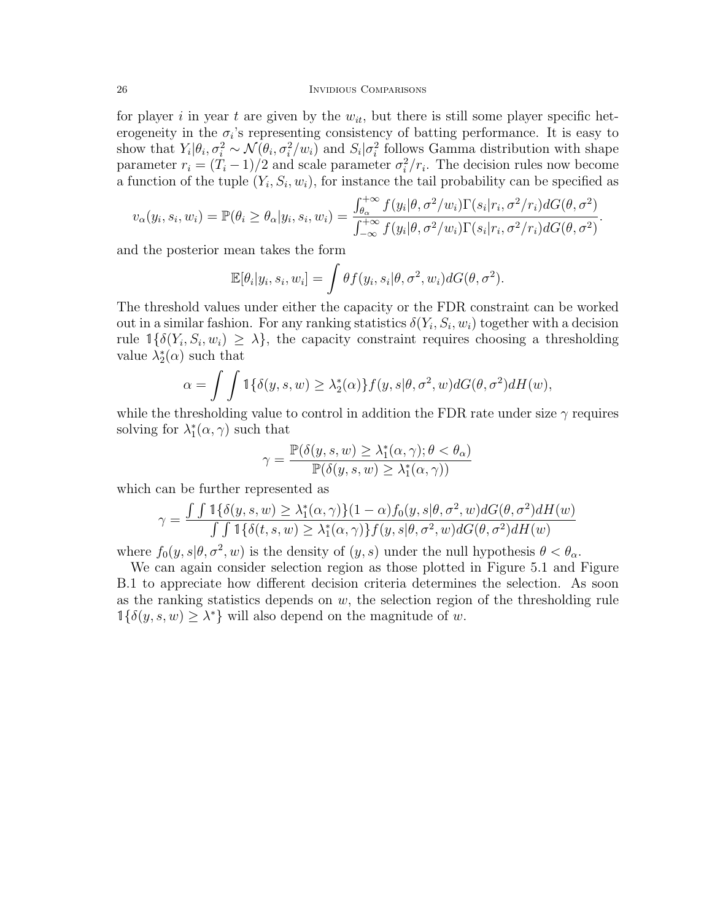for player $i$ in year $t$ are given by the $w_{it}$, but there is still some player specific heterogeneity in the $\sigma_i$'s representing consistency of batting performance. It is easy to show that $Y_i|\theta_i, \sigma_i^2 \sim \mathcal{N}(\theta_i, \sigma_i^2/w_i)$ and $S_i|\sigma_i^2$ follows Gamma distribution with shape parameter $r_i = (T_i - 1)/2$ and scale parameter $\sigma_i^2/r_i$. The decision rules now become a function of the tuple $(Y_i, S_i, w_i)$, for instance the tail probability can be specified as

$$v_\alpha(y_i, s_i, w_i) = \mathbb{P}(\theta_i \geq \theta_\alpha | y_i, s_i, w_i) = \frac{\int_{\theta_\alpha}^{+\infty} f(y_i|\theta, \sigma^2/w_i)\Gamma(s_i|r_i, \sigma^2/r_i) dG(\theta, \sigma^2)}{\int_{-\infty}^{+\infty} f(y_i|\theta, \sigma^2/w_i)\Gamma(s_i|r_i, \sigma^2/r_i) dG(\theta, \sigma^2)}.$$

and the posterior mean takes the form

$$\mathbb{E}[\theta_i|y_i, s_i, w_i] = \int \theta f(y_i, s_i|\theta, \sigma^2, w_i) dG(\theta, \sigma^2).$$

The threshold values under either the capacity or the FDR constraint can be worked out in a similar fashion. For any ranking statistics $\delta(Y_i, S_i, w_i)$ together with a decision rule $\mathbb{1}\{\delta(Y_i, S_i, w_i) \geq \lambda\}$, the capacity constraint requires choosing a thresholding value $\lambda_2^*(\alpha)$ such that

$$\alpha = \int \int \mathbb{1}\{\delta(y, s, w) \geq \lambda_2^*(\alpha)\} f(y, s|\theta, \sigma^2, w) dG(\theta, \sigma^2) dH(w),$$

while the thresholding value to control in addition the FDR rate under size $\gamma$ requires solving for $\lambda_1^*(\alpha, \gamma)$ such that

$$\gamma = \frac{\mathbb{P}(\delta(y, s, w) \geq \lambda_1^*(\alpha, \gamma); \theta < \theta_\alpha)}{\mathbb{P}(\delta(y, s, w) \geq \lambda_1^*(\alpha, \gamma))}$$

which can be further represented as

$$\gamma = \frac{\int \int \mathbb{1}\{\delta(y, s, w) \geq \lambda_1^*(\alpha, \gamma)\}(1 - \alpha) f_0(y, s|\theta, \sigma^2, w) dG(\theta, \sigma^2) dH(w)}{\int \int \mathbb{1}\{\delta(t, s, w) \geq \lambda_1^*(\alpha, \gamma)\} f(y, s|\theta, \sigma^2, w) dG(\theta, \sigma^2) dH(w)}$$

where $f_0(y, s|\theta, \sigma^2, w)$ is the density of $(y, s)$ under the null hypothesis $\theta < \theta_\alpha$.

We can again consider selection region as those plotted in Figure 5.1 and Figure B.1 to appreciate how different decision criteria determines the selection. As soon as the ranking statistics depends on $w$, the selection region of the thresholding rule $\mathbb{1}\{\delta(y, s, w) \geq \lambda^*\}$ will also depend on the magnitude of $w$.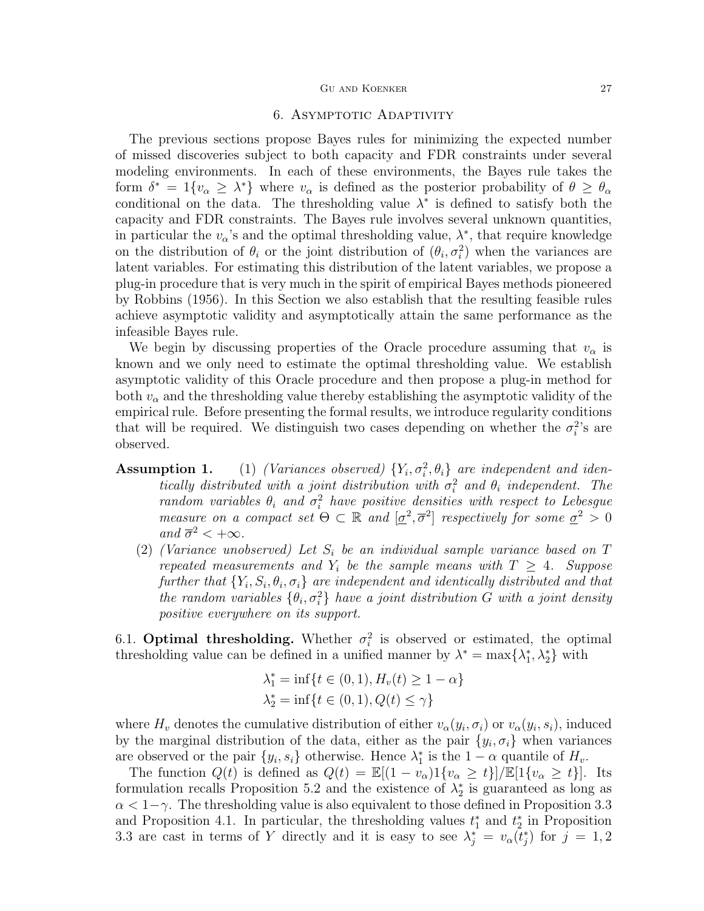## 6. Asymptotic Adaptivity

The previous sections propose Bayes rules for minimizing the expected number of missed discoveries subject to both capacity and FDR constraints under several modeling environments. In each of these environments, the Bayes rule takes the form $\delta^* = 1\{v_\alpha \geq \lambda^*\}$ where $v_\alpha$ is defined as the posterior probability of $\theta \geq \theta_\alpha$ conditional on the data. The thresholding value $\lambda^*$ is defined to satisfy both the capacity and FDR constraints. The Bayes rule involves several unknown quantities, in particular the $v_\alpha$'s and the optimal thresholding value, $\lambda^*$, that require knowledge on the distribution of $\theta_i$ or the joint distribution of $(\theta_i, \sigma_i^2)$ when the variances are latent variables. For estimating this distribution of the latent variables, we propose a plug-in procedure that is very much in the spirit of empirical Bayes methods pioneered by Robbins (1956). In this Section we also establish that the resulting feasible rules achieve asymptotic validity and asymptotically attain the same performance as the infeasible Bayes rule.

We begin by discussing properties of the Oracle procedure assuming that $v_\alpha$ is known and we only need to estimate the optimal thresholding value. We establish asymptotic validity of this Oracle procedure and then propose a plug-in method for both $v_\alpha$ and the thresholding value thereby establishing the asymptotic validity of the empirical rule. Before presenting the formal results, we introduce regularity conditions that will be required. We distinguish two cases depending on whether the $\sigma_i^2$'s are observed.

**Assumption 1.** (1) *(Variances observed) $\{Y_i, \sigma_i^2, \theta_i\}$ are independent and identically distributed with a joint distribution with $\sigma_i^2$ and $\theta_i$ independent. The random variables $\theta_i$ and $\sigma_i^2$ have positive densities with respect to Lebesgue measure on a compact set $\Theta \subset \mathbb{R}$ and $[\underline{\sigma}^2, \overline{\sigma}^2]$ respectively for some $\underline{\sigma}^2 > 0$ and $\overline{\sigma}^2 < +\infty$.*

(2) *(Variance unobserved) Let $S_i$ be an individual sample variance based on $T$ repeated measurements and $Y_i$ be the sample means with $T \geq 4$. Suppose further that $\{Y_i, S_i, \theta_i, \sigma_i\}$ are independent and identically distributed and that the random variables $\{\theta_i, \sigma_i^2\}$ have a joint distribution $G$ with a joint density positive everywhere on its support.*

### 6.1. Optimal thresholding.

Whether $\sigma_i^2$ is observed or estimated, the optimal thresholding value can be defined in a unified manner by $\lambda^* = \max\{\lambda_1^*, \lambda_2^*\}$ with

$$\lambda_1^* = \inf\{t \in (0,1), H_v(t) \geq 1 - \alpha\}$$
$$\lambda_2^* = \inf\{t \in (0,1), Q(t) \leq \gamma\}$$

where $H_v$ denotes the cumulative distribution of either $v_\alpha(y_i, \sigma_i)$ or $v_\alpha(y_i, s_i)$, induced by the marginal distribution of the data, either as the pair $\{y_i, \sigma_i\}$ when variances are observed or the pair $\{y_i, s_i\}$ otherwise. Hence $\lambda_1^*$ is the $1 - \alpha$ quantile of $H_v$.

The function $Q(t)$ is defined as $Q(t) = \mathbb{E}[(1 - v_\alpha)1\{v_\alpha \geq t\}]/\mathbb{E}[1\{v_\alpha \geq t\}]$. Its formulation recalls Proposition 5.2 and the existence of $\lambda_2^*$ is guaranteed as long as $\alpha < 1 - \gamma$. The thresholding value is also equivalent to those defined in Proposition 3.3 and Proposition 4.1. In particular, the thresholding values $t_1^*$ and $t_2^*$ in Proposition 3.3 are cast in terms of $Y$ directly and it is easy to see $\lambda_j^* = v_\alpha(t_j^*)$ for $j = 1, 2$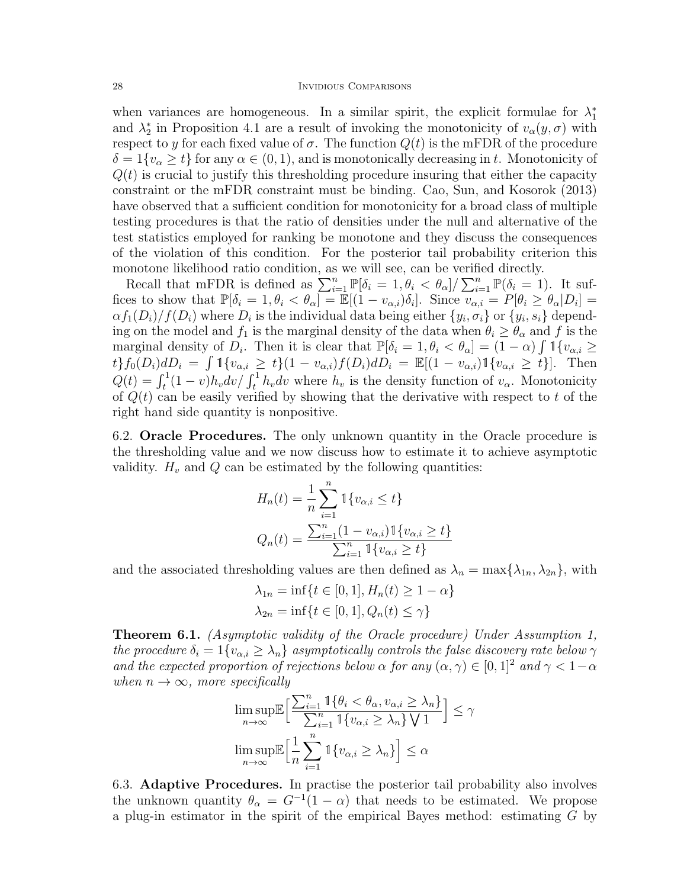when variances are homogeneous. In a similar spirit, the explicit formulae for $\lambda_1^*$ and $\lambda_2^*$ in Proposition 4.1 are a result of invoking the monotonicity of $v_\alpha(y, \sigma)$ with respect to $y$ for each fixed value of $\sigma$. The function $Q(t)$ is the mFDR of the procedure $\delta = 1\{v_\alpha \geq t\}$ for any $\alpha \in (0,1)$, and is monotonically decreasing in $t$. Monotonicity of $Q(t)$ is crucial to justify this thresholding procedure insuring that either the capacity constraint or the mFDR constraint must be binding. Cao, Sun, and Kosorok (2013) have observed that a sufficient condition for monotonicity for a broad class of multiple testing procedures is that the ratio of densities under the null and alternative of the test statistics employed for ranking be monotone and they discuss the consequences of the violation of this condition. For the posterior tail probability criterion this monotone likelihood ratio condition, as we will see, can be verified directly.

Recall that mFDR is defined as $\sum_{i=1}^n \mathbb{P}[\delta_i = 1, \theta_i < \theta_\alpha] / \sum_{i=1}^n \mathbb{P}(\delta_i = 1)$. It suffices to show that $\mathbb{P}[\delta_i = 1, \theta_i < \theta_\alpha] = \mathbb{E}[(1 - v_{\alpha,i})\delta_i]$. Since $v_{\alpha,i} = P[\theta_i \geq \theta_\alpha | D_i] = \alpha f_1(D_i)/f(D_i)$ where $D_i$ is the individual data being either $\{y_i, \sigma_i\}$ or $\{y_i, s_i\}$ depending on the model and $f_1$ is the marginal density of the data when $\theta_i \geq \theta_\alpha$ and $f$ is the marginal density of $D_i$. Then it is clear that $\mathbb{P}[\delta_i = 1, \theta_i < \theta_\alpha] = (1-\alpha)\int \mathbb{1}\{v_{\alpha,i} \geq t\} f_0(D_i) dD_i = \int \mathbb{1}\{v_{\alpha,i} \geq t\}(1 - v_{\alpha,i}) f(D_i) dD_i = \mathbb{E}[(1 - v_{\alpha,i})\mathbb{1}\{v_{\alpha,i} \geq t\}]$. Then $Q(t) = \int_t^1 (1-v) h_v dv / \int_t^1 h_v dv$ where $h_v$ is the density function of $v_\alpha$. Monotonicity of $Q(t)$ can be easily verified by showing that the derivative with respect to $t$ of the right hand side quantity is nonpositive.

6.2. **Oracle Procedures.** The only unknown quantity in the Oracle procedure is the thresholding value and we now discuss how to estimate it to achieve asymptotic validity. $H_v$ and $Q$ can be estimated by the following quantities:

$$H_n(t) = \frac{1}{n}\sum_{i=1}^n \mathbb{1}\{v_{\alpha,i} \leq t\}$$

$$Q_n(t) = \frac{\sum_{i=1}^n (1 - v_{\alpha,i})\mathbb{1}\{v_{\alpha,i} \geq t\}}{\sum_{i=1}^n \mathbb{1}\{v_{\alpha,i} \geq t\}}$$

and the associated thresholding values are then defined as $\lambda_n = \max\{\lambda_{1n}, \lambda_{2n}\}$, with

$$\lambda_{1n} = \inf\{t \in [0,1], H_n(t) \geq 1 - \alpha\}$$

$$\lambda_{2n} = \inf\{t \in [0,1], Q_n(t) \leq \gamma\}$$

**Theorem 6.1.** *(Asymptotic validity of the Oracle procedure) Under Assumption 1, the procedure $\delta_i = 1\{v_{\alpha,i} \geq \lambda_n\}$ asymptotically controls the false discovery rate below $\gamma$ and the expected proportion of rejections below $\alpha$ for any $(\alpha, \gamma) \in [0,1]^2$ and $\gamma < 1 - \alpha$ when $n \to \infty$, more specifically*

$$\limsup_{n\to\infty} \mathbb{E}\Big[\frac{\sum_{i=1}^n \mathbb{1}\{\theta_i < \theta_\alpha, v_{\alpha,i} \geq \lambda_n\}}{\sum_{i=1}^n \mathbb{1}\{v_{\alpha,i} \geq \lambda_n\} \bigvee 1}\Big] \leq \gamma$$

$$\limsup_{n\to\infty} \mathbb{E}\Big[\frac{1}{n}\sum_{i=1}^n \mathbb{1}\{v_{\alpha,i} \geq \lambda_n\}\Big] \leq \alpha$$

6.3. **Adaptive Procedures.** In practise the posterior tail probability also involves the unknown quantity $\theta_\alpha = G^{-1}(1-\alpha)$ that needs to be estimated. We propose a plug-in estimator in the spirit of the empirical Bayes method: estimating $G$ by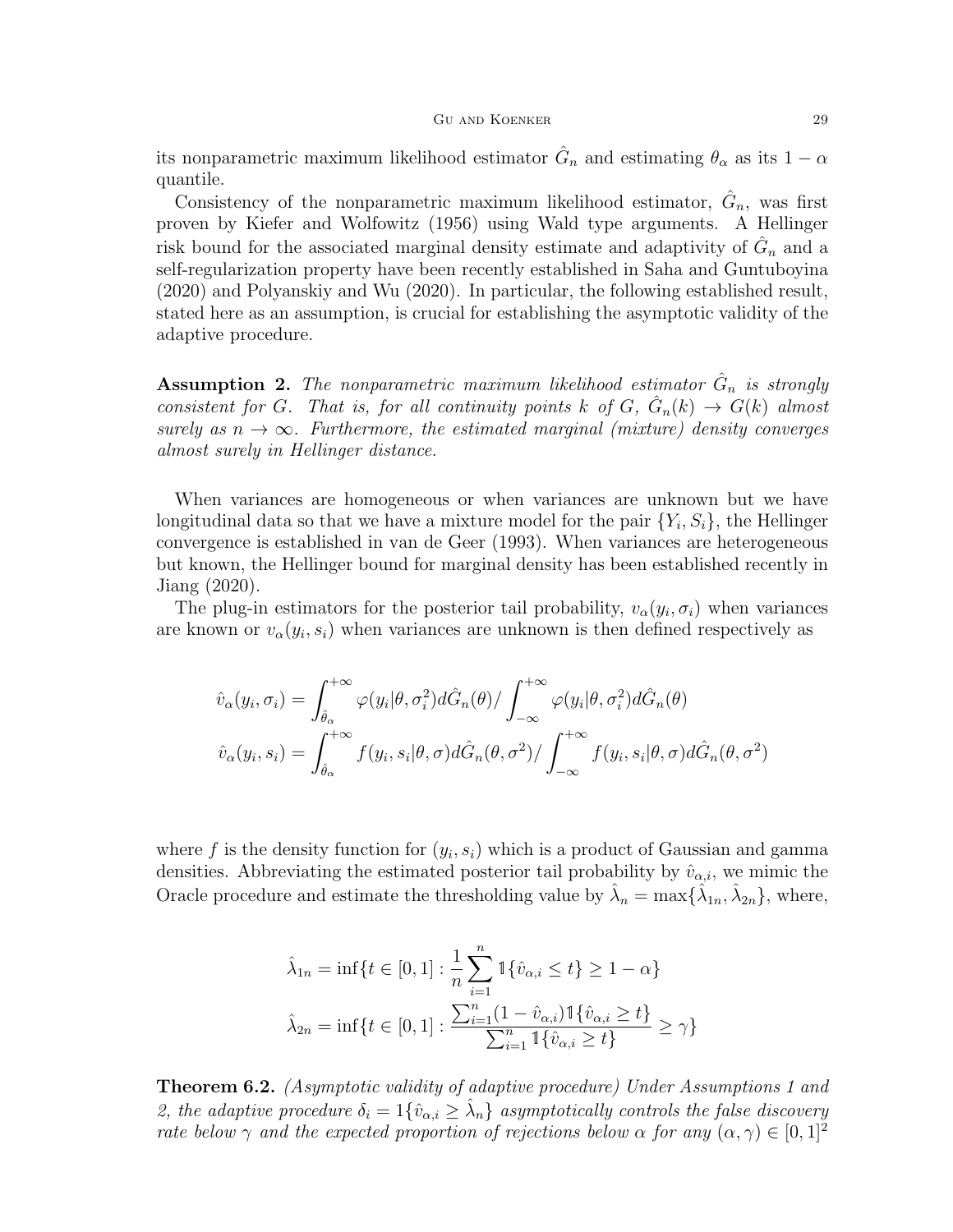its nonparametric maximum likelihood estimator $\hat{G}_n$ and estimating $\theta_\alpha$ as its $1-\alpha$ quantile.

Consistency of the nonparametric maximum likelihood estimator, $\hat{G}_n$, was first proven by Kiefer and Wolfowitz (1956) using Wald type arguments. A Hellinger risk bound for the associated marginal density estimate and adaptivity of $\hat{G}_n$ and a self-regularization property have been recently established in Saha and Guntuboyina (2020) and Polyanskiy and Wu (2020). In particular, the following established result, stated here as an assumption, is crucial for establishing the asymptotic validity of the adaptive procedure.

**Assumption 2.** *The nonparametric maximum likelihood estimator $\hat{G}_n$ is strongly consistent for $G$. That is, for all continuity points $k$ of $G$, $\hat{G}_n(k) \to G(k)$ almost surely as $n \to \infty$. Furthermore, the estimated marginal (mixture) density converges almost surely in Hellinger distance.*

When variances are homogeneous or when variances are unknown but we have longitudinal data so that we have a mixture model for the pair $\{Y_i, S_i\}$, the Hellinger convergence is established in van de Geer (1993). When variances are heterogeneous but known, the Hellinger bound for marginal density has been established recently in Jiang (2020).

The plug-in estimators for the posterior tail probability, $v_\alpha(y_i, \sigma_i)$ when variances are known or $v_\alpha(y_i, s_i)$ when variances are unknown is then defined respectively as

$$
\begin{aligned}
\hat{v}_\alpha(y_i, \sigma_i) &= \int_{\hat{\theta}_\alpha}^{+\infty} \varphi(y_i|\theta, \sigma_i^2) d\hat{G}_n(\theta) / \int_{-\infty}^{+\infty} \varphi(y_i|\theta, \sigma_i^2) d\hat{G}_n(\theta) \\
\hat{v}_\alpha(y_i, s_i) &= \int_{\hat{\theta}_\alpha}^{+\infty} f(y_i, s_i|\theta, \sigma) d\hat{G}_n(\theta, \sigma^2) / \int_{-\infty}^{+\infty} f(y_i, s_i|\theta, \sigma) d\hat{G}_n(\theta, \sigma^2)
\end{aligned}
$$

where $f$ is the density function for $(y_i, s_i)$ which is a product of Gaussian and gamma densities. Abbreviating the estimated posterior tail probability by $\hat{v}_{\alpha,i}$, we mimic the Oracle procedure and estimate the thresholding value by $\hat{\lambda}_n = \max\{\hat{\lambda}_{1n}, \hat{\lambda}_{2n}\}$, where,

$$
\begin{aligned}
\hat{\lambda}_{1n} &= \inf\{t \in [0,1] : \frac{1}{n}\sum_{i=1}^{n} \mathbb{1}\{\hat{v}_{\alpha,i} \leq t\} \geq 1-\alpha\} \\
\hat{\lambda}_{2n} &= \inf\{t \in [0,1] : \frac{\sum_{i=1}^{n}(1-\hat{v}_{\alpha,i})\mathbb{1}\{\hat{v}_{\alpha,i} \geq t\}}{\sum_{i=1}^{n} \mathbb{1}\{\hat{v}_{\alpha,i} \geq t\}} \geq \gamma\}
\end{aligned}
$$

**Theorem 6.2.** *(Asymptotic validity of adaptive procedure) Under Assumptions 1 and 2, the adaptive procedure $\delta_i = 1\{\hat{v}_{\alpha,i} \geq \hat{\lambda}_n\}$ asymptotically controls the false discovery rate below $\gamma$ and the expected proportion of rejections below $\alpha$ for any $(\alpha, \gamma) \in [0,1]^2$*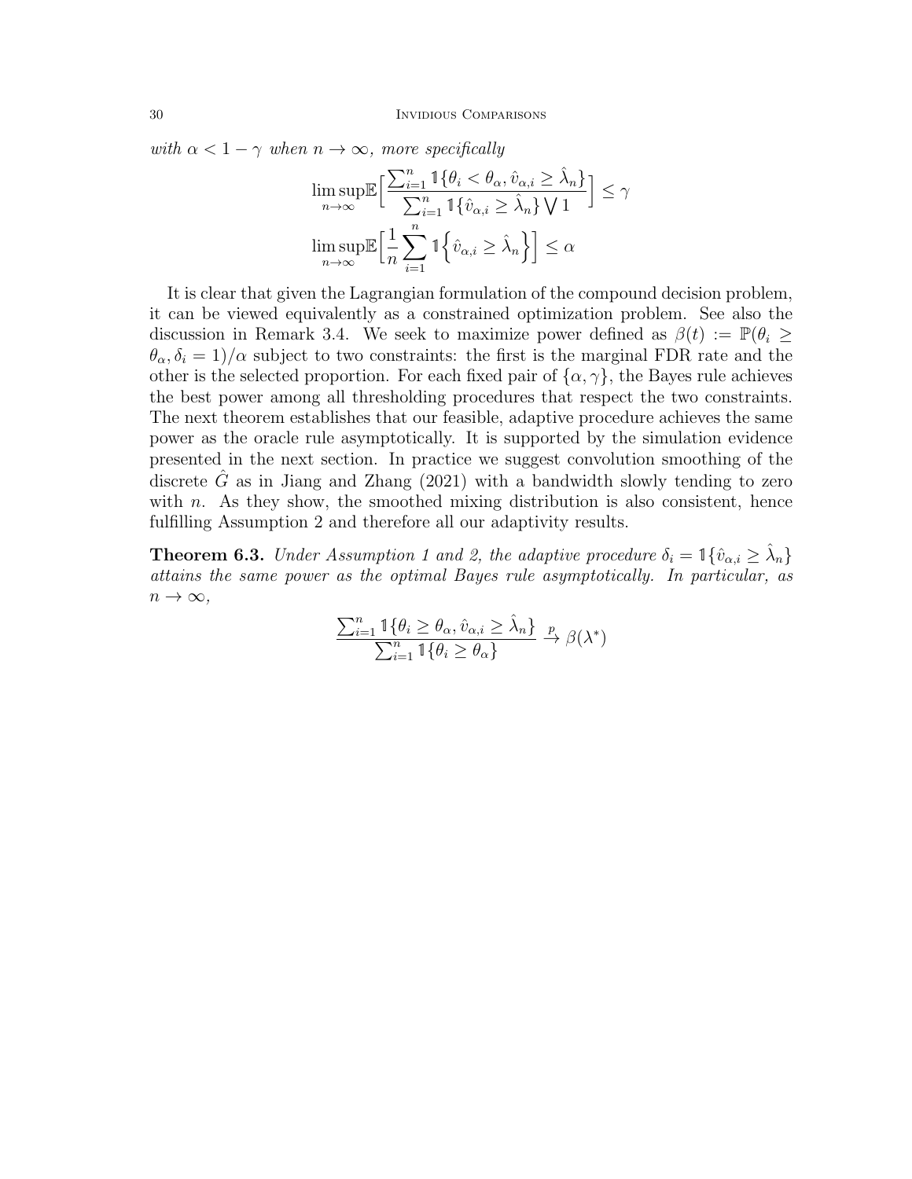*with $\alpha < 1 - \gamma$ when $n \to \infty$, more specifically*

$$\limsup_{n\to\infty} \mathbb{E}\Big[\frac{\sum_{i=1}^{n} \mathbb{1}\{\theta_i < \theta_\alpha, \hat{v}_{\alpha,i} \geq \hat{\lambda}_n\}}{\sum_{i=1}^{n} \mathbb{1}\{\hat{v}_{\alpha,i} \geq \hat{\lambda}_n\} \bigvee 1}\Big] \leq \gamma$$

$$\limsup_{n\to\infty} \mathbb{E}\Big[\frac{1}{n}\sum_{i=1}^{n} \mathbb{1}\Big\{\hat{v}_{\alpha,i} \geq \hat{\lambda}_n\Big\}\Big] \leq \alpha$$

It is clear that given the Lagrangian formulation of the compound decision problem, it can be viewed equivalently as a constrained optimization problem. See also the discussion in Remark 3.4. We seek to maximize power defined as $\beta(t) := \mathbb{P}(\theta_i \geq \theta_\alpha, \delta_i = 1)/\alpha$ subject to two constraints: the first is the marginal FDR rate and the other is the selected proportion. For each fixed pair of $\{\alpha, \gamma\}$, the Bayes rule achieves the best power among all thresholding procedures that respect the two constraints. The next theorem establishes that our feasible, adaptive procedure achieves the same power as the oracle rule asymptotically. It is supported by the simulation evidence presented in the next section. In practice we suggest convolution smoothing of the discrete $\hat{G}$ as in Jiang and Zhang (2021) with a bandwidth slowly tending to zero with $n$. As they show, the smoothed mixing distribution is also consistent, hence fulfilling Assumption 2 and therefore all our adaptivity results.

**Theorem 6.3.** *Under Assumption 1 and 2, the adaptive procedure $\delta_i = \mathbb{1}\{\hat{v}_{\alpha,i} \geq \hat{\lambda}_n\}$ attains the same power as the optimal Bayes rule asymptotically. In particular, as $n \to \infty$,*

$$\frac{\sum_{i=1}^{n} \mathbb{1}\{\theta_i \geq \theta_\alpha, \hat{v}_{\alpha,i} \geq \hat{\lambda}_n\}}{\sum_{i=1}^{n} \mathbb{1}\{\theta_i \geq \theta_\alpha\}} \xrightarrow{p} \beta(\lambda^*)$$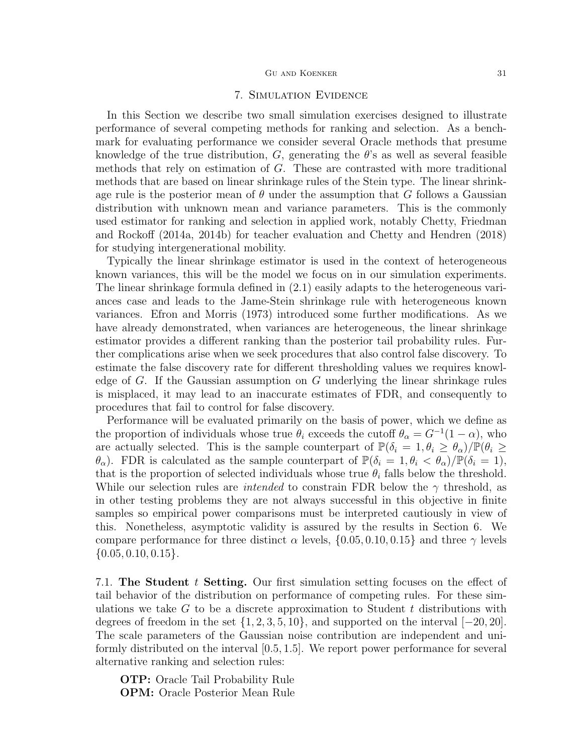## 7. Simulation Evidence

In this Section we describe two small simulation exercises designed to illustrate performance of several competing methods for ranking and selection. As a benchmark for evaluating performance we consider several Oracle methods that presume knowledge of the true distribution, $G$, generating the $\theta$'s as well as several feasible methods that rely on estimation of $G$. These are contrasted with more traditional methods that are based on linear shrinkage rules of the Stein type. The linear shrinkage rule is the posterior mean of $\theta$ under the assumption that $G$ follows a Gaussian distribution with unknown mean and variance parameters. This is the commonly used estimator for ranking and selection in applied work, notably Chetty, Friedman and Rockoff (2014a, 2014b) for teacher evaluation and Chetty and Hendren (2018) for studying intergenerational mobility.

Typically the linear shrinkage estimator is used in the context of heterogeneous known variances, this will be the model we focus on in our simulation experiments. The linear shrinkage formula defined in (2.1) easily adapts to the heterogeneous variances case and leads to the Jame-Stein shrinkage rule with heterogeneous known variances. Efron and Morris (1973) introduced some further modifications. As we have already demonstrated, when variances are heterogeneous, the linear shrinkage estimator provides a different ranking than the posterior tail probability rules. Further complications arise when we seek procedures that also control false discovery. To estimate the false discovery rate for different thresholding values we requires knowledge of $G$. If the Gaussian assumption on $G$ underlying the linear shrinkage rules is misplaced, it may lead to an inaccurate estimates of FDR, and consequently to procedures that fail to control for false discovery.

Performance will be evaluated primarily on the basis of power, which we define as the proportion of individuals whose true $\theta_i$ exceeds the cutoff $\theta_\alpha = G^{-1}(1-\alpha)$, who are actually selected. This is the sample counterpart of $\mathbb{P}(\delta_i = 1, \theta_i \geq \theta_\alpha)/\mathbb{P}(\theta_i \geq \theta_\alpha)$. FDR is calculated as the sample counterpart of $\mathbb{P}(\delta_i = 1, \theta_i < \theta_\alpha)/\mathbb{P}(\delta_i = 1)$, that is the proportion of selected individuals whose true $\theta_i$ falls below the threshold. While our selection rules are *intended* to constrain FDR below the $\gamma$ threshold, as in other testing problems they are not always successful in this objective in finite samples so empirical power comparisons must be interpreted cautiously in view of this. Nonetheless, asymptotic validity is assured by the results in Section 6. We compare performance for three distinct $\alpha$ levels, $\{0.05, 0.10, 0.15\}$ and three $\gamma$ levels $\{0.05, 0.10, 0.15\}$.

### 7.1. The Student $t$ Setting.

Our first simulation setting focuses on the effect of tail behavior of the distribution on performance of competing rules. For these simulations we take $G$ to be a discrete approximation to Student $t$ distributions with degrees of freedom in the set $\{1, 2, 3, 5, 10\}$, and supported on the interval $[-20, 20]$. The scale parameters of the Gaussian noise contribution are independent and uniformly distributed on the interval $[0.5, 1.5]$. We report power performance for several alternative ranking and selection rules:

**OTP:** Oracle Tail Probability Rule
**OPM:** Oracle Posterior Mean Rule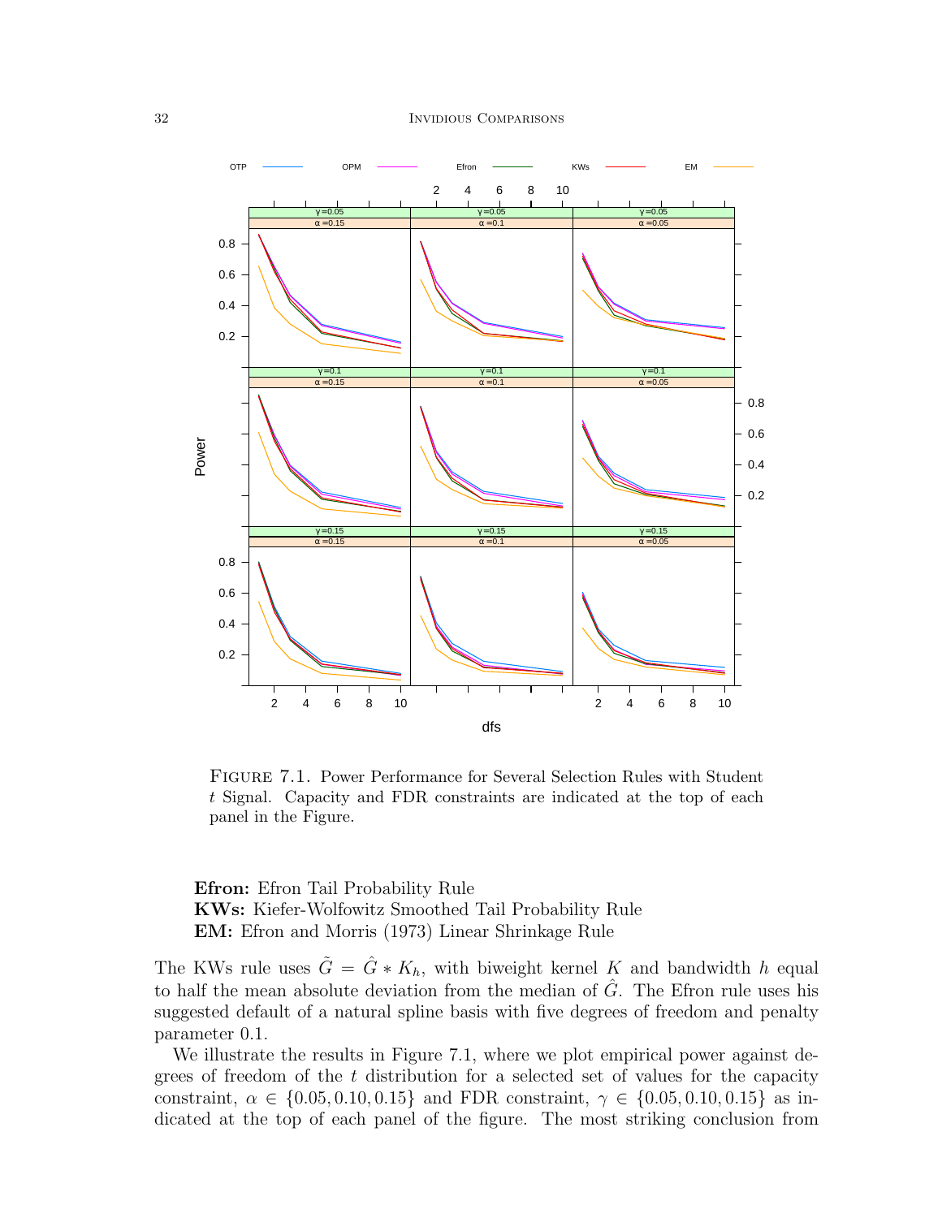FIGURE 7.1. Power Performance for Several Selection Rules with Student $t$ Signal. Capacity and FDR constraints are indicated at the top of each panel in the Figure.

**Efron:** Efron Tail Probability Rule
**KWs:** Kiefer-Wolfowitz Smoothed Tail Probability Rule
**EM:** Efron and Morris (1973) Linear Shrinkage Rule

The KWs rule uses $\tilde{G} = \hat{G} * K_h$, with biweight kernel $K$ and bandwidth $h$ equal to half the mean absolute deviation from the median of $\hat{G}$. The Efron rule uses his suggested default of a natural spline basis with five degrees of freedom and penalty parameter 0.1.

We illustrate the results in Figure 7.1, where we plot empirical power against degrees of freedom of the $t$ distribution for a selected set of values for the capacity constraint, $\alpha \in \{0.05, 0.10, 0.15\}$ and FDR constraint, $\gamma \in \{0.05, 0.10, 0.15\}$ as indicated at the top of each panel of the figure. The most striking conclusion from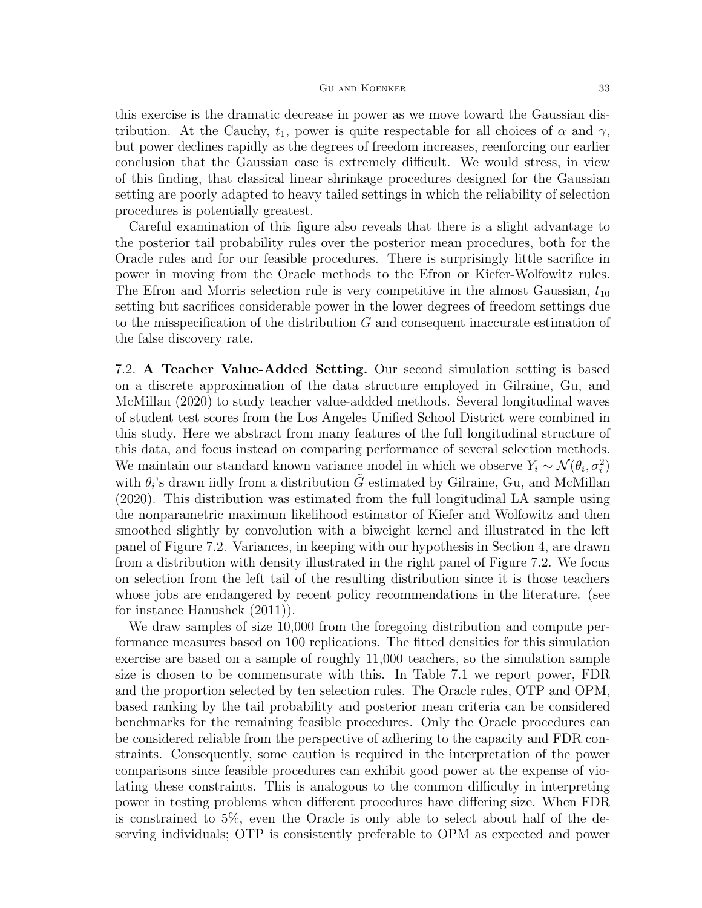this exercise is the dramatic decrease in power as we move toward the Gaussian distribution. At the Cauchy, $t_1$, power is quite respectable for all choices of $\alpha$ and $\gamma$, but power declines rapidly as the degrees of freedom increases, reenforcing our earlier conclusion that the Gaussian case is extremely difficult. We would stress, in view of this finding, that classical linear shrinkage procedures designed for the Gaussian setting are poorly adapted to heavy tailed settings in which the reliability of selection procedures is potentially greatest.

Careful examination of this figure also reveals that there is a slight advantage to the posterior tail probability rules over the posterior mean procedures, both for the Oracle rules and for our feasible procedures. There is surprisingly little sacrifice in power in moving from the Oracle methods to the Efron or Kiefer-Wolfowitz rules. The Efron and Morris selection rule is very competitive in the almost Gaussian, $t_{10}$ setting but sacrifices considerable power in the lower degrees of freedom settings due to the misspecification of the distribution $G$ and consequent inaccurate estimation of the false discovery rate.

7.2. **A Teacher Value-Added Setting.** Our second simulation setting is based on a discrete approximation of the data structure employed in Gilraine, Gu, and McMillan (2020) to study teacher value-addded methods. Several longitudinal waves of student test scores from the Los Angeles Unified School District were combined in this study. Here we abstract from many features of the full longitudinal structure of this data, and focus instead on comparing performance of several selection methods. We maintain our standard known variance model in which we observe $Y_i \sim \mathcal{N}(\theta_i, \sigma_i^2)$ with $\theta_i$'s drawn iidly from a distribution $\tilde{G}$ estimated by Gilraine, Gu, and McMillan (2020). This distribution was estimated from the full longitudinal LA sample using the nonparametric maximum likelihood estimator of Kiefer and Wolfowitz and then smoothed slightly by convolution with a biweight kernel and illustrated in the left panel of Figure 7.2. Variances, in keeping with our hypothesis in Section 4, are drawn from a distribution with density illustrated in the right panel of Figure 7.2. We focus on selection from the left tail of the resulting distribution since it is those teachers whose jobs are endangered by recent policy recommendations in the literature. (see for instance Hanushek (2011)).

We draw samples of size 10,000 from the foregoing distribution and compute performance measures based on 100 replications. The fitted densities for this simulation exercise are based on a sample of roughly 11,000 teachers, so the simulation sample size is chosen to be commensurate with this. In Table 7.1 we report power, FDR and the proportion selected by ten selection rules. The Oracle rules, OTP and OPM, based ranking by the tail probability and posterior mean criteria can be considered benchmarks for the remaining feasible procedures. Only the Oracle procedures can be considered reliable from the perspective of adhering to the capacity and FDR constraints. Consequently, some caution is required in the interpretation of the power comparisons since feasible procedures can exhibit good power at the expense of violating these constraints. This is analogous to the common difficulty in interpreting power in testing problems when different procedures have differing size. When FDR is constrained to 5%, even the Oracle is only able to select about half of the deserving individuals; OTP is consistently preferable to OPM as expected and power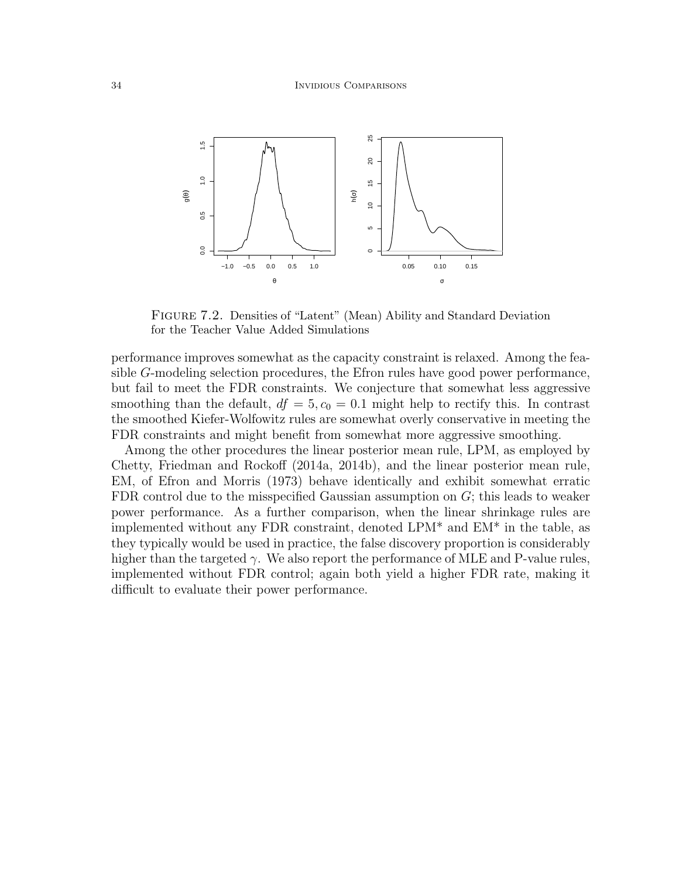FIGURE 7.2. Densities of "Latent" (Mean) Ability and Standard Deviation for the Teacher Value Added Simulations

performance improves somewhat as the capacity constraint is relaxed. Among the feasible $G$-modeling selection procedures, the Efron rules have good power performance, but fail to meet the FDR constraints. We conjecture that somewhat less aggressive smoothing than the default, $df = 5, c_0 = 0.1$ might help to rectify this. In contrast the smoothed Kiefer-Wolfowitz rules are somewhat overly conservative in meeting the FDR constraints and might benefit from somewhat more aggressive smoothing.

Among the other procedures the linear posterior mean rule, LPM, as employed by Chetty, Friedman and Rockoff (2014a, 2014b), and the linear posterior mean rule, EM, of Efron and Morris (1973) behave identically and exhibit somewhat erratic FDR control due to the misspecified Gaussian assumption on $G$; this leads to weaker power performance. As a further comparison, when the linear shrinkage rules are implemented without any FDR constraint, denoted LPM* and EM* in the table, as they typically would be used in practice, the false discovery proportion is considerably higher than the targeted $\gamma$. We also report the performance of MLE and P-value rules, implemented without FDR control; again both yield a higher FDR rate, making it difficult to evaluate their power performance.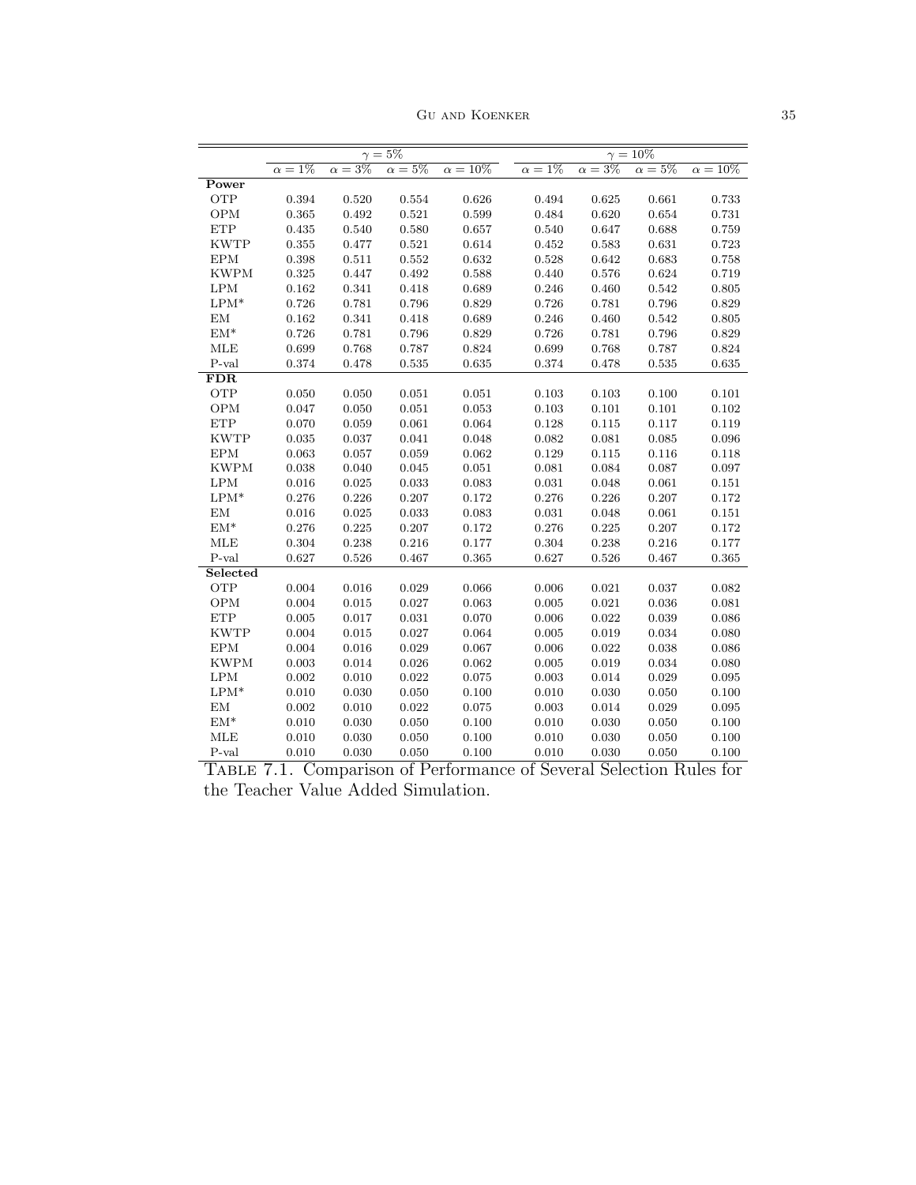| | $\gamma = 5\%$ | | | | $\gamma = 10\%$ | | | |
|---|---|---|---|---|---|---|---|---|
| | $\alpha = 1\%$ | $\alpha = 3\%$ | $\alpha = 5\%$ | $\alpha = 10\%$ | $\alpha = 1\%$ | $\alpha = 3\%$ | $\alpha = 5\%$ | $\alpha = 10\%$ |
| **Power** | | | | | | | | |
| OTP | 0.394 | 0.520 | 0.554 | 0.626 | 0.494 | 0.625 | 0.661 | 0.733 |
| OPM | 0.365 | 0.492 | 0.521 | 0.599 | 0.484 | 0.620 | 0.654 | 0.731 |
| ETP | 0.435 | 0.540 | 0.580 | 0.657 | 0.540 | 0.647 | 0.688 | 0.759 |
| KWTP | 0.355 | 0.477 | 0.521 | 0.614 | 0.452 | 0.583 | 0.631 | 0.723 |
| EPM | 0.398 | 0.511 | 0.552 | 0.632 | 0.528 | 0.642 | 0.683 | 0.758 |
| KWPM | 0.325 | 0.447 | 0.492 | 0.588 | 0.440 | 0.576 | 0.624 | 0.719 |
| LPM | 0.162 | 0.341 | 0.418 | 0.689 | 0.246 | 0.460 | 0.542 | 0.805 |
| LPM* | 0.726 | 0.781 | 0.796 | 0.829 | 0.726 | 0.781 | 0.796 | 0.829 |
| EM | 0.162 | 0.341 | 0.418 | 0.689 | 0.246 | 0.460 | 0.542 | 0.805 |
| EM* | 0.726 | 0.781 | 0.796 | 0.829 | 0.726 | 0.781 | 0.796 | 0.829 |
| MLE | 0.699 | 0.768 | 0.787 | 0.824 | 0.699 | 0.768 | 0.787 | 0.824 |
| P-val | 0.374 | 0.478 | 0.535 | 0.635 | 0.374 | 0.478 | 0.535 | 0.635 |
| **FDR** | | | | | | | | |
| OTP | 0.050 | 0.050 | 0.051 | 0.051 | 0.103 | 0.103 | 0.100 | 0.101 |
| OPM | 0.047 | 0.050 | 0.051 | 0.053 | 0.103 | 0.101 | 0.101 | 0.102 |
| ETP | 0.070 | 0.059 | 0.061 | 0.064 | 0.128 | 0.115 | 0.117 | 0.119 |
| KWTP | 0.035 | 0.037 | 0.041 | 0.048 | 0.082 | 0.081 | 0.085 | 0.096 |
| EPM | 0.063 | 0.057 | 0.059 | 0.062 | 0.129 | 0.115 | 0.116 | 0.118 |
| KWPM | 0.038 | 0.040 | 0.045 | 0.051 | 0.081 | 0.084 | 0.087 | 0.097 |
| LPM | 0.016 | 0.025 | 0.033 | 0.083 | 0.031 | 0.048 | 0.061 | 0.151 |
| LPM* | 0.276 | 0.226 | 0.207 | 0.172 | 0.276 | 0.226 | 0.207 | 0.172 |
| EM | 0.016 | 0.025 | 0.033 | 0.083 | 0.031 | 0.048 | 0.061 | 0.151 |
| EM* | 0.276 | 0.225 | 0.207 | 0.172 | 0.276 | 0.225 | 0.207 | 0.172 |
| MLE | 0.304 | 0.238 | 0.216 | 0.177 | 0.304 | 0.238 | 0.216 | 0.177 |
| P-val | 0.627 | 0.526 | 0.467 | 0.365 | 0.627 | 0.526 | 0.467 | 0.365 |
| **Selected** | | | | | | | | |
| OTP | 0.004 | 0.016 | 0.029 | 0.066 | 0.006 | 0.021 | 0.037 | 0.082 |
| OPM | 0.004 | 0.015 | 0.027 | 0.063 | 0.005 | 0.021 | 0.036 | 0.081 |
| ETP | 0.005 | 0.017 | 0.031 | 0.070 | 0.006 | 0.022 | 0.039 | 0.086 |
| KWTP | 0.004 | 0.015 | 0.027 | 0.064 | 0.005 | 0.019 | 0.034 | 0.080 |
| EPM | 0.004 | 0.016 | 0.029 | 0.067 | 0.006 | 0.022 | 0.038 | 0.086 |
| KWPM | 0.003 | 0.014 | 0.026 | 0.062 | 0.005 | 0.019 | 0.034 | 0.080 |
| LPM | 0.002 | 0.010 | 0.022 | 0.075 | 0.003 | 0.014 | 0.029 | 0.095 |
| LPM* | 0.010 | 0.030 | 0.050 | 0.100 | 0.010 | 0.030 | 0.050 | 0.100 |
| EM | 0.002 | 0.010 | 0.022 | 0.075 | 0.003 | 0.014 | 0.029 | 0.095 |
| EM* | 0.010 | 0.030 | 0.050 | 0.100 | 0.010 | 0.030 | 0.050 | 0.100 |
| MLE | 0.010 | 0.030 | 0.050 | 0.100 | 0.010 | 0.030 | 0.050 | 0.100 |
| P-val | 0.010 | 0.030 | 0.050 | 0.100 | 0.010 | 0.030 | 0.050 | 0.100 |

Table 7.1. Comparison of Performance of Several Selection Rules for the Teacher Value Added Simulation.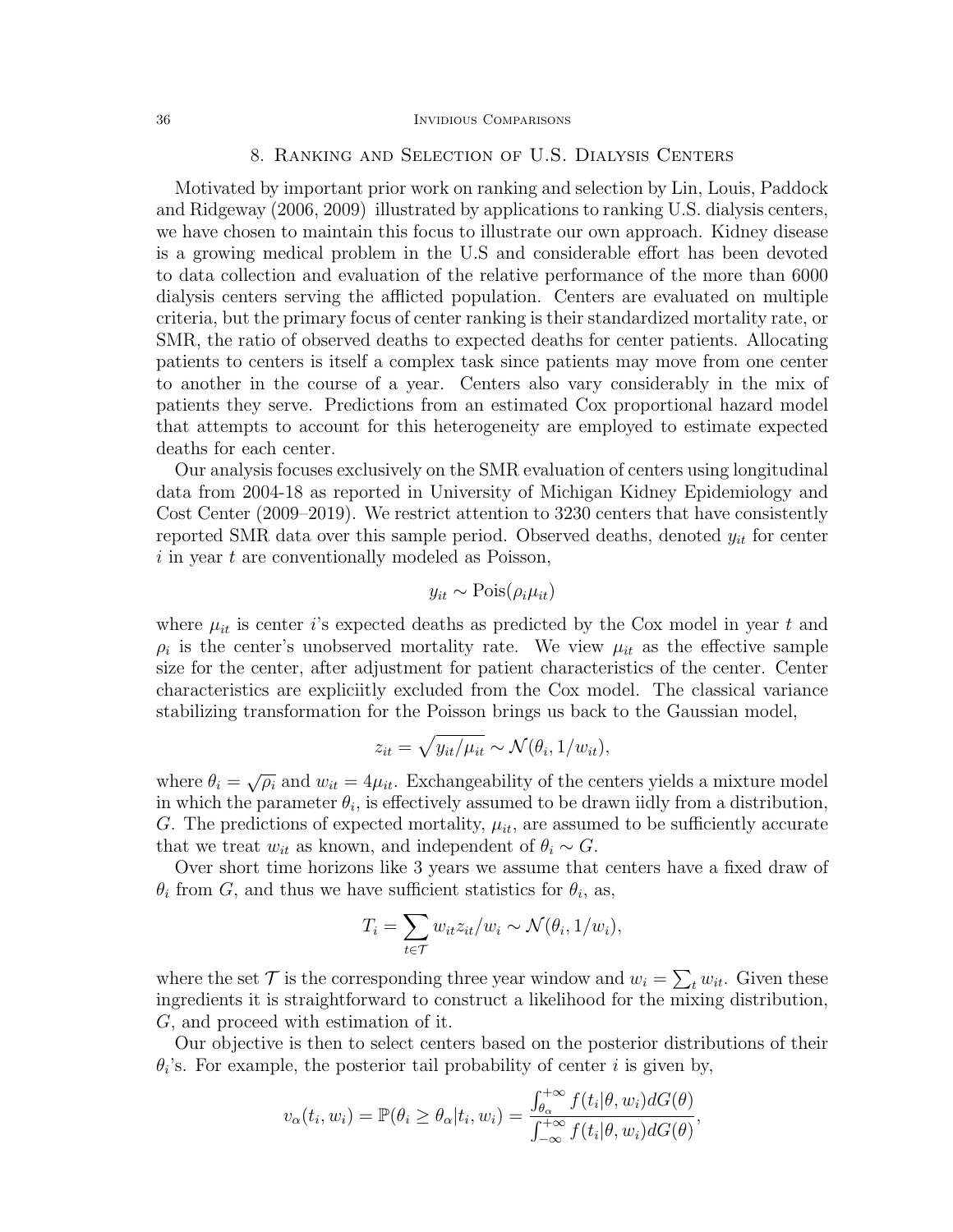## 8. Ranking and Selection of U.S. Dialysis Centers

Motivated by important prior work on ranking and selection by Lin, Louis, Paddock and Ridgeway (2006, 2009) illustrated by applications to ranking U.S. dialysis centers, we have chosen to maintain this focus to illustrate our own approach. Kidney disease is a growing medical problem in the U.S and considerable effort has been devoted to data collection and evaluation of the relative performance of the more than 6000 dialysis centers serving the afflicted population. Centers are evaluated on multiple criteria, but the primary focus of center ranking is their standardized mortality rate, or SMR, the ratio of observed deaths to expected deaths for center patients. Allocating patients to centers is itself a complex task since patients may move from one center to another in the course of a year. Centers also vary considerably in the mix of patients they serve. Predictions from an estimated Cox proportional hazard model that attempts to account for this heterogeneity are employed to estimate expected deaths for each center.

Our analysis focuses exclusively on the SMR evaluation of centers using longitudinal data from 2004-18 as reported in University of Michigan Kidney Epidemiology and Cost Center (2009–2019). We restrict attention to 3230 centers that have consistently reported SMR data over this sample period. Observed deaths, denoted $y_{it}$ for center $i$ in year $t$ are conventionally modeled as Poisson,

$$y_{it} \sim \text{Pois}(\rho_i \mu_{it})$$

where $\mu_{it}$ is center $i$'s expected deaths as predicted by the Cox model in year $t$ and $\rho_i$ is the center's unobserved mortality rate. We view $\mu_{it}$ as the effective sample size for the center, after adjustment for patient characteristics of the center. Center characteristics are expliciitly excluded from the Cox model. The classical variance stabilizing transformation for the Poisson brings us back to the Gaussian model,

$$z_{it} = \sqrt{y_{it}/\mu_{it}} \sim \mathcal{N}(\theta_i, 1/w_{it}),$$

where $\theta_i = \sqrt{\rho_i}$ and $w_{it} = 4\mu_{it}$. Exchangeability of the centers yields a mixture model in which the parameter $\theta_i$, is effectively assumed to be drawn iidly from a distribution, $G$. The predictions of expected mortality, $\mu_{it}$, are assumed to be sufficiently accurate that we treat $w_{it}$ as known, and independent of $\theta_i \sim G$.

Over short time horizons like 3 years we assume that centers have a fixed draw of $\theta_i$ from $G$, and thus we have sufficient statistics for $\theta_i$, as,

$$T_i = \sum_{t \in \mathcal{T}} w_{it} z_{it}/w_i \sim \mathcal{N}(\theta_i, 1/w_i),$$

where the set $\mathcal{T}$ is the corresponding three year window and $w_i = \sum_t w_{it}$. Given these ingredients it is straightforward to construct a likelihood for the mixing distribution, $G$, and proceed with estimation of it.

Our objective is then to select centers based on the posterior distributions of their $\theta_i$'s. For example, the posterior tail probability of center $i$ is given by,

$$v_\alpha(t_i, w_i) = \mathbb{P}(\theta_i \geq \theta_\alpha | t_i, w_i) = \frac{\int_{\theta_\alpha}^{+\infty} f(t_i|\theta, w_i) dG(\theta)}{\int_{-\infty}^{+\infty} f(t_i|\theta, w_i) dG(\theta)},$$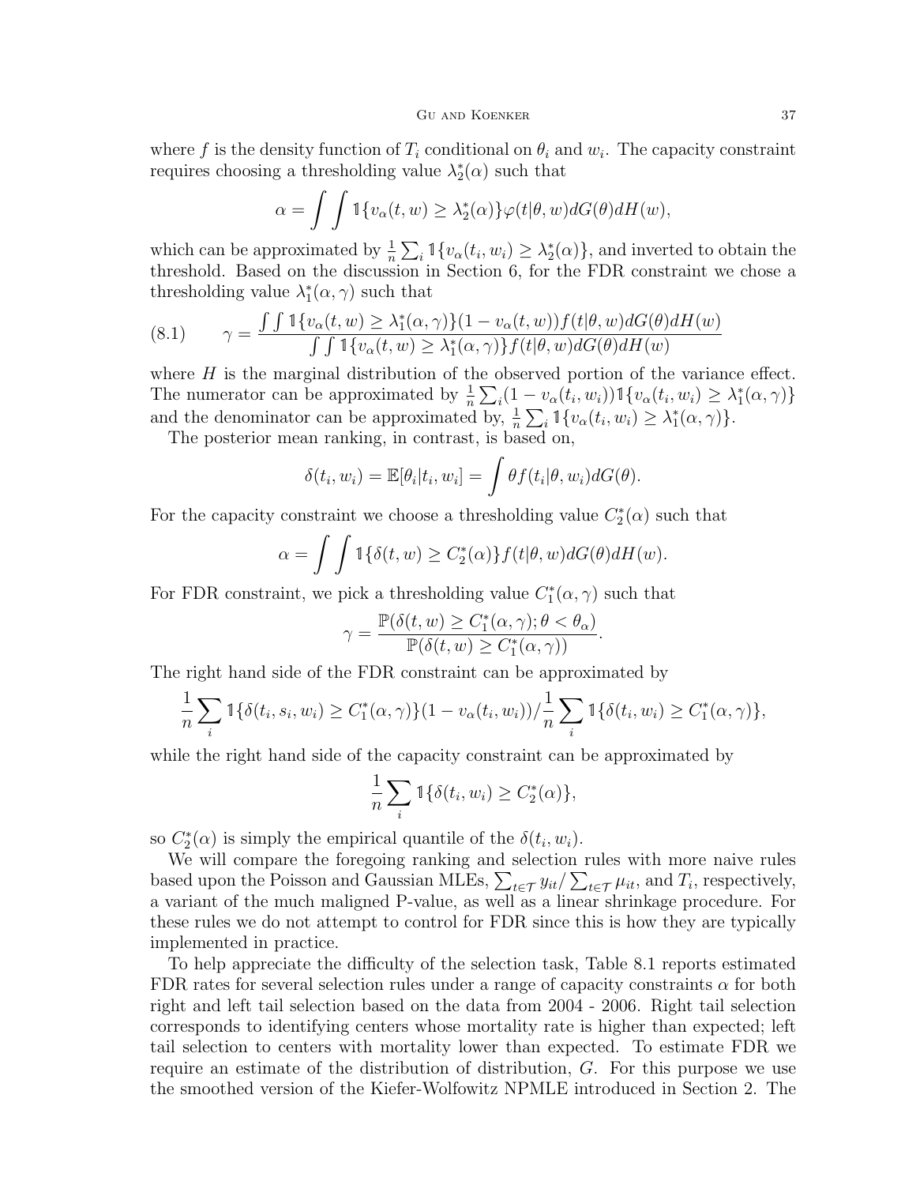where $f$ is the density function of $T_i$ conditional on $\theta_i$ and $w_i$. The capacity constraint requires choosing a thresholding value $\lambda_2^*(\alpha)$ such that

$$\alpha = \int \int \mathbb{1}\{v_\alpha(t, w) \geq \lambda_2^*(\alpha)\}\varphi(t|\theta, w)dG(\theta)dH(w),$$

which can be approximated by $\frac{1}{n}\sum_i \mathbb{1}\{v_\alpha(t_i, w_i) \geq \lambda_2^*(\alpha)\}$, and inverted to obtain the threshold. Based on the discussion in Section 6, for the FDR constraint we chose a thresholding value $\lambda_1^*(\alpha, \gamma)$ such that

$$\gamma = \frac{\int \int \mathbb{1}\{v_\alpha(t, w) \geq \lambda_1^*(\alpha, \gamma)\}(1 - v_\alpha(t, w))f(t|\theta, w)dG(\theta)dH(w)}{\int \int \mathbb{1}\{v_\alpha(t, w) \geq \lambda_1^*(\alpha, \gamma)\}f(t|\theta, w)dG(\theta)dH(w)} \tag{8.1}$$

where $H$ is the marginal distribution of the observed portion of the variance effect. The numerator can be approximated by $\frac{1}{n}\sum_i(1 - v_\alpha(t_i, w_i))\mathbb{1}\{v_\alpha(t_i, w_i) \geq \lambda_1^*(\alpha, \gamma)\}$ and the denominator can be approximated by, $\frac{1}{n}\sum_i \mathbb{1}\{v_\alpha(t_i, w_i) \geq \lambda_1^*(\alpha, \gamma)\}$.

The posterior mean ranking, in contrast, is based on,

$$\delta(t_i, w_i) = \mathbb{E}[\theta_i|t_i, w_i] = \int \theta f(t_i|\theta, w_i)dG(\theta).$$

For the capacity constraint we choose a thresholding value $C_2^*(\alpha)$ such that

$$\alpha = \int \int \mathbb{1}\{\delta(t, w) \geq C_2^*(\alpha)\}f(t|\theta, w)dG(\theta)dH(w).$$

For FDR constraint, we pick a thresholding value $C_1^*(\alpha, \gamma)$ such that

$$\gamma = \frac{\mathbb{P}(\delta(t, w) \geq C_1^*(\alpha, \gamma); \theta < \theta_\alpha)}{\mathbb{P}(\delta(t, w) \geq C_1^*(\alpha, \gamma))}.$$

The right hand side of the FDR constraint can be approximated by

$$\frac{1}{n}\sum_i \mathbb{1}\{\delta(t_i, s_i, w_i) \geq C_1^*(\alpha, \gamma)\}(1 - v_\alpha(t_i, w_i))/\frac{1}{n}\sum_i \mathbb{1}\{\delta(t_i, w_i) \geq C_1^*(\alpha, \gamma)\},$$

while the right hand side of the capacity constraint can be approximated by

$$\frac{1}{n}\sum_i \mathbb{1}\{\delta(t_i, w_i) \geq C_2^*(\alpha)\},$$

so $C_2^*(\alpha)$ is simply the empirical quantile of the $\delta(t_i, w_i)$.

We will compare the foregoing ranking and selection rules with more naive rules based upon the Poisson and Gaussian MLEs, $\sum_{t\in\mathcal{T}} y_{it}/\sum_{t\in\mathcal{T}} \mu_{it}$, and $T_i$, respectively, a variant of the much maligned P-value, as well as a linear shrinkage procedure. For these rules we do not attempt to control for FDR since this is how they are typically implemented in practice.

To help appreciate the difficulty of the selection task, Table 8.1 reports estimated FDR rates for several selection rules under a range of capacity constraints $\alpha$ for both right and left tail selection based on the data from 2004 - 2006. Right tail selection corresponds to identifying centers whose mortality rate is higher than expected; left tail selection to centers with mortality lower than expected. To estimate FDR we require an estimate of the distribution of distribution, $G$. For this purpose we use the smoothed version of the Kiefer-Wolfowitz NPMLE introduced in Section 2. The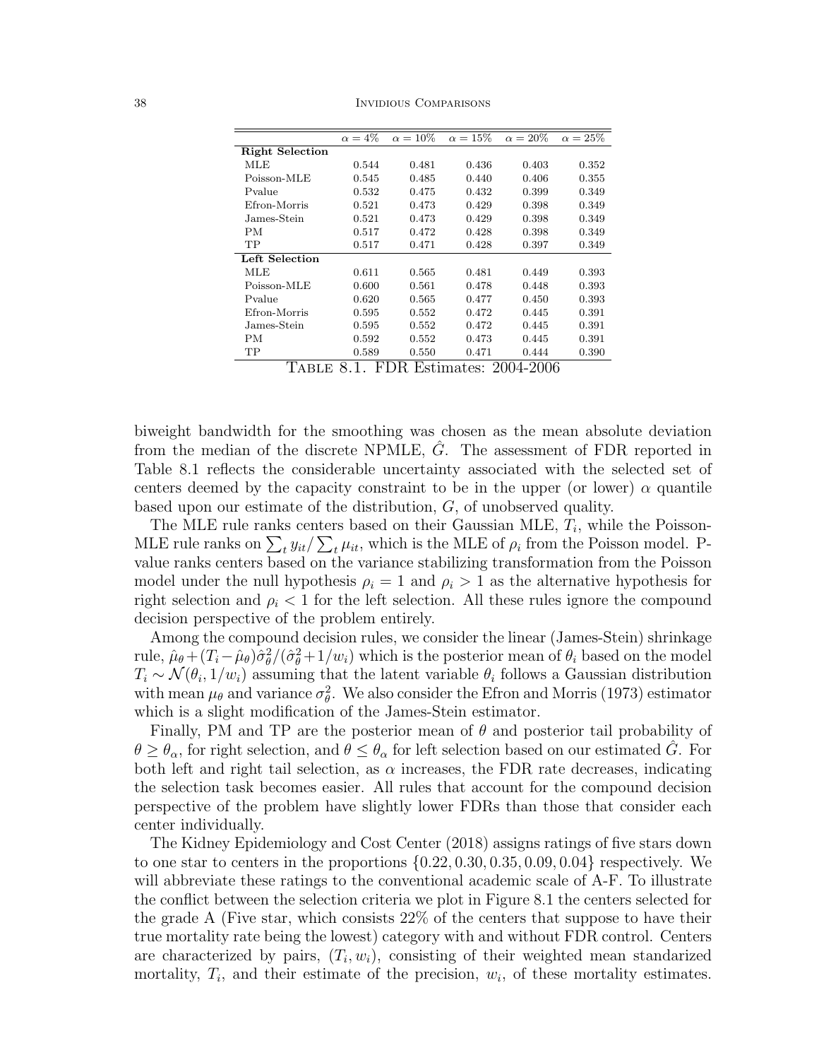| | $\alpha = 4\%$ | $\alpha = 10\%$ | $\alpha = 15\%$ | $\alpha = 20\%$ | $\alpha = 25\%$ |
|---|---|---|---|---|---|
| **Right Selection** | | | | | |
| MLE | 0.544 | 0.481 | 0.436 | 0.403 | 0.352 |
| Poisson-MLE | 0.545 | 0.485 | 0.440 | 0.406 | 0.355 |
| Pvalue | 0.532 | 0.475 | 0.432 | 0.399 | 0.349 |
| Efron-Morris | 0.521 | 0.473 | 0.429 | 0.398 | 0.349 |
| James-Stein | 0.521 | 0.473 | 0.429 | 0.398 | 0.349 |
| PM | 0.517 | 0.472 | 0.428 | 0.398 | 0.349 |
| TP | 0.517 | 0.471 | 0.428 | 0.397 | 0.349 |
| **Left Selection** | | | | | |
| MLE | 0.611 | 0.565 | 0.481 | 0.449 | 0.393 |
| Poisson-MLE | 0.600 | 0.561 | 0.478 | 0.448 | 0.393 |
| Pvalue | 0.620 | 0.565 | 0.477 | 0.450 | 0.393 |
| Efron-Morris | 0.595 | 0.552 | 0.472 | 0.445 | 0.391 |
| James-Stein | 0.595 | 0.552 | 0.472 | 0.445 | 0.391 |
| PM | 0.592 | 0.552 | 0.473 | 0.445 | 0.391 |
| TP | 0.589 | 0.550 | 0.471 | 0.444 | 0.390 |

Table 8.1. FDR Estimates: 2004-2006

biweight bandwidth for the smoothing was chosen as the mean absolute deviation from the median of the discrete NPMLE, $\hat{G}$. The assessment of FDR reported in Table 8.1 reflects the considerable uncertainty associated with the selected set of centers deemed by the capacity constraint to be in the upper (or lower) $\alpha$ quantile based upon our estimate of the distribution, $G$, of unobserved quality.

The MLE rule ranks centers based on their Gaussian MLE, $T_i$, while the Poisson-MLE rule ranks on $\sum_t y_{it}/\sum_t \mu_{it}$, which is the MLE of $\rho_i$ from the Poisson model. P-value ranks centers based on the variance stabilizing transformation from the Poisson model under the null hypothesis $\rho_i = 1$ and $\rho_i > 1$ as the alternative hypothesis for right selection and $\rho_i < 1$ for the left selection. All these rules ignore the compound decision perspective of the problem entirely.

Among the compound decision rules, we consider the linear (James-Stein) shrinkage rule, $\hat{\mu}_\theta + (T_i - \hat{\mu}_\theta)\hat{\sigma}_\theta^2/(\hat{\sigma}_\theta^2 + 1/w_i)$ which is the posterior mean of $\theta_i$ based on the model $T_i \sim \mathcal{N}(\theta_i, 1/w_i)$ assuming that the latent variable $\theta_i$ follows a Gaussian distribution with mean $\mu_\theta$ and variance $\sigma_\theta^2$. We also consider the Efron and Morris (1973) estimator which is a slight modification of the James-Stein estimator.

Finally, PM and TP are the posterior mean of $\theta$ and posterior tail probability of $\theta \geq \theta_\alpha$, for right selection, and $\theta \leq \theta_\alpha$ for left selection based on our estimated $\hat{G}$. For both left and right tail selection, as $\alpha$ increases, the FDR rate decreases, indicating the selection task becomes easier. All rules that account for the compound decision perspective of the problem have slightly lower FDRs than those that consider each center individually.

The Kidney Epidemiology and Cost Center (2018) assigns ratings of five stars down to one star to centers in the proportions $\{0.22, 0.30, 0.35, 0.09, 0.04\}$ respectively. We will abbreviate these ratings to the conventional academic scale of A-F. To illustrate the conflict between the selection criteria we plot in Figure 8.1 the centers selected for the grade A (Five star, which consists 22% of the centers that suppose to have their true mortality rate being the lowest) category with and without FDR control. Centers are characterized by pairs, $(T_i, w_i)$, consisting of their weighted mean standarized mortality, $T_i$, and their estimate of the precision, $w_i$, of these mortality estimates.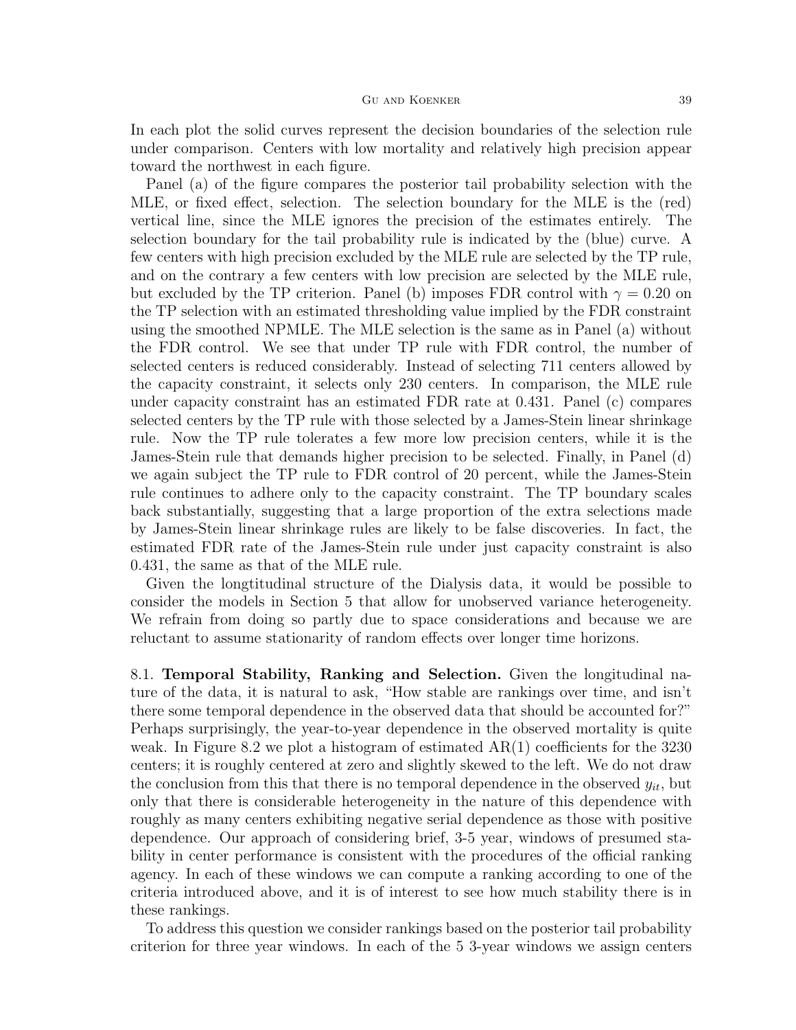In each plot the solid curves represent the decision boundaries of the selection rule under comparison. Centers with low mortality and relatively high precision appear toward the northwest in each figure.

Panel (a) of the figure compares the posterior tail probability selection with the MLE, or fixed effect, selection. The selection boundary for the MLE is the (red) vertical line, since the MLE ignores the precision of the estimates entirely. The selection boundary for the tail probability rule is indicated by the (blue) curve. A few centers with high precision excluded by the MLE rule are selected by the TP rule, and on the contrary a few centers with low precision are selected by the MLE rule, but excluded by the TP criterion. Panel (b) imposes FDR control with $\gamma = 0.20$ on the TP selection with an estimated thresholding value implied by the FDR constraint using the smoothed NPMLE. The MLE selection is the same as in Panel (a) without the FDR control. We see that under TP rule with FDR control, the number of selected centers is reduced considerably. Instead of selecting 711 centers allowed by the capacity constraint, it selects only 230 centers. In comparison, the MLE rule under capacity constraint has an estimated FDR rate at 0.431. Panel (c) compares selected centers by the TP rule with those selected by a James-Stein linear shrinkage rule. Now the TP rule tolerates a few more low precision centers, while it is the James-Stein rule that demands higher precision to be selected. Finally, in Panel (d) we again subject the TP rule to FDR control of 20 percent, while the James-Stein rule continues to adhere only to the capacity constraint. The TP boundary scales back substantially, suggesting that a large proportion of the extra selections made by James-Stein linear shrinkage rules are likely to be false discoveries. In fact, the estimated FDR rate of the James-Stein rule under just capacity constraint is also 0.431, the same as that of the MLE rule.

Given the longtitudinal structure of the Dialysis data, it would be possible to consider the models in Section 5 that allow for unobserved variance heterogeneity. We refrain from doing so partly due to space considerations and because we are reluctant to assume stationarity of random effects over longer time horizons.

8.1. **Temporal Stability, Ranking and Selection.** Given the longitudinal nature of the data, it is natural to ask, "How stable are rankings over time, and isn't there some temporal dependence in the observed data that should be accounted for?" Perhaps surprisingly, the year-to-year dependence in the observed mortality is quite weak. In Figure 8.2 we plot a histogram of estimated AR(1) coefficients for the 3230 centers; it is roughly centered at zero and slightly skewed to the left. We do not draw the conclusion from this that there is no temporal dependence in the observed $y_{it}$, but only that there is considerable heterogeneity in the nature of this dependence with roughly as many centers exhibiting negative serial dependence as those with positive dependence. Our approach of considering brief, 3-5 year, windows of presumed stability in center performance is consistent with the procedures of the official ranking agency. In each of these windows we can compute a ranking according to one of the criteria introduced above, and it is of interest to see how much stability there is in these rankings.

To address this question we consider rankings based on the posterior tail probability criterion for three year windows. In each of the 5 3-year windows we assign centers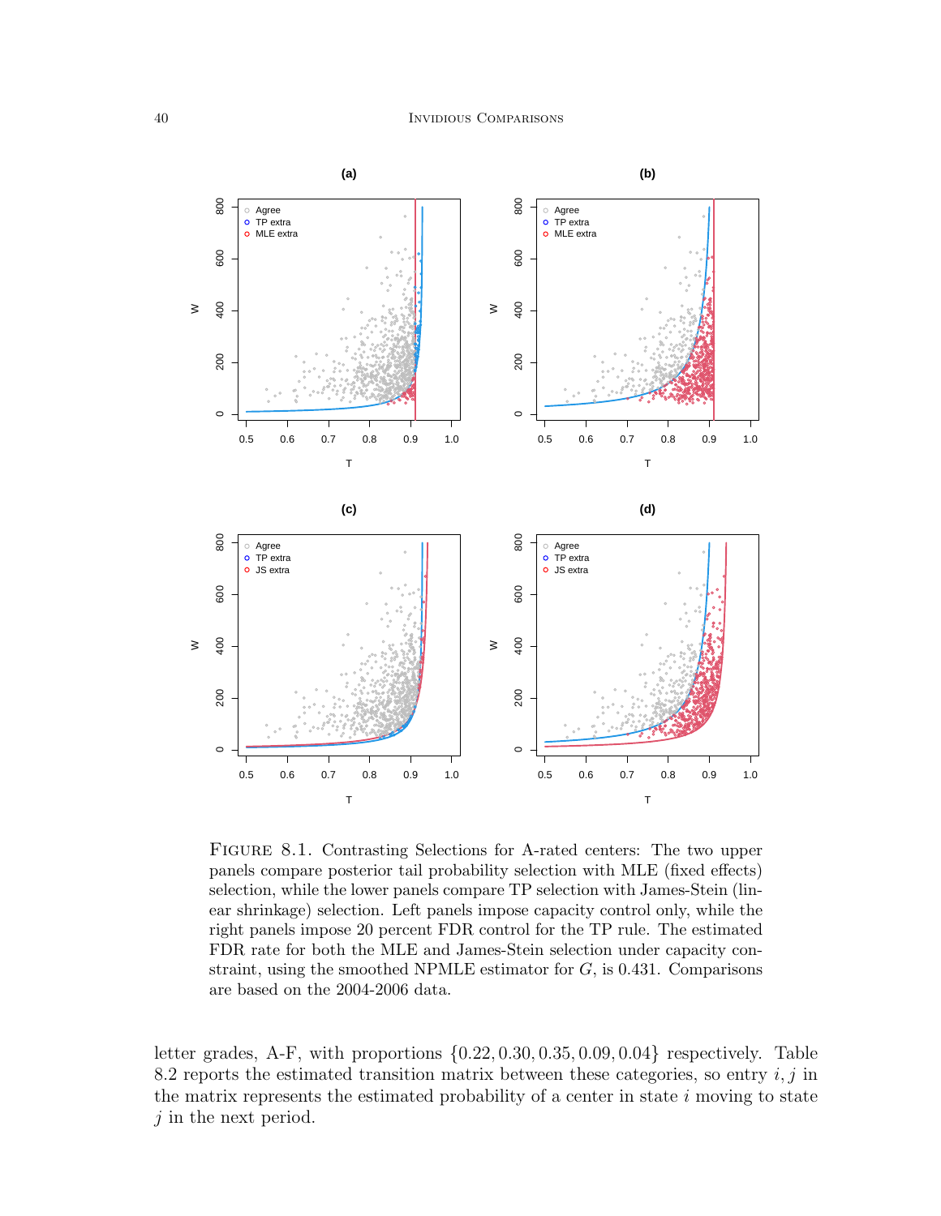FIGURE 8.1. Contrasting Selections for A-rated centers: The two upper panels compare posterior tail probability selection with MLE (fixed effects) selection, while the lower panels compare TP selection with James-Stein (linear shrinkage) selection. Left panels impose capacity control only, while the right panels impose 20 percent FDR control for the TP rule. The estimated FDR rate for both the MLE and James-Stein selection under capacity constraint, using the smoothed NPMLE estimator for $G$, is 0.431. Comparisons are based on the 2004-2006 data.

letter grades, A-F, with proportions $\{0.22, 0.30, 0.35, 0.09, 0.04\}$ respectively. Table 8.2 reports the estimated transition matrix between these categories, so entry $i, j$ in the matrix represents the estimated probability of a center in state $i$ moving to state $j$ in the next period.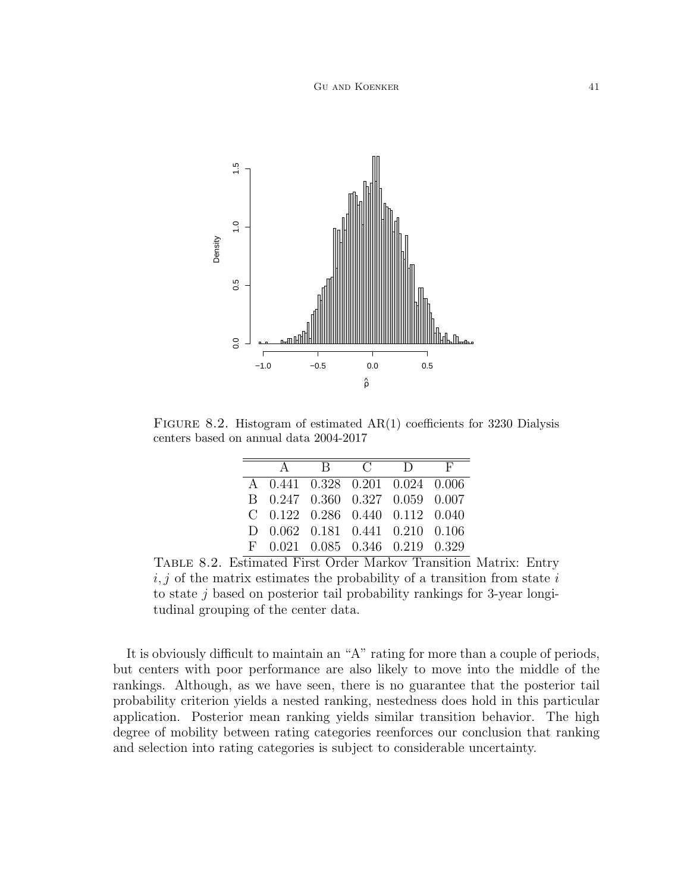Figure 8.2. Histogram of estimated AR(1) coefficients for 3230 Dialysis centers based on annual data 2004-2017

|   | A | B | C | D | F |
|---|---|---|---|---|---|
| A | 0.441 | 0.328 | 0.201 | 0.024 | 0.006 |
| B | 0.247 | 0.360 | 0.327 | 0.059 | 0.007 |
| C | 0.122 | 0.286 | 0.440 | 0.112 | 0.040 |
| D | 0.062 | 0.181 | 0.441 | 0.210 | 0.106 |
| F | 0.021 | 0.085 | 0.346 | 0.219 | 0.329 |

Table 8.2. Estimated First Order Markov Transition Matrix: Entry $i, j$ of the matrix estimates the probability of a transition from state $i$ to state $j$ based on posterior tail probability rankings for 3-year longitudinal grouping of the center data.

It is obviously difficult to maintain an "A" rating for more than a couple of periods, but centers with poor performance are also likely to move into the middle of the rankings. Although, as we have seen, there is no guarantee that the posterior tail probability criterion yields a nested ranking, nestedness does hold in this particular application. Posterior mean ranking yields similar transition behavior. The high degree of mobility between rating categories reenforces our conclusion that ranking and selection into rating categories is subject to considerable uncertainty.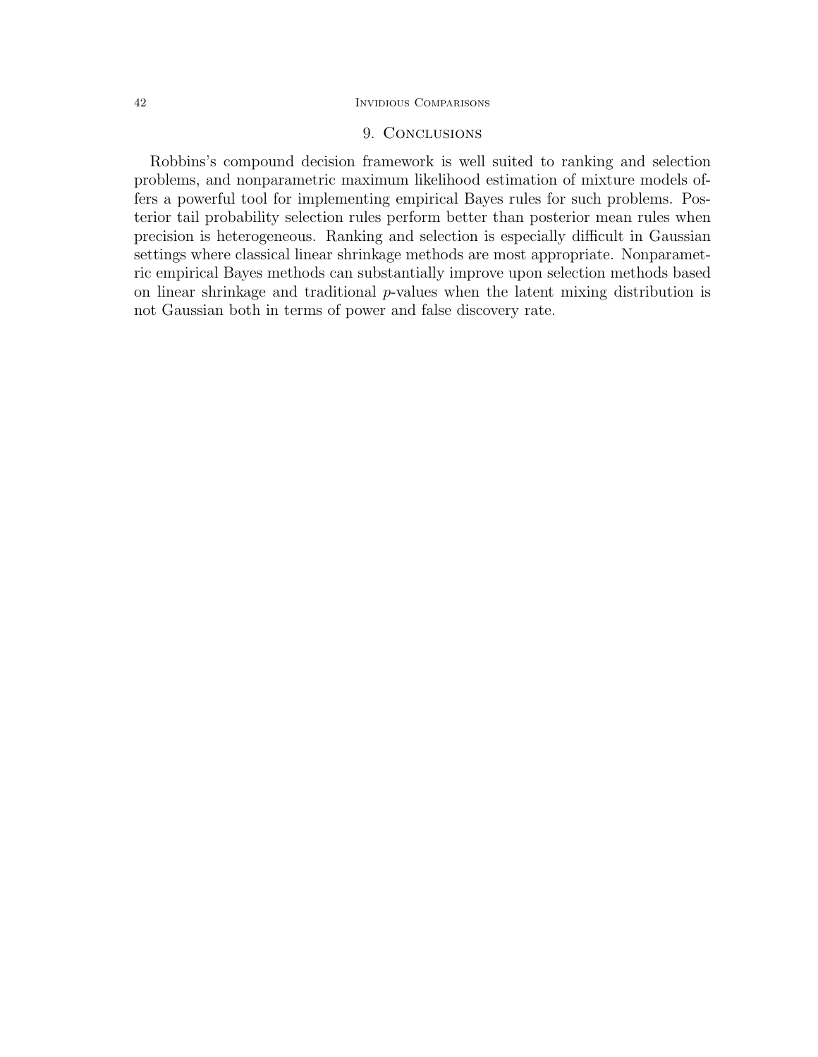## 9. Conclusions

Robbins's compound decision framework is well suited to ranking and selection problems, and nonparametric maximum likelihood estimation of mixture models offers a powerful tool for implementing empirical Bayes rules for such problems. Posterior tail probability selection rules perform better than posterior mean rules when precision is heterogeneous. Ranking and selection is especially difficult in Gaussian settings where classical linear shrinkage methods are most appropriate. Nonparametric empirical Bayes methods can substantially improve upon selection methods based on linear shrinkage and traditional $p$-values when the latent mixing distribution is not Gaussian both in terms of power and false discovery rate.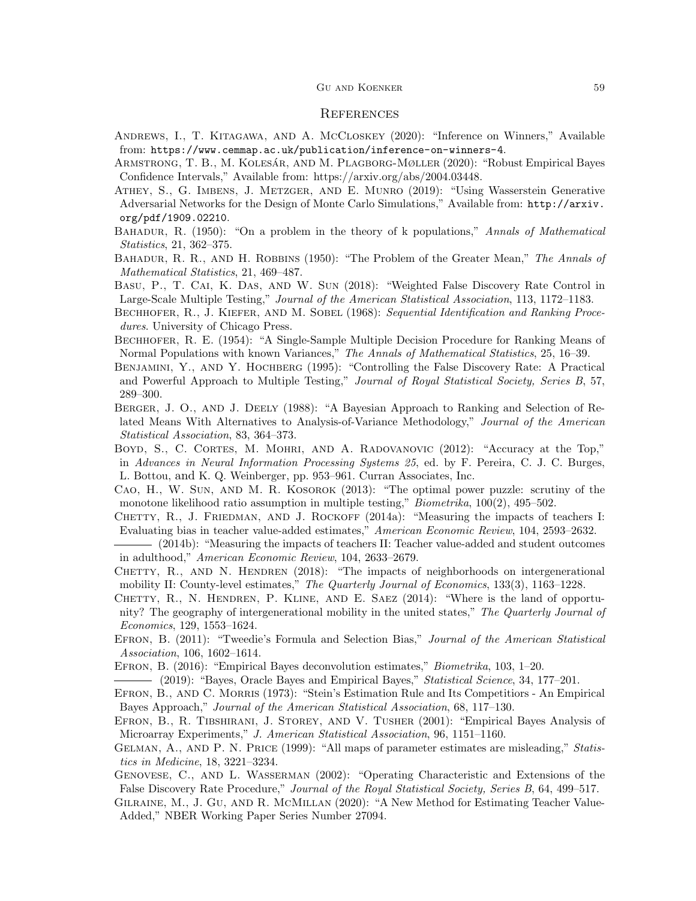## References

Andrews, I., T. Kitagawa, and A. McCloskey (2020): "Inference on Winners," Available from: https://www.cemmap.ac.uk/publication/inference-on-winners-4.

Armstrong, T. B., M. Kolesár, and M. Plagborg-Møller (2020): "Robust Empirical Bayes Confidence Intervals," Available from: https://arxiv.org/abs/2004.03448.

Athey, S., G. Imbens, J. Metzger, and E. Munro (2019): "Using Wasserstein Generative Adversarial Networks for the Design of Monte Carlo Simulations," Available from: http://arxiv.org/pdf/1909.02210.

Bahadur, R. (1950): "On a problem in the theory of k populations," *Annals of Mathematical Statistics*, 21, 362–375.

Bahadur, R. R., and H. Robbins (1950): "The Problem of the Greater Mean," *The Annals of Mathematical Statistics*, 21, 469–487.

Basu, P., T. Cai, K. Das, and W. Sun (2018): "Weighted False Discovery Rate Control in Large-Scale Multiple Testing," *Journal of the American Statistical Association*, 113, 1172–1183.

Bechhofer, R., J. Kiefer, and M. Sobel (1968): *Sequential Identification and Ranking Procedures*. University of Chicago Press.

Bechhofer, R. E. (1954): "A Single-Sample Multiple Decision Procedure for Ranking Means of Normal Populations with known Variances," *The Annals of Mathematical Statistics*, 25, 16–39.

Benjamini, Y., and Y. Hochberg (1995): "Controlling the False Discovery Rate: A Practical and Powerful Approach to Multiple Testing," *Journal of Royal Statistical Society, Series B*, 57, 289–300.

Berger, J. O., and J. Deely (1988): "A Bayesian Approach to Ranking and Selection of Related Means With Alternatives to Analysis-of-Variance Methodology," *Journal of the American Statistical Association*, 83, 364–373.

Boyd, S., C. Cortes, M. Mohri, and A. Radovanovic (2012): "Accuracy at the Top," in *Advances in Neural Information Processing Systems 25*, ed. by F. Pereira, C. J. C. Burges, L. Bottou, and K. Q. Weinberger, pp. 953–961. Curran Associates, Inc.

Cao, H., W. Sun, and M. R. Kosorok (2013): "The optimal power puzzle: scrutiny of the monotone likelihood ratio assumption in multiple testing," *Biometrika*, 100(2), 495–502.

Chetty, R., J. Friedman, and J. Rockoff (2014a): "Measuring the impacts of teachers I: Evaluating bias in teacher value-added estimates," *American Economic Review*, 104, 2593–2632.

——— (2014b): "Measuring the impacts of teachers II: Teacher value-added and student outcomes in adulthood," *American Economic Review*, 104, 2633–2679.

Chetty, R., and N. Hendren (2018): "The impacts of neighborhoods on intergenerational mobility II: County-level estimates," *The Quarterly Journal of Economics*, 133(3), 1163–1228.

Chetty, R., N. Hendren, P. Kline, and E. Saez (2014): "Where is the land of opportunity? The geography of intergenerational mobility in the united states," *The Quarterly Journal of Economics*, 129, 1553–1624.

Efron, B. (2011): "Tweedie's Formula and Selection Bias," *Journal of the American Statistical Association*, 106, 1602–1614.

Efron, B. (2016): "Empirical Bayes deconvolution estimates," *Biometrika*, 103, 1–20.

——— (2019): "Bayes, Oracle Bayes and Empirical Bayes," *Statistical Science*, 34, 177–201.

Efron, B., and C. Morris (1973): "Stein's Estimation Rule and Its Competitiors - An Empirical Bayes Approach," *Journal of the American Statistical Association*, 68, 117–130.

Efron, B., R. Tibshirani, J. Storey, and V. Tusher (2001): "Empirical Bayes Analysis of Microarray Experiments," *J. American Statistical Association*, 96, 1151–1160.

Gelman, A., and P. N. Price (1999): "All maps of parameter estimates are misleading," *Statistics in Medicine*, 18, 3221–3234.

Genovese, C., and L. Wasserman (2002): "Operating Characteristic and Extensions of the False Discovery Rate Procedure," *Journal of the Royal Statistical Society, Series B*, 64, 499–517.

Gilraine, M., J. Gu, and R. McMillan (2020): "A New Method for Estimating Teacher Value-Added," NBER Working Paper Series Number 27094.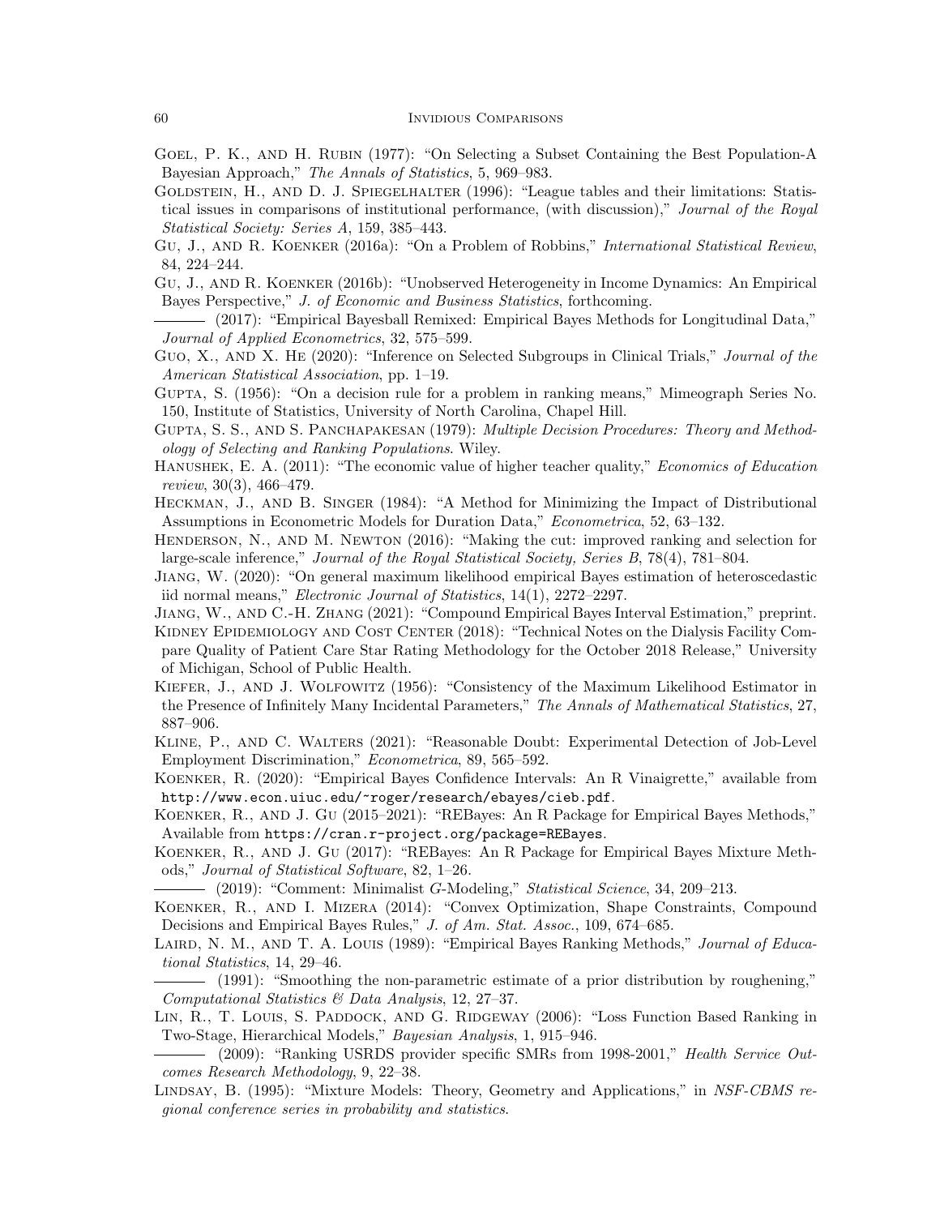Goel, P. K., and H. Rubin (1977): "On Selecting a Subset Containing the Best Population-A Bayesian Approach," *The Annals of Statistics*, 5, 969–983.

Goldstein, H., and D. J. Spiegelhalter (1996): "League tables and their limitations: Statistical issues in comparisons of institutional performance, (with discussion)," *Journal of the Royal Statistical Society: Series A*, 159, 385–443.

Gu, J., and R. Koenker (2016a): "On a Problem of Robbins," *International Statistical Review*, 84, 224–244.

Gu, J., and R. Koenker (2016b): "Unobserved Heterogeneity in Income Dynamics: An Empirical Bayes Perspective," *J. of Economic and Business Statistics*, forthcoming.

——— (2017): "Empirical Bayesball Remixed: Empirical Bayes Methods for Longitudinal Data," *Journal of Applied Econometrics*, 32, 575–599.

Guo, X., and X. He (2020): "Inference on Selected Subgroups in Clinical Trials," *Journal of the American Statistical Association*, pp. 1–19.

Gupta, S. (1956): "On a decision rule for a problem in ranking means," Mimeograph Series No. 150, Institute of Statistics, University of North Carolina, Chapel Hill.

Gupta, S. S., and S. Panchapakesan (1979): *Multiple Decision Procedures: Theory and Methodology of Selecting and Ranking Populations*. Wiley.

Hanushek, E. A. (2011): "The economic value of higher teacher quality," *Economics of Education review*, 30(3), 466–479.

Heckman, J., and B. Singer (1984): "A Method for Minimizing the Impact of Distributional Assumptions in Econometric Models for Duration Data," *Econometrica*, 52, 63–132.

Henderson, N., and M. Newton (2016): "Making the cut: improved ranking and selection for large-scale inference," *Journal of the Royal Statistical Society, Series B*, 78(4), 781–804.

Jiang, W. (2020): "On general maximum likelihood empirical Bayes estimation of heteroscedastic iid normal means," *Electronic Journal of Statistics*, 14(1), 2272–2297.

Jiang, W., and C.-H. Zhang (2021): "Compound Empirical Bayes Interval Estimation," preprint.

Kidney Epidemiology and Cost Center (2018): "Technical Notes on the Dialysis Facility Compare Quality of Patient Care Star Rating Methodology for the October 2018 Release," University of Michigan, School of Public Health.

Kiefer, J., and J. Wolfowitz (1956): "Consistency of the Maximum Likelihood Estimator in the Presence of Infinitely Many Incidental Parameters," *The Annals of Mathematical Statistics*, 27, 887–906.

Kline, P., and C. Walters (2021): "Reasonable Doubt: Experimental Detection of Job-Level Employment Discrimination," *Econometrica*, 89, 565–592.

Koenker, R. (2020): "Empirical Bayes Confidence Intervals: An R Vinaigrette," available from `http://www.econ.uiuc.edu/~roger/research/ebayes/cieb.pdf`.

Koenker, R., and J. Gu (2015–2021): "REBayes: An R Package for Empirical Bayes Methods," Available from `https://cran.r-project.org/package=REBayes`.

Koenker, R., and J. Gu (2017): "REBayes: An R Package for Empirical Bayes Mixture Methods," *Journal of Statistical Software*, 82, 1–26.

——— (2019): "Comment: Minimalist G-Modeling," *Statistical Science*, 34, 209–213.

Koenker, R., and I. Mizera (2014): "Convex Optimization, Shape Constraints, Compound Decisions and Empirical Bayes Rules," *J. of Am. Stat. Assoc.*, 109, 674–685.

Laird, N. M., and T. A. Louis (1989): "Empirical Bayes Ranking Methods," *Journal of Educational Statistics*, 14, 29–46.

——— (1991): "Smoothing the non-parametric estimate of a prior distribution by roughening," *Computational Statistics & Data Analysis*, 12, 27–37.

Lin, R., T. Louis, S. Paddock, and G. Ridgeway (2006): "Loss Function Based Ranking in Two-Stage, Hierarchical Models," *Bayesian Analysis*, 1, 915–946.

——— (2009): "Ranking USRDS provider specific SMRs from 1998-2001," *Health Service Outcomes Research Methodology*, 9, 22–38.

Lindsay, B. (1995): "Mixture Models: Theory, Geometry and Applications," in *NSF-CBMS regional conference series in probability and statistics*.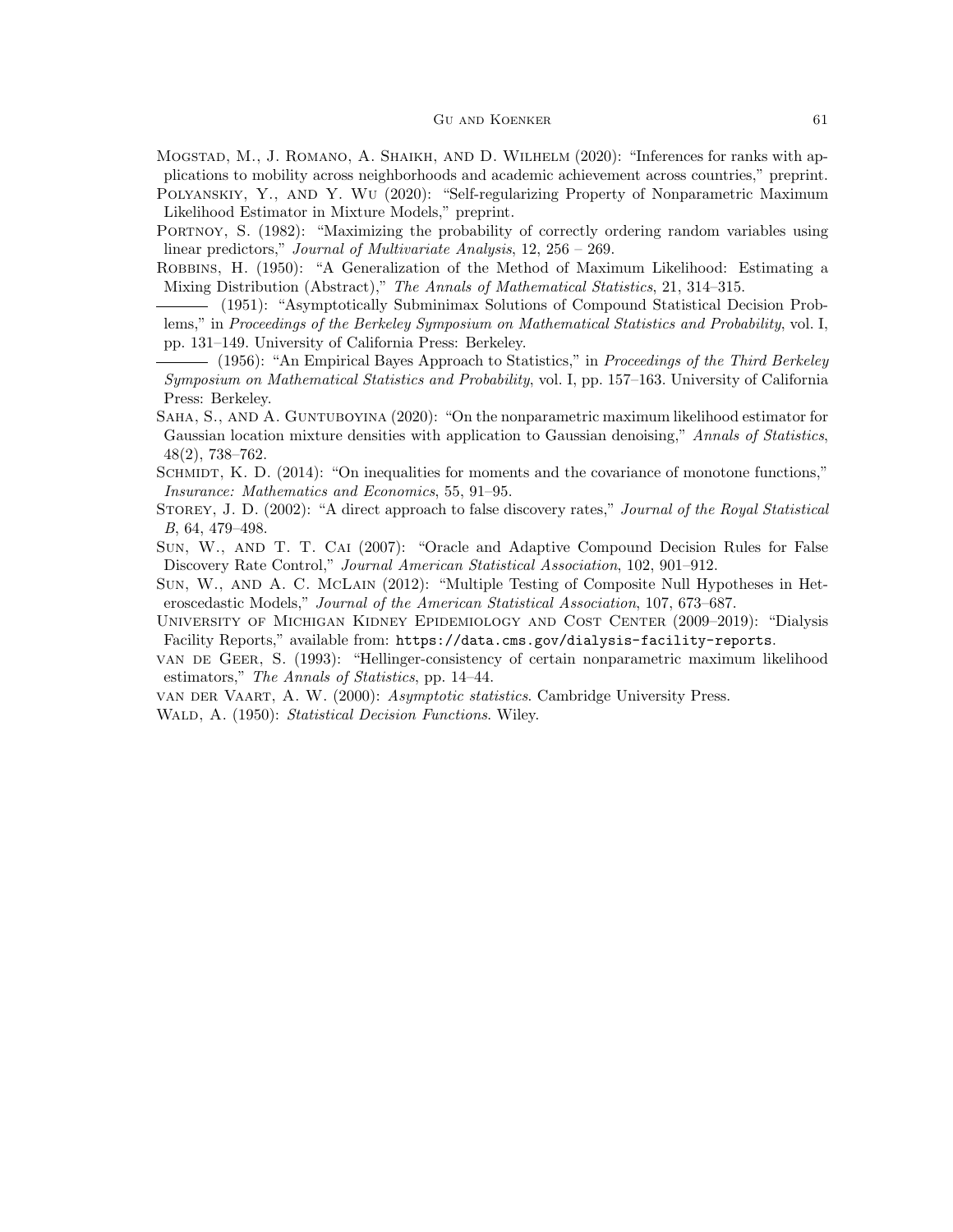Mogstad, M., J. Romano, A. Shaikh, and D. Wilhelm (2020): "Inferences for ranks with applications to mobility across neighborhoods and academic achievement across countries," preprint.

Polyanskiy, Y., and Y. Wu (2020): "Self-regularizing Property of Nonparametric Maximum Likelihood Estimator in Mixture Models," preprint.

Portnoy, S. (1982): "Maximizing the probability of correctly ordering random variables using linear predictors," *Journal of Multivariate Analysis*, 12, 256 – 269.

Robbins, H. (1950): "A Generalization of the Method of Maximum Likelihood: Estimating a Mixing Distribution (Abstract)," *The Annals of Mathematical Statistics*, 21, 314–315.

——— (1951): "Asymptotically Subminimax Solutions of Compound Statistical Decision Problems," in *Proceedings of the Berkeley Symposium on Mathematical Statistics and Probability*, vol. I, pp. 131–149. University of California Press: Berkeley.

——— (1956): "An Empirical Bayes Approach to Statistics," in *Proceedings of the Third Berkeley Symposium on Mathematical Statistics and Probability*, vol. I, pp. 157–163. University of California Press: Berkeley.

Saha, S., and A. Guntuboyina (2020): "On the nonparametric maximum likelihood estimator for Gaussian location mixture densities with application to Gaussian denoising," *Annals of Statistics*, 48(2), 738–762.

Schmidt, K. D. (2014): "On inequalities for moments and the covariance of monotone functions," *Insurance: Mathematics and Economics*, 55, 91–95.

Storey, J. D. (2002): "A direct approach to false discovery rates," *Journal of the Royal Statistical B*, 64, 479–498.

Sun, W., and T. T. Cai (2007): "Oracle and Adaptive Compound Decision Rules for False Discovery Rate Control," *Journal American Statistical Association*, 102, 901–912.

Sun, W., and A. C. McLain (2012): "Multiple Testing of Composite Null Hypotheses in Heteroscedastic Models," *Journal of the American Statistical Association*, 107, 673–687.

University of Michigan Kidney Epidemiology and Cost Center (2009–2019): "Dialysis Facility Reports," available from: https://data.cms.gov/dialysis-facility-reports.

van de Geer, S. (1993): "Hellinger-consistency of certain nonparametric maximum likelihood estimators," *The Annals of Statistics*, pp. 14–44.

van der Vaart, A. W. (2000): *Asymptotic statistics*. Cambridge University Press.

Wald, A. (1950): *Statistical Decision Functions*. Wiley.